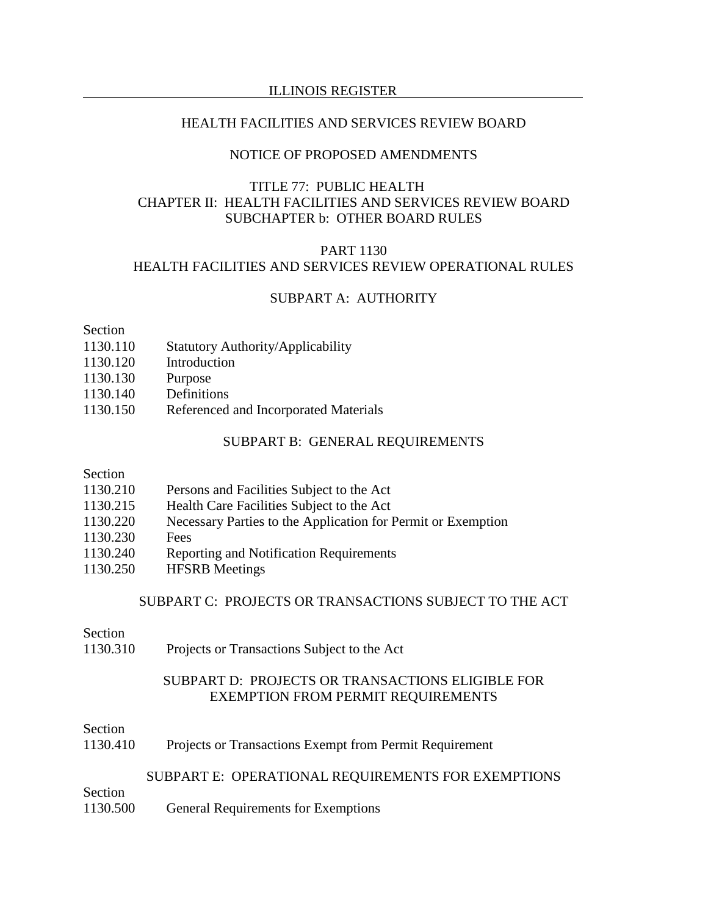HEALTH FACILITIES AND SERVICES REVIEW BOARD

NOTICE OF PROPOSED AMENDMENTS

# TITLE 77: PUBLIC HEALTH
## CHAPTER II: HEALTH FACILITIES AND SERVICES REVIEW BOARD
## SUBCHAPTER b: OTHER BOARD RULES

# PART 1130
# HEALTH FACILITIES AND SERVICES REVIEW OPERATIONAL RULES

## SUBPART A: AUTHORITY

Section
1130.110 Statutory Authority/Applicability
1130.120 Introduction
1130.130 Purpose
1130.140 Definitions
1130.150 Referenced and Incorporated Materials

## SUBPART B: GENERAL REQUIREMENTS

Section
1130.210 Persons and Facilities Subject to the Act
1130.215 Health Care Facilities Subject to the Act
1130.220 Necessary Parties to the Application for Permit or Exemption
1130.230 Fees
1130.240 Reporting and Notification Requirements
1130.250 HFSRB Meetings

## SUBPART C: PROJECTS OR TRANSACTIONS SUBJECT TO THE ACT

Section
1130.310 Projects or Transactions Subject to the Act

## SUBPART D: PROJECTS OR TRANSACTIONS ELIGIBLE FOR EXEMPTION FROM PERMIT REQUIREMENTS

Section
1130.410 Projects or Transactions Exempt from Permit Requirement

## SUBPART E: OPERATIONAL REQUIREMENTS FOR EXEMPTIONS

Section
1130.500 General Requirements for Exemptions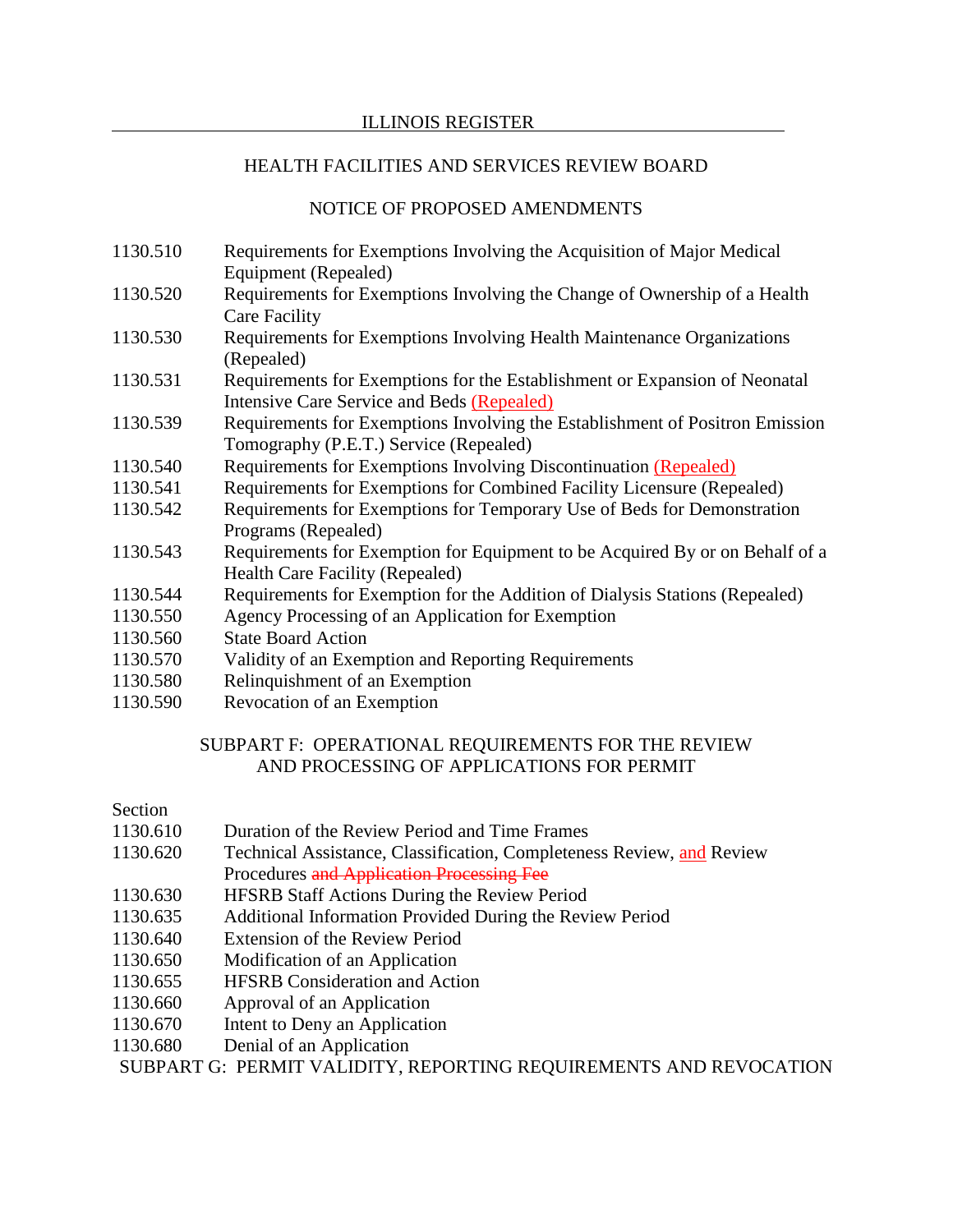HEALTH FACILITIES AND SERVICES REVIEW BOARD

NOTICE OF PROPOSED AMENDMENTS

1130.510 Requirements for Exemptions Involving the Acquisition of Major Medical Equipment (Repealed)
1130.520 Requirements for Exemptions Involving the Change of Ownership of a Health Care Facility
1130.530 Requirements for Exemptions Involving Health Maintenance Organizations (Repealed)
1130.531 Requirements for Exemptions for the Establishment or Expansion of Neonatal Intensive Care Service and Beds (Repealed)
1130.539 Requirements for Exemptions Involving the Establishment of Positron Emission Tomography (P.E.T.) Service (Repealed)
1130.540 Requirements for Exemptions Involving Discontinuation (Repealed)
1130.541 Requirements for Exemptions for Combined Facility Licensure (Repealed)
1130.542 Requirements for Exemptions for Temporary Use of Beds for Demonstration Programs (Repealed)
1130.543 Requirements for Exemption for Equipment to be Acquired By or on Behalf of a Health Care Facility (Repealed)
1130.544 Requirements for Exemption for the Addition of Dialysis Stations (Repealed)
1130.550 Agency Processing of an Application for Exemption
1130.560 State Board Action
1130.570 Validity of an Exemption and Reporting Requirements
1130.580 Relinquishment of an Exemption
1130.590 Revocation of an Exemption

SUBPART F: OPERATIONAL REQUIREMENTS FOR THE REVIEW AND PROCESSING OF APPLICATIONS FOR PERMIT

Section
1130.610 Duration of the Review Period and Time Frames
1130.620 Technical Assistance, Classification, Completeness Review, and Review Procedures ~~and Application Processing Fee~~
1130.630 HFSRB Staff Actions During the Review Period
1130.635 Additional Information Provided During the Review Period
1130.640 Extension of the Review Period
1130.650 Modification of an Application
1130.655 HFSRB Consideration and Action
1130.660 Approval of an Application
1130.670 Intent to Deny an Application
1130.680 Denial of an Application

SUBPART G: PERMIT VALIDITY, REPORTING REQUIREMENTS AND REVOCATION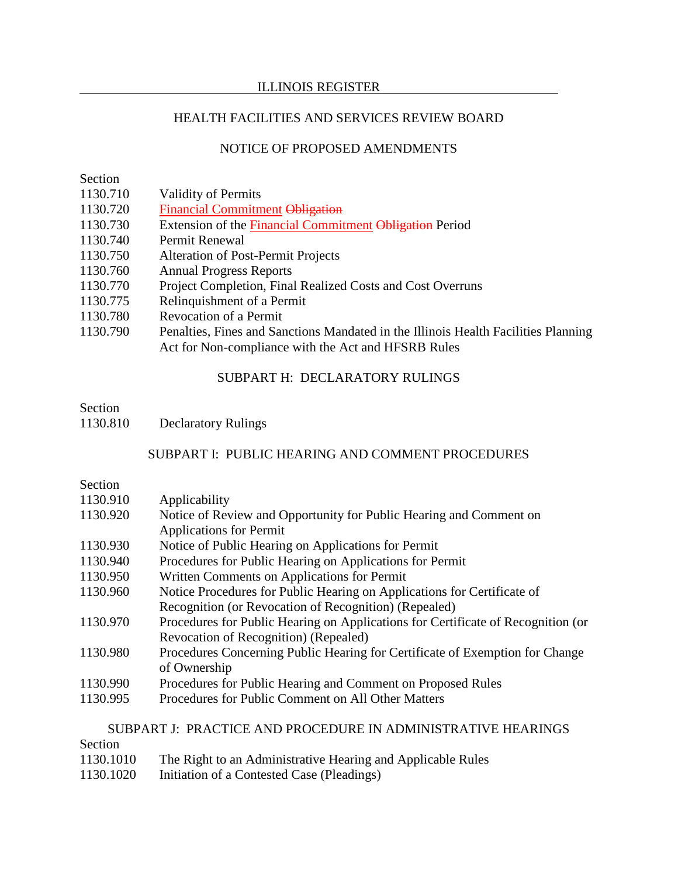HEALTH FACILITIES AND SERVICES REVIEW BOARD

NOTICE OF PROPOSED AMENDMENTS

Section
1130.710 Validity of Permits
1130.720 <u>Financial Commitment</u> ~~Obligation~~
1130.730 Extension of the <u>Financial Commitment</u> ~~Obligation~~ Period
1130.740 Permit Renewal
1130.750 Alteration of Post-Permit Projects
1130.760 Annual Progress Reports
1130.770 Project Completion, Final Realized Costs and Cost Overruns
1130.775 Relinquishment of a Permit
1130.780 Revocation of a Permit
1130.790 Penalties, Fines and Sanctions Mandated in the Illinois Health Facilities Planning Act for Non-compliance with the Act and HFSRB Rules

SUBPART H: DECLARATORY RULINGS

Section
1130.810 Declaratory Rulings

SUBPART I: PUBLIC HEARING AND COMMENT PROCEDURES

Section
1130.910 Applicability
1130.920 Notice of Review and Opportunity for Public Hearing and Comment on Applications for Permit
1130.930 Notice of Public Hearing on Applications for Permit
1130.940 Procedures for Public Hearing on Applications for Permit
1130.950 Written Comments on Applications for Permit
1130.960 Notice Procedures for Public Hearing on Applications for Certificate of Recognition (or Revocation of Recognition) (Repealed)
1130.970 Procedures for Public Hearing on Applications for Certificate of Recognition (or Revocation of Recognition) (Repealed)
1130.980 Procedures Concerning Public Hearing for Certificate of Exemption for Change of Ownership
1130.990 Procedures for Public Hearing and Comment on Proposed Rules
1130.995 Procedures for Public Comment on All Other Matters

SUBPART J: PRACTICE AND PROCEDURE IN ADMINISTRATIVE HEARINGS

Section
1130.1010 The Right to an Administrative Hearing and Applicable Rules
1130.1020 Initiation of a Contested Case (Pleadings)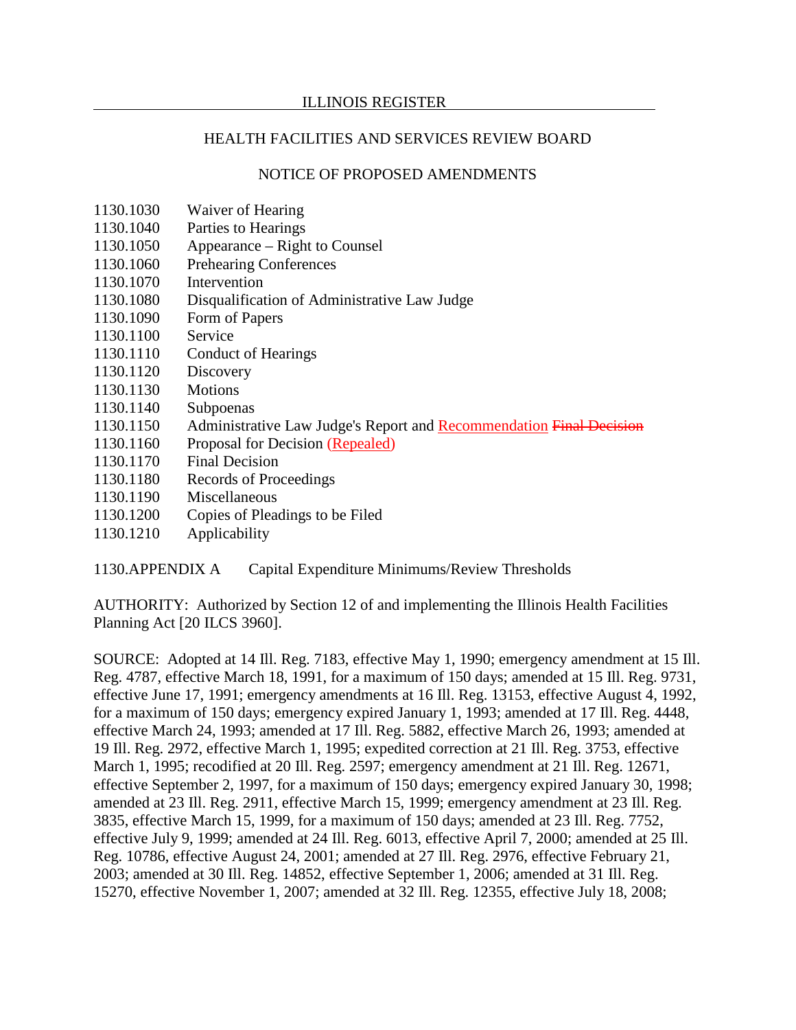ILLINOIS REGISTER

HEALTH FACILITIES AND SERVICES REVIEW BOARD

NOTICE OF PROPOSED AMENDMENTS

1130.1030 Waiver of Hearing
1130.1040 Parties to Hearings
1130.1050 Appearance – Right to Counsel
1130.1060 Prehearing Conferences
1130.1070 Intervention
1130.1080 Disqualification of Administrative Law Judge
1130.1090 Form of Papers
1130.1100 Service
1130.1110 Conduct of Hearings
1130.1120 Discovery
1130.1130 Motions
1130.1140 Subpoenas
1130.1150 Administrative Law Judge's Report and Recommendation ~~Final Decision~~
1130.1160 Proposal for Decision (Repealed)
1130.1170 Final Decision
1130.1180 Records of Proceedings
1130.1190 Miscellaneous
1130.1200 Copies of Pleadings to be Filed
1130.1210 Applicability

1130.APPENDIX A Capital Expenditure Minimums/Review Thresholds

AUTHORITY: Authorized by Section 12 of and implementing the Illinois Health Facilities Planning Act [20 ILCS 3960].

SOURCE: Adopted at 14 Ill. Reg. 7183, effective May 1, 1990; emergency amendment at 15 Ill. Reg. 4787, effective March 18, 1991, for a maximum of 150 days; amended at 15 Ill. Reg. 9731, effective June 17, 1991; emergency amendments at 16 Ill. Reg. 13153, effective August 4, 1992, for a maximum of 150 days; emergency expired January 1, 1993; amended at 17 Ill. Reg. 4448, effective March 24, 1993; amended at 17 Ill. Reg. 5882, effective March 26, 1993; amended at 19 Ill. Reg. 2972, effective March 1, 1995; expedited correction at 21 Ill. Reg. 3753, effective March 1, 1995; recodified at 20 Ill. Reg. 2597; emergency amendment at 21 Ill. Reg. 12671, effective September 2, 1997, for a maximum of 150 days; emergency expired January 30, 1998; amended at 23 Ill. Reg. 2911, effective March 15, 1999; emergency amendment at 23 Ill. Reg. 3835, effective March 15, 1999, for a maximum of 150 days; amended at 23 Ill. Reg. 7752, effective July 9, 1999; amended at 24 Ill. Reg. 6013, effective April 7, 2000; amended at 25 Ill. Reg. 10786, effective August 24, 2001; amended at 27 Ill. Reg. 2976, effective February 21, 2003; amended at 30 Ill. Reg. 14852, effective September 1, 2006; amended at 31 Ill. Reg. 15270, effective November 1, 2007; amended at 32 Ill. Reg. 12355, effective July 18, 2008;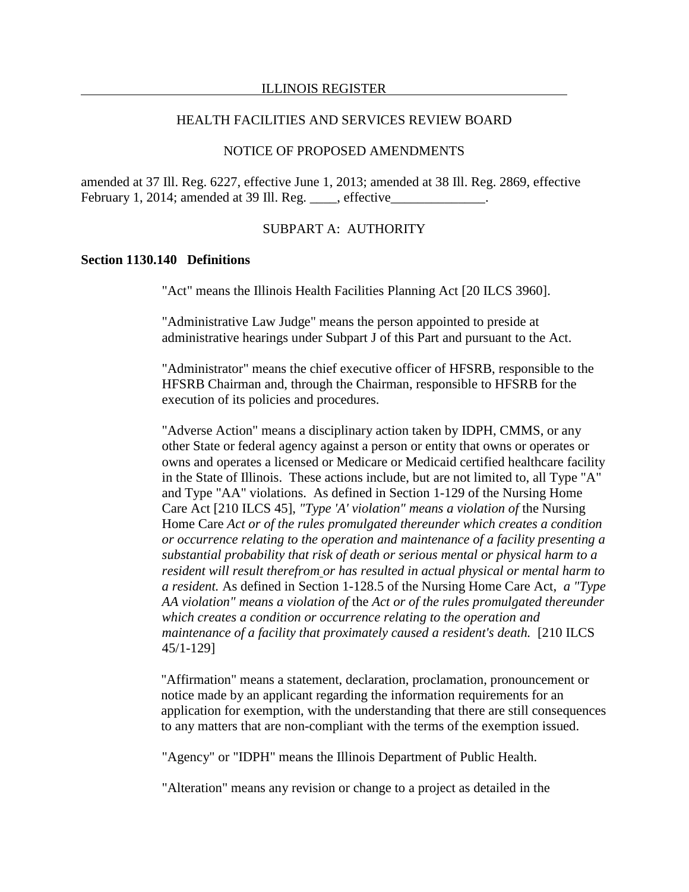amended at 37 Ill. Reg. 6227, effective June 1, 2013; amended at 38 Ill. Reg. 2869, effective February 1, 2014; amended at 39 Ill. Reg. ____, effective______________.

SUBPART A: AUTHORITY

**Section 1130.140 Definitions**

"Act" means the Illinois Health Facilities Planning Act [20 ILCS 3960].

"Administrative Law Judge" means the person appointed to preside at administrative hearings under Subpart J of this Part and pursuant to the Act.

"Administrator" means the chief executive officer of HFSRB, responsible to the HFSRB Chairman and, through the Chairman, responsible to HFSRB for the execution of its policies and procedures.

"Adverse Action" means a disciplinary action taken by IDPH, CMMS, or any other State or federal agency against a person or entity that owns or operates or owns and operates a licensed or Medicare or Medicaid certified healthcare facility in the State of Illinois. These actions include, but are not limited to, all Type "A" and Type "AA" violations. As defined in Section 1-129 of the Nursing Home Care Act [210 ILCS 45], *"Type 'A' violation" means a violation of* the Nursing Home Care *Act or of the rules promulgated thereunder which creates a condition or occurrence relating to the operation and maintenance of a facility presenting a substantial probability that risk of death or serious mental or physical harm to a resident will result therefrom or has resulted in actual physical or mental harm to a resident.* As defined in Section 1-128.5 of the Nursing Home Care Act, *a "Type AA violation" means a violation of* the *Act or of the rules promulgated thereunder which creates a condition or occurrence relating to the operation and maintenance of a facility that proximately caused a resident's death.* [210 ILCS 45/1-129]

"Affirmation" means a statement, declaration, proclamation, pronouncement or notice made by an applicant regarding the information requirements for an application for exemption, with the understanding that there are still consequences to any matters that are non-compliant with the terms of the exemption issued.

"Agency" or "IDPH" means the Illinois Department of Public Health.

"Alteration" means any revision or change to a project as detailed in the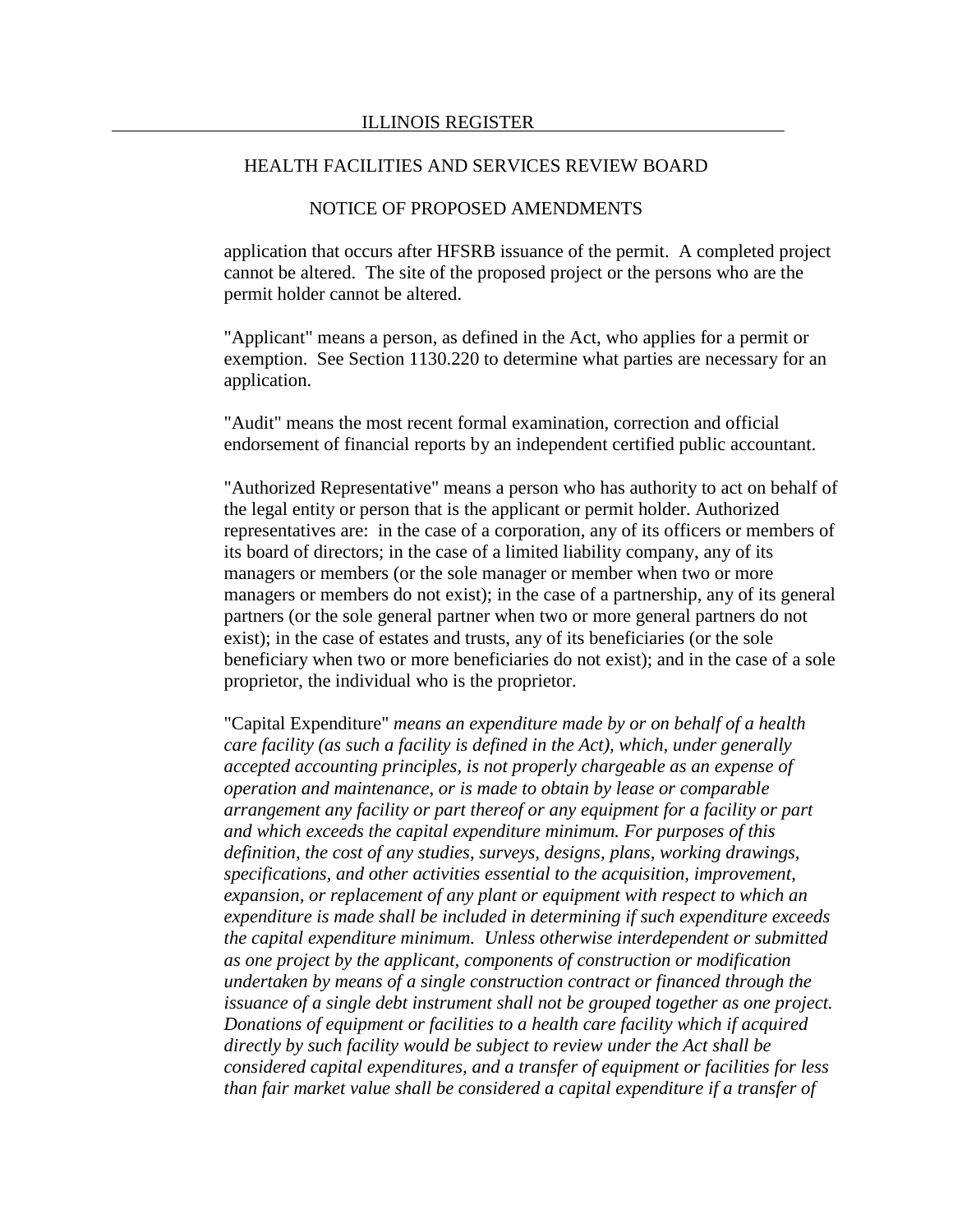application that occurs after HFSRB issuance of the permit. A completed project cannot be altered. The site of the proposed project or the persons who are the permit holder cannot be altered.

"Applicant" means a person, as defined in the Act, who applies for a permit or exemption. See Section 1130.220 to determine what parties are necessary for an application.

"Audit" means the most recent formal examination, correction and official endorsement of financial reports by an independent certified public accountant.

"Authorized Representative" means a person who has authority to act on behalf of the legal entity or person that is the applicant or permit holder. Authorized representatives are: in the case of a corporation, any of its officers or members of its board of directors; in the case of a limited liability company, any of its managers or members (or the sole manager or member when two or more managers or members do not exist); in the case of a partnership, any of its general partners (or the sole general partner when two or more general partners do not exist); in the case of estates and trusts, any of its beneficiaries (or the sole beneficiary when two or more beneficiaries do not exist); and in the case of a sole proprietor, the individual who is the proprietor.

"Capital Expenditure" *means an expenditure made by or on behalf of a health care facility (as such a facility is defined in the Act), which, under generally accepted accounting principles, is not properly chargeable as an expense of operation and maintenance, or is made to obtain by lease or comparable arrangement any facility or part thereof or any equipment for a facility or part and which exceeds the capital expenditure minimum. For purposes of this definition, the cost of any studies, surveys, designs, plans, working drawings, specifications, and other activities essential to the acquisition, improvement, expansion, or replacement of any plant or equipment with respect to which an expenditure is made shall be included in determining if such expenditure exceeds the capital expenditure minimum. Unless otherwise interdependent or submitted as one project by the applicant, components of construction or modification undertaken by means of a single construction contract or financed through the issuance of a single debt instrument shall not be grouped together as one project. Donations of equipment or facilities to a health care facility which if acquired directly by such facility would be subject to review under the Act shall be considered capital expenditures, and a transfer of equipment or facilities for less than fair market value shall be considered a capital expenditure if a transfer of*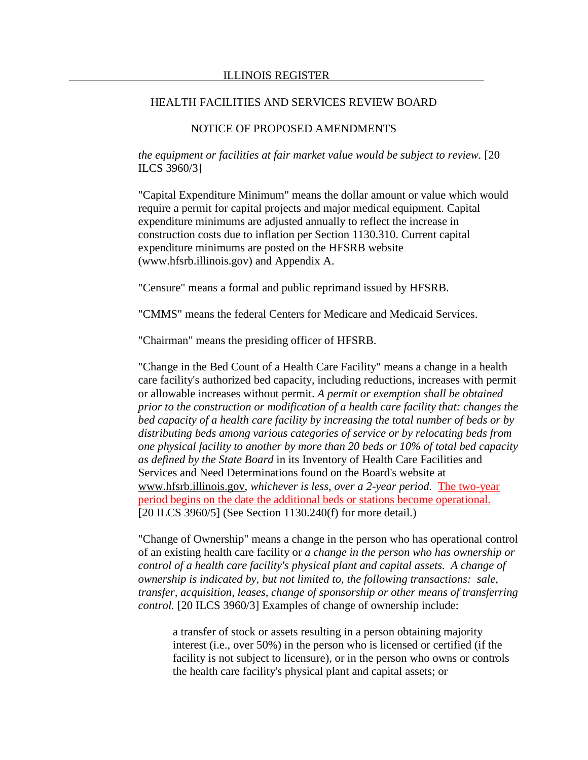*the equipment or facilities at fair market value would be subject to review.* [20 ILCS 3960/3]

"Capital Expenditure Minimum" means the dollar amount or value which would require a permit for capital projects and major medical equipment. Capital expenditure minimums are adjusted annually to reflect the increase in construction costs due to inflation per Section 1130.310. Current capital expenditure minimums are posted on the HFSRB website (www.hfsrb.illinois.gov) and Appendix A.

"Censure" means a formal and public reprimand issued by HFSRB.

"CMMS" means the federal Centers for Medicare and Medicaid Services.

"Chairman" means the presiding officer of HFSRB.

"Change in the Bed Count of a Health Care Facility" means a change in a health care facility's authorized bed capacity, including reductions, increases with permit or allowable increases without permit. *A permit or exemption shall be obtained prior to the construction or modification of a health care facility that: changes the bed capacity of a health care facility by increasing the total number of beds or by distributing beds among various categories of service or by relocating beds from one physical facility to another by more than 20 beds or 10% of total bed capacity as defined by the State Board* in its Inventory of Health Care Facilities and Services and Need Determinations found on the Board's website at www.hfsrb.illinois.gov, *whichever is less, over a 2-year period.* The two-year period begins on the date the additional beds or stations become operational. [20 ILCS 3960/5] (See Section 1130.240(f) for more detail.)

"Change of Ownership" means a change in the person who has operational control of an existing health care facility or *a change in the person who has ownership or control of a health care facility's physical plant and capital assets. A change of ownership is indicated by, but not limited to, the following transactions: sale, transfer, acquisition, leases, change of sponsorship or other means of transferring control.* [20 ILCS 3960/3] Examples of change of ownership include:

a transfer of stock or assets resulting in a person obtaining majority interest (i.e., over 50%) in the person who is licensed or certified (if the facility is not subject to licensure), or in the person who owns or controls the health care facility's physical plant and capital assets; or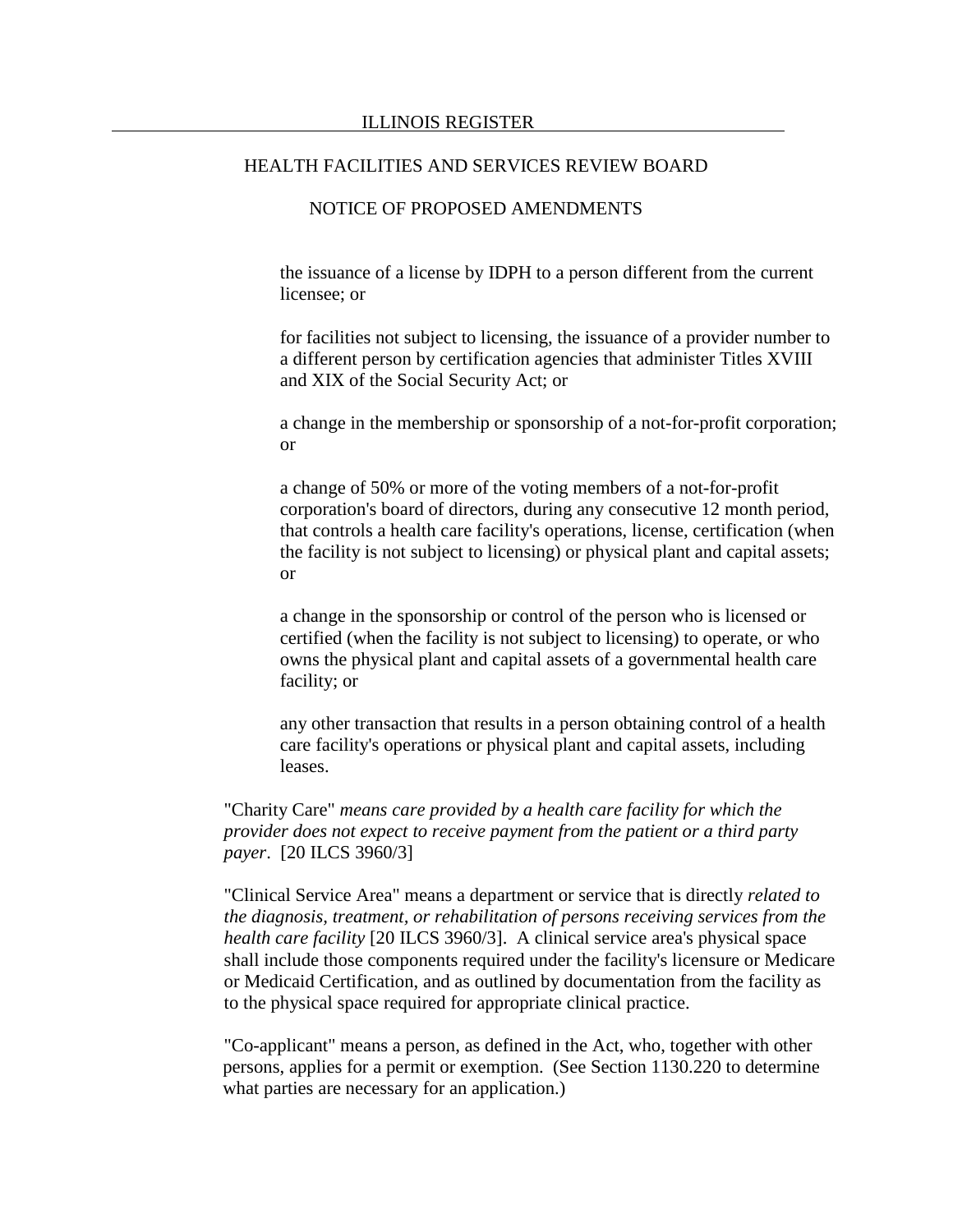the issuance of a license by IDPH to a person different from the current licensee; or

for facilities not subject to licensing, the issuance of a provider number to a different person by certification agencies that administer Titles XVIII and XIX of the Social Security Act; or

a change in the membership or sponsorship of a not-for-profit corporation; or

a change of 50% or more of the voting members of a not-for-profit corporation's board of directors, during any consecutive 12 month period, that controls a health care facility's operations, license, certification (when the facility is not subject to licensing) or physical plant and capital assets; or

a change in the sponsorship or control of the person who is licensed or certified (when the facility is not subject to licensing) to operate, or who owns the physical plant and capital assets of a governmental health care facility; or

any other transaction that results in a person obtaining control of a health care facility's operations or physical plant and capital assets, including leases.

"Charity Care" *means care provided by a health care facility for which the provider does not expect to receive payment from the patient or a third party payer*. [20 ILCS 3960/3]

"Clinical Service Area" means a department or service that is directly *related to the diagnosis, treatment, or rehabilitation of persons receiving services from the health care facility* [20 ILCS 3960/3]. A clinical service area's physical space shall include those components required under the facility's licensure or Medicare or Medicaid Certification, and as outlined by documentation from the facility as to the physical space required for appropriate clinical practice.

"Co-applicant" means a person, as defined in the Act, who, together with other persons, applies for a permit or exemption. (See Section 1130.220 to determine what parties are necessary for an application.)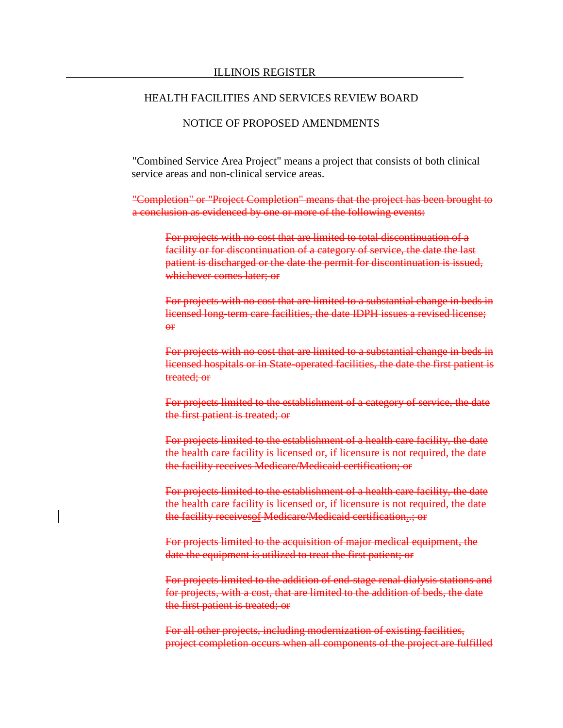"Combined Service Area Project" means a project that consists of both clinical service areas and non-clinical service areas.

~~"Completion" or "Project Completion" means that the project has been brought to a conclusion as evidenced by one or more of the following events:~~

> ~~For projects with no cost that are limited to total discontinuation of a facility or for discontinuation of a category of service, the date the last patient is discharged or the date the permit for discontinuation is issued, whichever comes later; or~~
>
> ~~For projects with no cost that are limited to a substantial change in beds in licensed long-term care facilities, the date IDPH issues a revised license; or~~
>
> ~~For projects with no cost that are limited to a substantial change in beds in licensed hospitals or in State-operated facilities, the date the first patient is treated; or~~
>
> ~~For projects limited to the establishment of a category of service, the date the first patient is treated; or~~
>
> ~~For projects limited to the establishment of a health care facility, the date the health care facility is licensed or, if licensure is not required, the date the facility receives Medicare/Medicaid certification; or~~
>
> ~~For projects limited to the establishment of a health care facility, the date the health care facility is licensed or, if licensure is not required, the date the facility receivesof Medicare/Medicaid certification,.; or~~
>
> ~~For projects limited to the acquisition of major medical equipment, the date the equipment is utilized to treat the first patient; or~~
>
> ~~For projects limited to the addition of end-stage renal dialysis stations and for projects, with a cost, that are limited to the addition of beds, the date the first patient is treated; or~~
>
> ~~For all other projects, including modernization of existing facilities, project completion occurs when all components of the project are fulfilled~~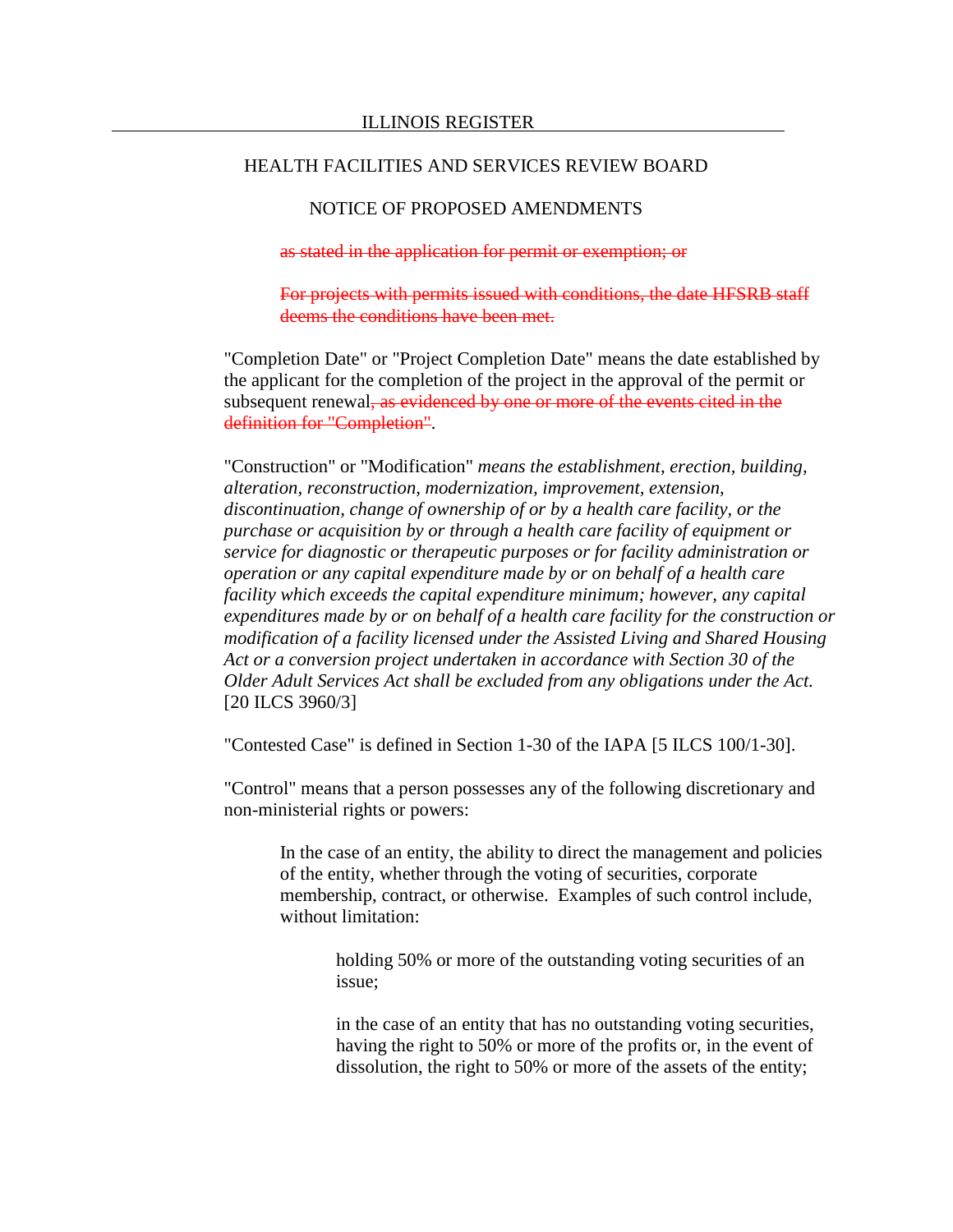~~as stated in the application for permit or exemption; or~~

~~For projects with permits issued with conditions, the date HFSRB staff deems the conditions have been met.~~

"Completion Date" or "Project Completion Date" means the date established by the applicant for the completion of the project in the approval of the permit or subsequent renewal~~, as evidenced by one or more of the events cited in the definition for "Completion"~~.

"Construction" or "Modification" *means the establishment, erection, building, alteration, reconstruction, modernization, improvement, extension, discontinuation, change of ownership of or by a health care facility, or the purchase or acquisition by or through a health care facility of equipment or service for diagnostic or therapeutic purposes or for facility administration or operation or any capital expenditure made by or on behalf of a health care facility which exceeds the capital expenditure minimum; however, any capital expenditures made by or on behalf of a health care facility for the construction or modification of a facility licensed under the Assisted Living and Shared Housing Act or a conversion project undertaken in accordance with Section 30 of the Older Adult Services Act shall be excluded from any obligations under the Act.* [20 ILCS 3960/3]

"Contested Case" is defined in Section 1-30 of the IAPA [5 ILCS 100/1-30].

"Control" means that a person possesses any of the following discretionary and non-ministerial rights or powers:

In the case of an entity, the ability to direct the management and policies of the entity, whether through the voting of securities, corporate membership, contract, or otherwise. Examples of such control include, without limitation:

holding 50% or more of the outstanding voting securities of an issue;

in the case of an entity that has no outstanding voting securities, having the right to 50% or more of the profits or, in the event of dissolution, the right to 50% or more of the assets of the entity;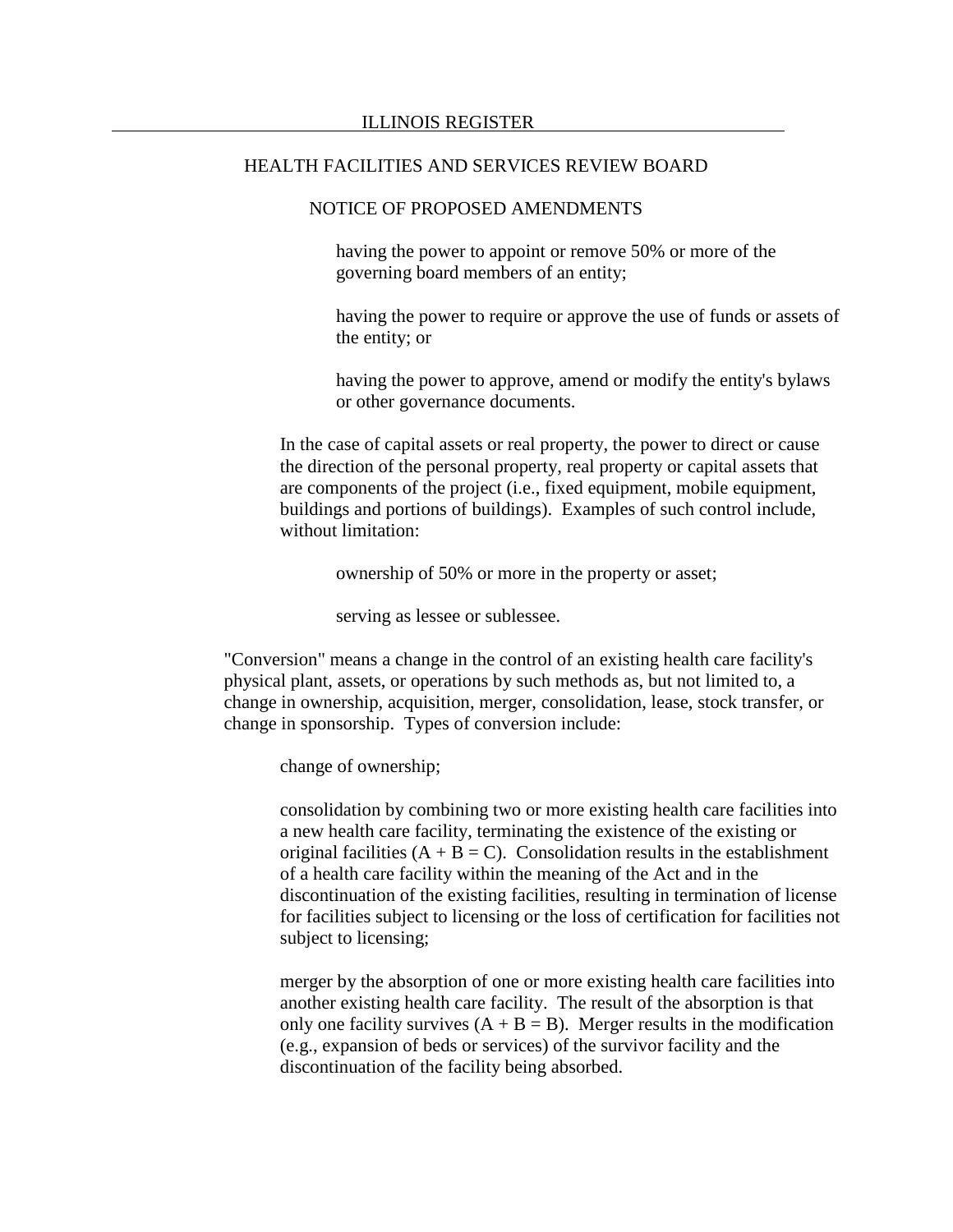having the power to appoint or remove 50% or more of the governing board members of an entity;

having the power to require or approve the use of funds or assets of the entity; or

having the power to approve, amend or modify the entity's bylaws or other governance documents.

In the case of capital assets or real property, the power to direct or cause the direction of the personal property, real property or capital assets that are components of the project (i.e., fixed equipment, mobile equipment, buildings and portions of buildings). Examples of such control include, without limitation:

ownership of 50% or more in the property or asset;

serving as lessee or sublessee.

"Conversion" means a change in the control of an existing health care facility's physical plant, assets, or operations by such methods as, but not limited to, a change in ownership, acquisition, merger, consolidation, lease, stock transfer, or change in sponsorship. Types of conversion include:

change of ownership;

consolidation by combining two or more existing health care facilities into a new health care facility, terminating the existence of the existing or original facilities (A + B = C). Consolidation results in the establishment of a health care facility within the meaning of the Act and in the discontinuation of the existing facilities, resulting in termination of license for facilities subject to licensing or the loss of certification for facilities not subject to licensing;

merger by the absorption of one or more existing health care facilities into another existing health care facility. The result of the absorption is that only one facility survives (A + B = B). Merger results in the modification (e.g., expansion of beds or services) of the survivor facility and the discontinuation of the facility being absorbed.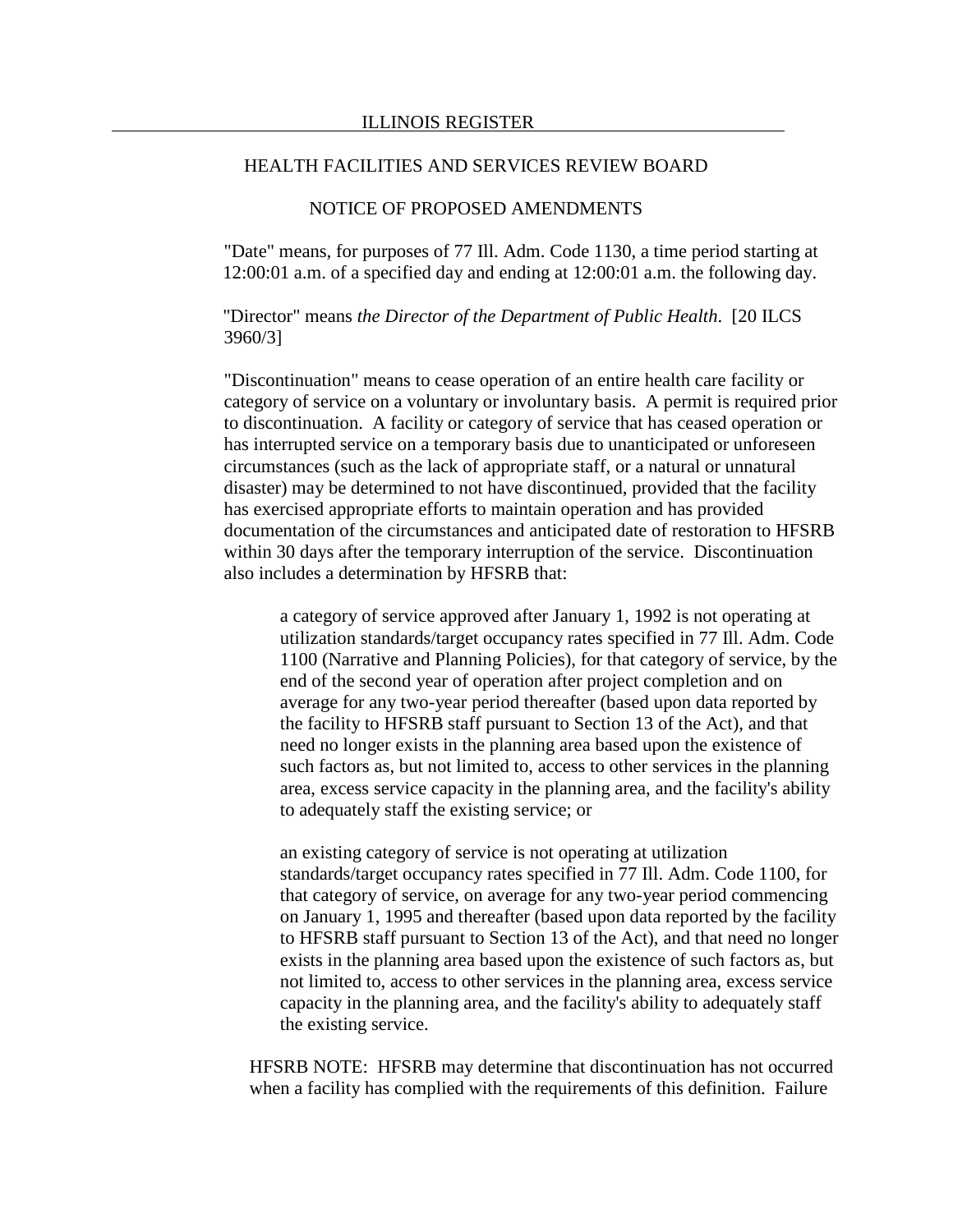"Date" means, for purposes of 77 Ill. Adm. Code 1130, a time period starting at 12:00:01 a.m. of a specified day and ending at 12:00:01 a.m. the following day.

"Director" means *the Director of the Department of Public Health*. [20 ILCS 3960/3]

"Discontinuation" means to cease operation of an entire health care facility or category of service on a voluntary or involuntary basis. A permit is required prior to discontinuation. A facility or category of service that has ceased operation or has interrupted service on a temporary basis due to unanticipated or unforeseen circumstances (such as the lack of appropriate staff, or a natural or unnatural disaster) may be determined to not have discontinued, provided that the facility has exercised appropriate efforts to maintain operation and has provided documentation of the circumstances and anticipated date of restoration to HFSRB within 30 days after the temporary interruption of the service. Discontinuation also includes a determination by HFSRB that:

> a category of service approved after January 1, 1992 is not operating at utilization standards/target occupancy rates specified in 77 Ill. Adm. Code 1100 (Narrative and Planning Policies), for that category of service, by the end of the second year of operation after project completion and on average for any two-year period thereafter (based upon data reported by the facility to HFSRB staff pursuant to Section 13 of the Act), and that need no longer exists in the planning area based upon the existence of such factors as, but not limited to, access to other services in the planning area, excess service capacity in the planning area, and the facility's ability to adequately staff the existing service; or
>
> an existing category of service is not operating at utilization standards/target occupancy rates specified in 77 Ill. Adm. Code 1100, for that category of service, on average for any two-year period commencing on January 1, 1995 and thereafter (based upon data reported by the facility to HFSRB staff pursuant to Section 13 of the Act), and that need no longer exists in the planning area based upon the existence of such factors as, but not limited to, access to other services in the planning area, excess service capacity in the planning area, and the facility's ability to adequately staff the existing service.

HFSRB NOTE: HFSRB may determine that discontinuation has not occurred when a facility has complied with the requirements of this definition. Failure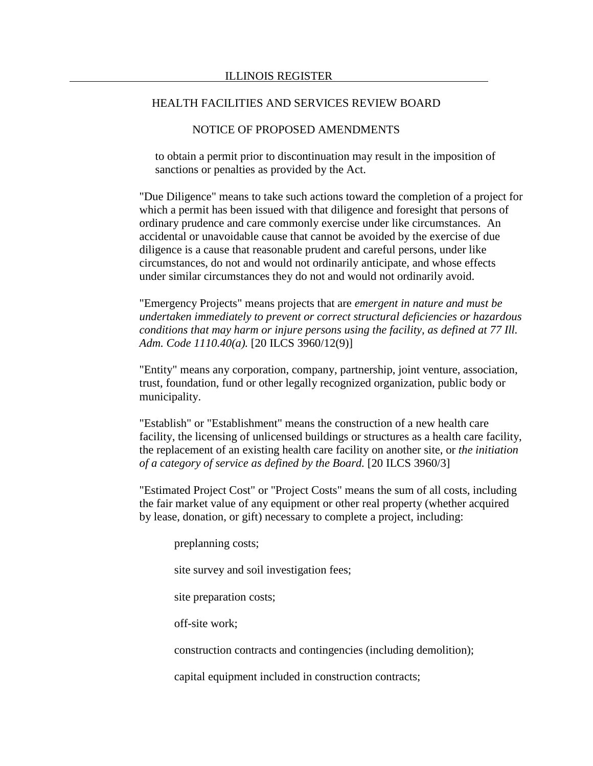to obtain a permit prior to discontinuation may result in the imposition of sanctions or penalties as provided by the Act.

"Due Diligence" means to take such actions toward the completion of a project for which a permit has been issued with that diligence and foresight that persons of ordinary prudence and care commonly exercise under like circumstances. An accidental or unavoidable cause that cannot be avoided by the exercise of due diligence is a cause that reasonable prudent and careful persons, under like circumstances, do not and would not ordinarily anticipate, and whose effects under similar circumstances they do not and would not ordinarily avoid.

"Emergency Projects" means projects that are *emergent in nature and must be undertaken immediately to prevent or correct structural deficiencies or hazardous conditions that may harm or injure persons using the facility, as defined at 77 Ill. Adm. Code 1110.40(a).* [20 ILCS 3960/12(9)]

"Entity" means any corporation, company, partnership, joint venture, association, trust, foundation, fund or other legally recognized organization, public body or municipality.

"Establish" or "Establishment" means the construction of a new health care facility, the licensing of unlicensed buildings or structures as a health care facility, the replacement of an existing health care facility on another site, or *the initiation of a category of service as defined by the Board.* [20 ILCS 3960/3]

"Estimated Project Cost" or "Project Costs" means the sum of all costs, including the fair market value of any equipment or other real property (whether acquired by lease, donation, or gift) necessary to complete a project, including:

preplanning costs;

site survey and soil investigation fees;

site preparation costs;

off-site work;

construction contracts and contingencies (including demolition);

capital equipment included in construction contracts;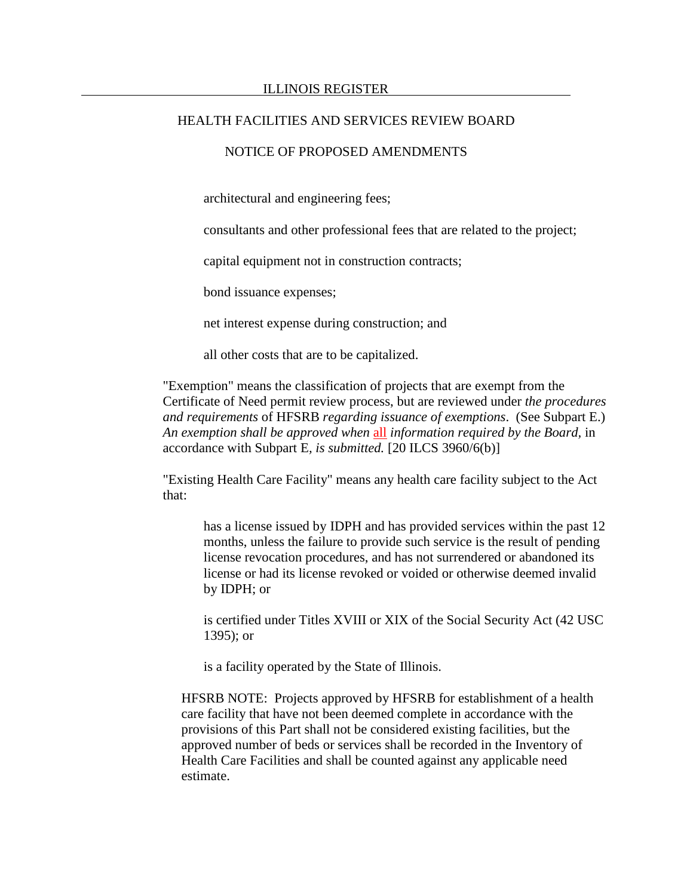architectural and engineering fees;

consultants and other professional fees that are related to the project;

capital equipment not in construction contracts;

bond issuance expenses;

net interest expense during construction; and

all other costs that are to be capitalized.

"Exemption" means the classification of projects that are exempt from the Certificate of Need permit review process, but are reviewed under *the procedures and requirements* of HFSRB *regarding issuance of exemptions*. (See Subpart E.) *An exemption shall be approved when* <u>all</u> *information required by the Board*, in accordance with Subpart E*, is submitted.* [20 ILCS 3960/6(b)]

"Existing Health Care Facility" means any health care facility subject to the Act that:

has a license issued by IDPH and has provided services within the past 12 months, unless the failure to provide such service is the result of pending license revocation procedures, and has not surrendered or abandoned its license or had its license revoked or voided or otherwise deemed invalid by IDPH; or

is certified under Titles XVIII or XIX of the Social Security Act (42 USC 1395); or

is a facility operated by the State of Illinois.

HFSRB NOTE: Projects approved by HFSRB for establishment of a health care facility that have not been deemed complete in accordance with the provisions of this Part shall not be considered existing facilities, but the approved number of beds or services shall be recorded in the Inventory of Health Care Facilities and shall be counted against any applicable need estimate.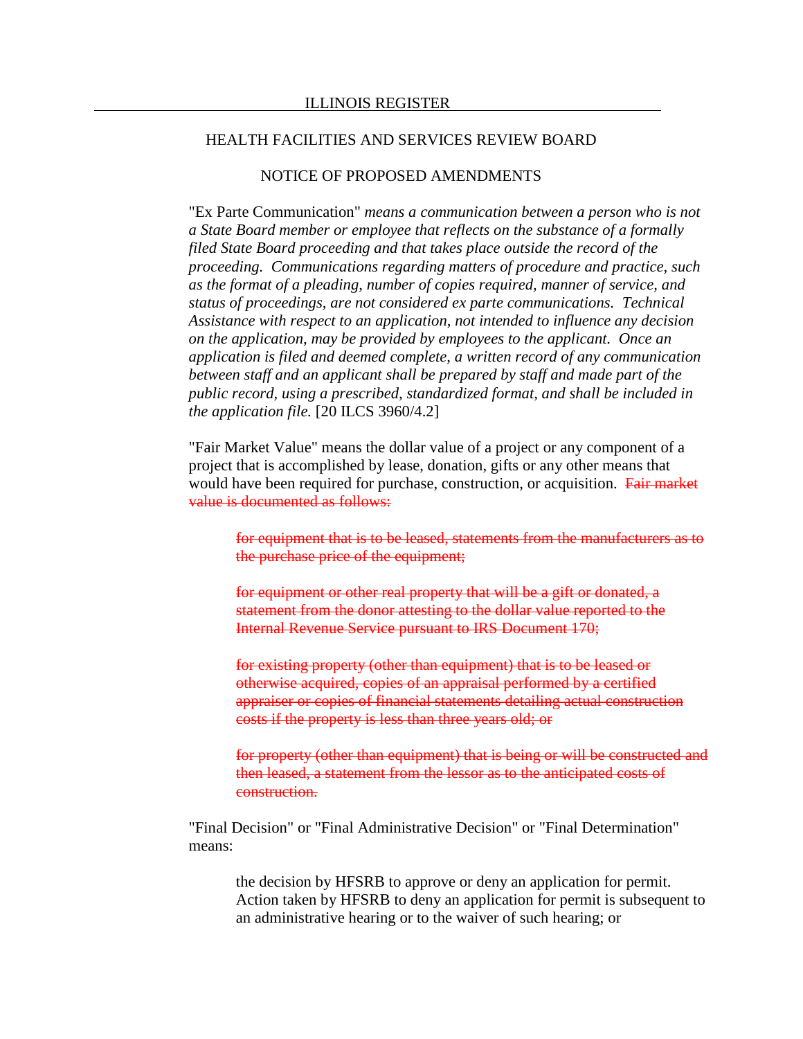"Ex Parte Communication" *means a communication between a person who is not a State Board member or employee that reflects on the substance of a formally filed State Board proceeding and that takes place outside the record of the proceeding. Communications regarding matters of procedure and practice, such as the format of a pleading, number of copies required, manner of service, and status of proceedings, are not considered ex parte communications. Technical Assistance with respect to an application, not intended to influence any decision on the application, may be provided by employees to the applicant. Once an application is filed and deemed complete, a written record of any communication between staff and an applicant shall be prepared by staff and made part of the public record, using a prescribed, standardized format, and shall be included in the application file.* [20 ILCS 3960/4.2]

"Fair Market Value" means the dollar value of a project or any component of a project that is accomplished by lease, donation, gifts or any other means that would have been required for purchase, construction, or acquisition. ~~Fair market value is documented as follows:~~

> ~~for equipment that is to be leased, statements from the manufacturers as to the purchase price of the equipment;~~
>
> ~~for equipment or other real property that will be a gift or donated, a statement from the donor attesting to the dollar value reported to the Internal Revenue Service pursuant to IRS Document 170;~~
>
> ~~for existing property (other than equipment) that is to be leased or otherwise acquired, copies of an appraisal performed by a certified appraiser or copies of financial statements detailing actual construction costs if the property is less than three years old; or~~
>
> ~~for property (other than equipment) that is being or will be constructed and then leased, a statement from the lessor as to the anticipated costs of construction.~~

"Final Decision" or "Final Administrative Decision" or "Final Determination" means:

> the decision by HFSRB to approve or deny an application for permit. Action taken by HFSRB to deny an application for permit is subsequent to an administrative hearing or to the waiver of such hearing; or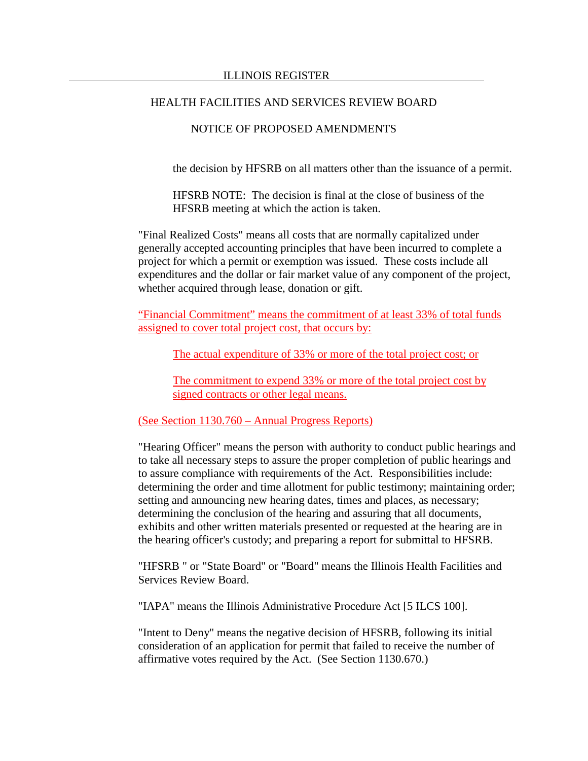the decision by HFSRB on all matters other than the issuance of a permit.

HFSRB NOTE: The decision is final at the close of business of the HFSRB meeting at which the action is taken.

"Final Realized Costs" means all costs that are normally capitalized under generally accepted accounting principles that have been incurred to complete a project for which a permit or exemption was issued. These costs include all expenditures and the dollar or fair market value of any component of the project, whether acquired through lease, donation or gift.

"Financial Commitment" means the commitment of at least 33% of total funds assigned to cover total project cost, that occurs by:

The actual expenditure of 33% or more of the total project cost; or

The commitment to expend 33% or more of the total project cost by signed contracts or other legal means.

(See Section 1130.760 – Annual Progress Reports)

"Hearing Officer" means the person with authority to conduct public hearings and to take all necessary steps to assure the proper completion of public hearings and to assure compliance with requirements of the Act. Responsibilities include: determining the order and time allotment for public testimony; maintaining order; setting and announcing new hearing dates, times and places, as necessary; determining the conclusion of the hearing and assuring that all documents, exhibits and other written materials presented or requested at the hearing are in the hearing officer's custody; and preparing a report for submittal to HFSRB.

"HFSRB " or "State Board" or "Board" means the Illinois Health Facilities and Services Review Board.

"IAPA" means the Illinois Administrative Procedure Act [5 ILCS 100].

"Intent to Deny" means the negative decision of HFSRB, following its initial consideration of an application for permit that failed to receive the number of affirmative votes required by the Act. (See Section 1130.670.)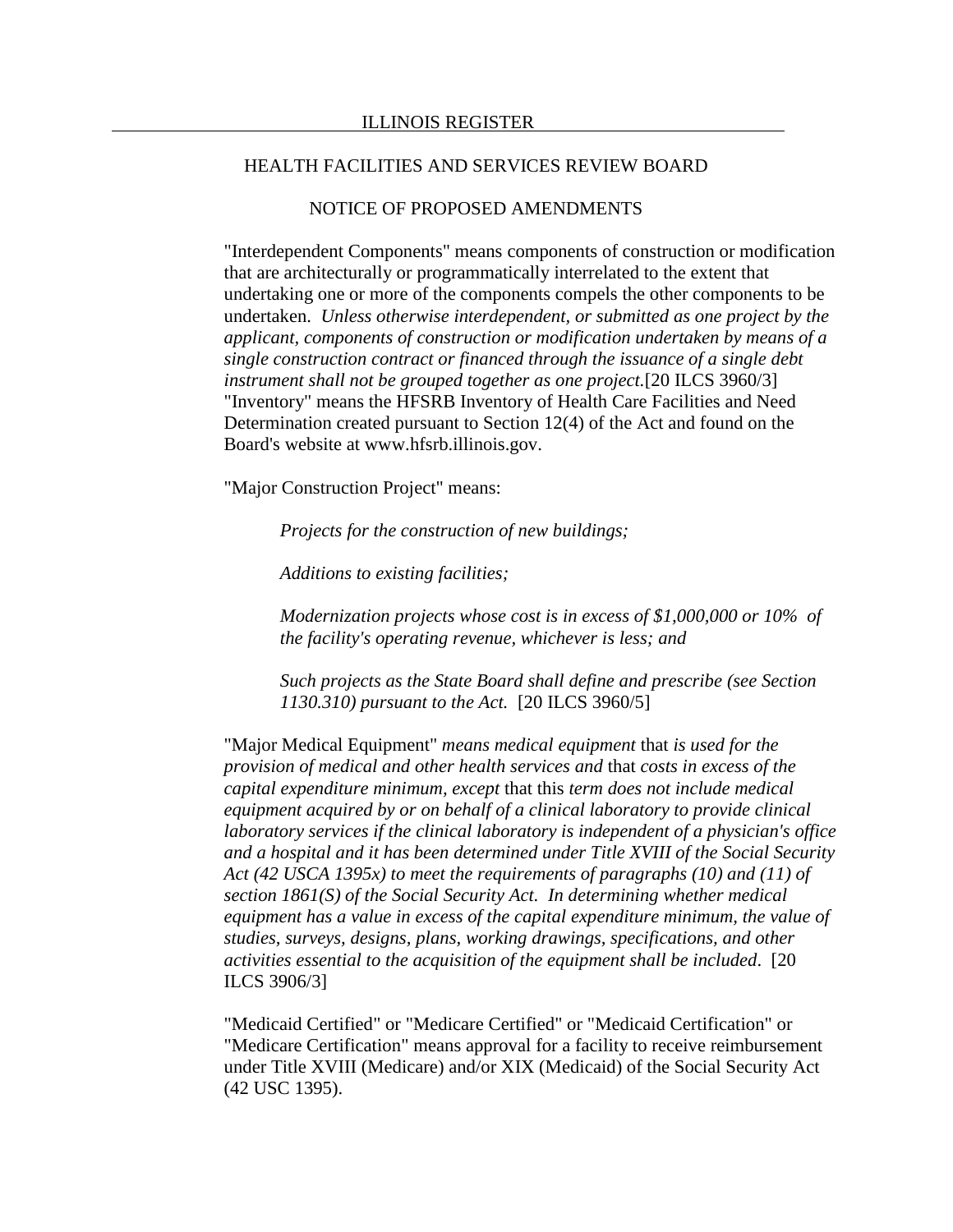"Interdependent Components" means components of construction or modification that are architecturally or programmatically interrelated to the extent that undertaking one or more of the components compels the other components to be undertaken. *Unless otherwise interdependent, or submitted as one project by the applicant, components of construction or modification undertaken by means of a single construction contract or financed through the issuance of a single debt instrument shall not be grouped together as one project.*[20 ILCS 3960/3]
"Inventory" means the HFSRB Inventory of Health Care Facilities and Need Determination created pursuant to Section 12(4) of the Act and found on the Board's website at www.hfsrb.illinois.gov.

"Major Construction Project" means:

*Projects for the construction of new buildings;*

*Additions to existing facilities;*

*Modernization projects whose cost is in excess of $1,000,000 or 10% of the facility's operating revenue, whichever is less; and*

*Such projects as the State Board shall define and prescribe (see Section 1130.310) pursuant to the Act.* [20 ILCS 3960/5]

"Major Medical Equipment" *means medical equipment* that *is used for the provision of medical and other health services and* that *costs in excess of the capital expenditure minimum, except* that this *term does not include medical equipment acquired by or on behalf of a clinical laboratory to provide clinical laboratory services if the clinical laboratory is independent of a physician's office and a hospital and it has been determined under Title XVIII of the Social Security Act (42 USCA 1395x) to meet the requirements of paragraphs (10) and (11) of section 1861(S) of the Social Security Act. In determining whether medical equipment has a value in excess of the capital expenditure minimum, the value of studies, surveys, designs, plans, working drawings, specifications, and other activities essential to the acquisition of the equipment shall be included*. [20 ILCS 3906/3]

"Medicaid Certified" or "Medicare Certified" or "Medicaid Certification" or "Medicare Certification" means approval for a facility to receive reimbursement under Title XVIII (Medicare) and/or XIX (Medicaid) of the Social Security Act (42 USC 1395).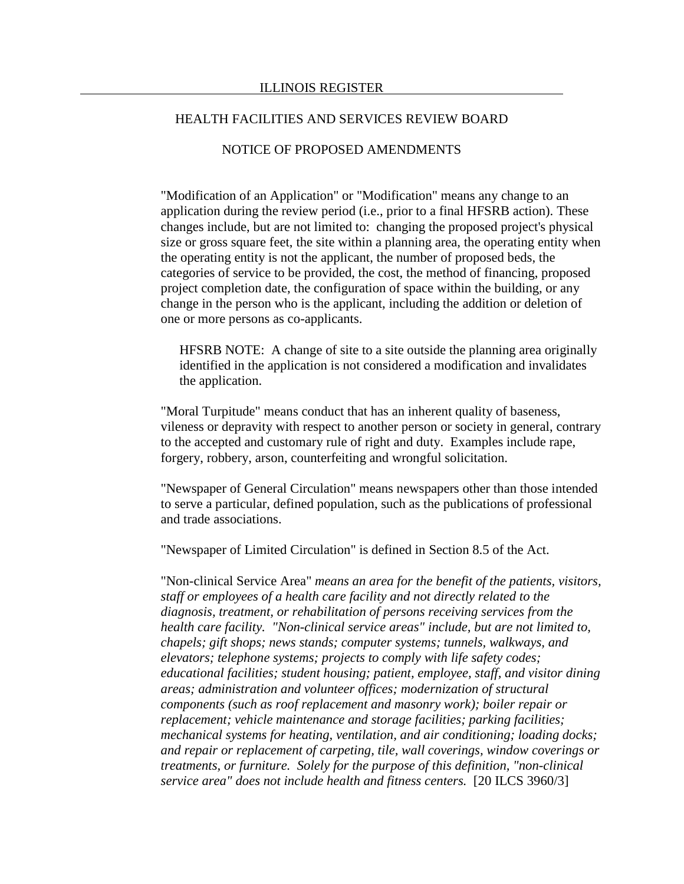"Modification of an Application" or "Modification" means any change to an application during the review period (i.e., prior to a final HFSRB action). These changes include, but are not limited to: changing the proposed project's physical size or gross square feet, the site within a planning area, the operating entity when the operating entity is not the applicant, the number of proposed beds, the categories of service to be provided, the cost, the method of financing, proposed project completion date, the configuration of space within the building, or any change in the person who is the applicant, including the addition or deletion of one or more persons as co-applicants.

HFSRB NOTE: A change of site to a site outside the planning area originally identified in the application is not considered a modification and invalidates the application.

"Moral Turpitude" means conduct that has an inherent quality of baseness, vileness or depravity with respect to another person or society in general, contrary to the accepted and customary rule of right and duty. Examples include rape, forgery, robbery, arson, counterfeiting and wrongful solicitation.

"Newspaper of General Circulation" means newspapers other than those intended to serve a particular, defined population, such as the publications of professional and trade associations.

"Newspaper of Limited Circulation" is defined in Section 8.5 of the Act.

"Non-clinical Service Area" *means an area for the benefit of the patients, visitors, staff or employees of a health care facility and not directly related to the diagnosis, treatment, or rehabilitation of persons receiving services from the health care facility. "Non-clinical service areas" include, but are not limited to, chapels; gift shops; news stands; computer systems; tunnels, walkways, and elevators; telephone systems; projects to comply with life safety codes; educational facilities; student housing; patient, employee, staff, and visitor dining areas; administration and volunteer offices; modernization of structural components (such as roof replacement and masonry work); boiler repair or replacement; vehicle maintenance and storage facilities; parking facilities; mechanical systems for heating, ventilation, and air conditioning; loading docks; and repair or replacement of carpeting, tile, wall coverings, window coverings or treatments, or furniture. Solely for the purpose of this definition, "non-clinical service area" does not include health and fitness centers.* [20 ILCS 3960/3]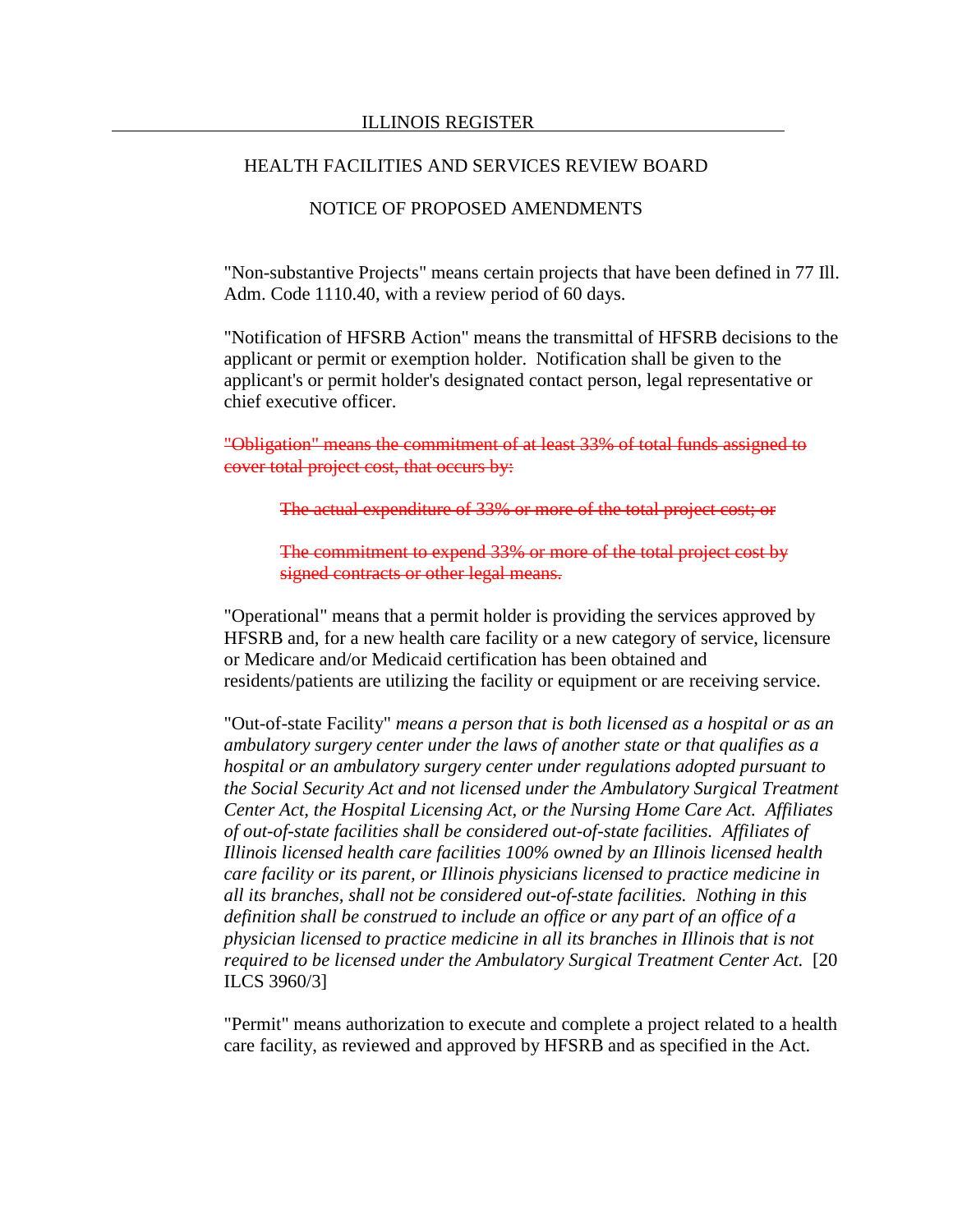"Non-substantive Projects" means certain projects that have been defined in 77 Ill. Adm. Code 1110.40, with a review period of 60 days.

"Notification of HFSRB Action" means the transmittal of HFSRB decisions to the applicant or permit or exemption holder. Notification shall be given to the applicant's or permit holder's designated contact person, legal representative or chief executive officer.

~~"Obligation" means the commitment of at least 33% of total funds assigned to cover total project cost, that occurs by:~~

> ~~The actual expenditure of 33% or more of the total project cost; or~~
>
> ~~The commitment to expend 33% or more of the total project cost by signed contracts or other legal means.~~

"Operational" means that a permit holder is providing the services approved by HFSRB and, for a new health care facility or a new category of service, licensure or Medicare and/or Medicaid certification has been obtained and residents/patients are utilizing the facility or equipment or are receiving service.

"Out-of-state Facility" *means a person that is both licensed as a hospital or as an ambulatory surgery center under the laws of another state or that qualifies as a hospital or an ambulatory surgery center under regulations adopted pursuant to the Social Security Act and not licensed under the Ambulatory Surgical Treatment Center Act, the Hospital Licensing Act, or the Nursing Home Care Act. Affiliates of out-of-state facilities shall be considered out-of-state facilities. Affiliates of Illinois licensed health care facilities 100% owned by an Illinois licensed health care facility or its parent, or Illinois physicians licensed to practice medicine in all its branches, shall not be considered out-of-state facilities. Nothing in this definition shall be construed to include an office or any part of an office of a physician licensed to practice medicine in all its branches in Illinois that is not required to be licensed under the Ambulatory Surgical Treatment Center Act.* [20 ILCS 3960/3]

"Permit" means authorization to execute and complete a project related to a health care facility, as reviewed and approved by HFSRB and as specified in the Act.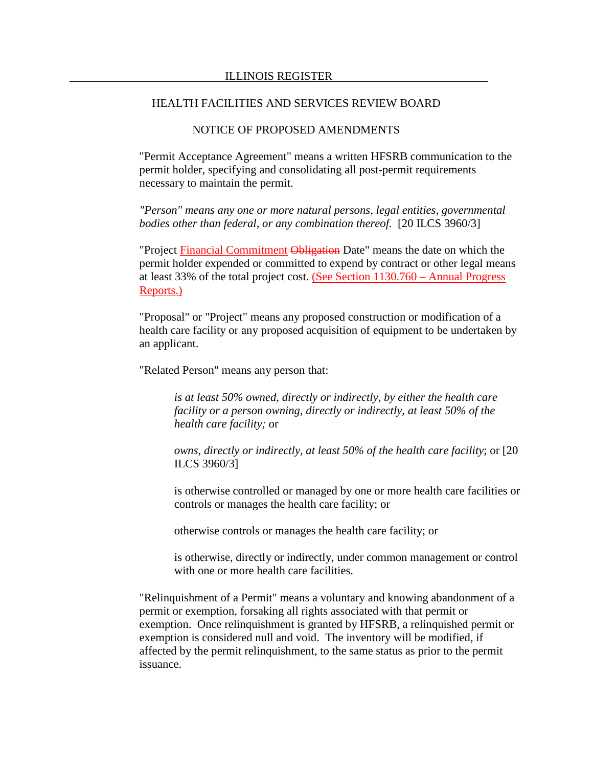HEALTH FACILITIES AND SERVICES REVIEW BOARD

NOTICE OF PROPOSED AMENDMENTS

"Permit Acceptance Agreement" means a written HFSRB communication to the permit holder, specifying and consolidating all post-permit requirements necessary to maintain the permit.

*"Person" means any one or more natural persons, legal entities, governmental bodies other than federal, or any combination thereof.* [20 ILCS 3960/3]

"Project <u>Financial Commitment</u> ~~Obligation~~ Date" means the date on which the permit holder expended or committed to expend by contract or other legal means at least 33% of the total project cost. <u>(See Section 1130.760 – Annual Progress Reports.)</u>

"Proposal" or "Project" means any proposed construction or modification of a health care facility or any proposed acquisition of equipment to be undertaken by an applicant.

"Related Person" means any person that:

> *is at least 50% owned, directly or indirectly, by either the health care facility or a person owning, directly or indirectly, at least 50% of the health care facility;* or
>
> *owns, directly or indirectly, at least 50% of the health care facility*; or [20 ILCS 3960/3]
>
> is otherwise controlled or managed by one or more health care facilities or controls or manages the health care facility; or
>
> otherwise controls or manages the health care facility; or
>
> is otherwise, directly or indirectly, under common management or control with one or more health care facilities.

"Relinquishment of a Permit" means a voluntary and knowing abandonment of a permit or exemption, forsaking all rights associated with that permit or exemption. Once relinquishment is granted by HFSRB, a relinquished permit or exemption is considered null and void. The inventory will be modified, if affected by the permit relinquishment, to the same status as prior to the permit issuance.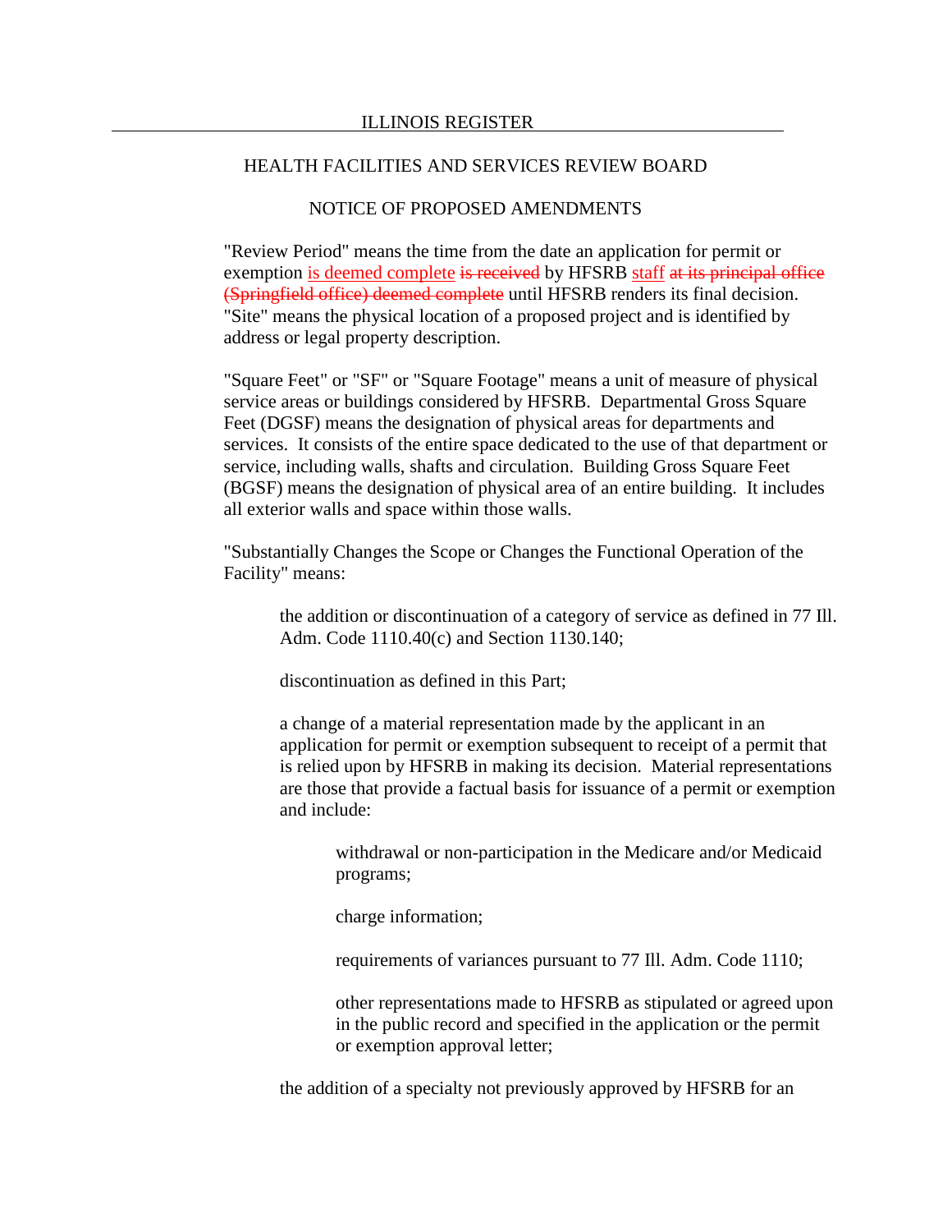"Review Period" means the time from the date an application for permit or exemption is deemed complete ~~is received~~ by HFSRB staff ~~at its principal office (Springfield office) deemed complete~~ until HFSRB renders its final decision.

"Site" means the physical location of a proposed project and is identified by address or legal property description.

"Square Feet" or "SF" or "Square Footage" means a unit of measure of physical service areas or buildings considered by HFSRB. Departmental Gross Square Feet (DGSF) means the designation of physical areas for departments and services. It consists of the entire space dedicated to the use of that department or service, including walls, shafts and circulation. Building Gross Square Feet (BGSF) means the designation of physical area of an entire building. It includes all exterior walls and space within those walls.

"Substantially Changes the Scope or Changes the Functional Operation of the Facility" means:

> the addition or discontinuation of a category of service as defined in 77 Ill. Adm. Code 1110.40(c) and Section 1130.140;
>
> discontinuation as defined in this Part;
>
> a change of a material representation made by the applicant in an application for permit or exemption subsequent to receipt of a permit that is relied upon by HFSRB in making its decision. Material representations are those that provide a factual basis for issuance of a permit or exemption and include:
>
> > withdrawal or non-participation in the Medicare and/or Medicaid programs;
> >
> > charge information;
> >
> > requirements of variances pursuant to 77 Ill. Adm. Code 1110;
> >
> > other representations made to HFSRB as stipulated or agreed upon in the public record and specified in the application or the permit or exemption approval letter;
>
> the addition of a specialty not previously approved by HFSRB for an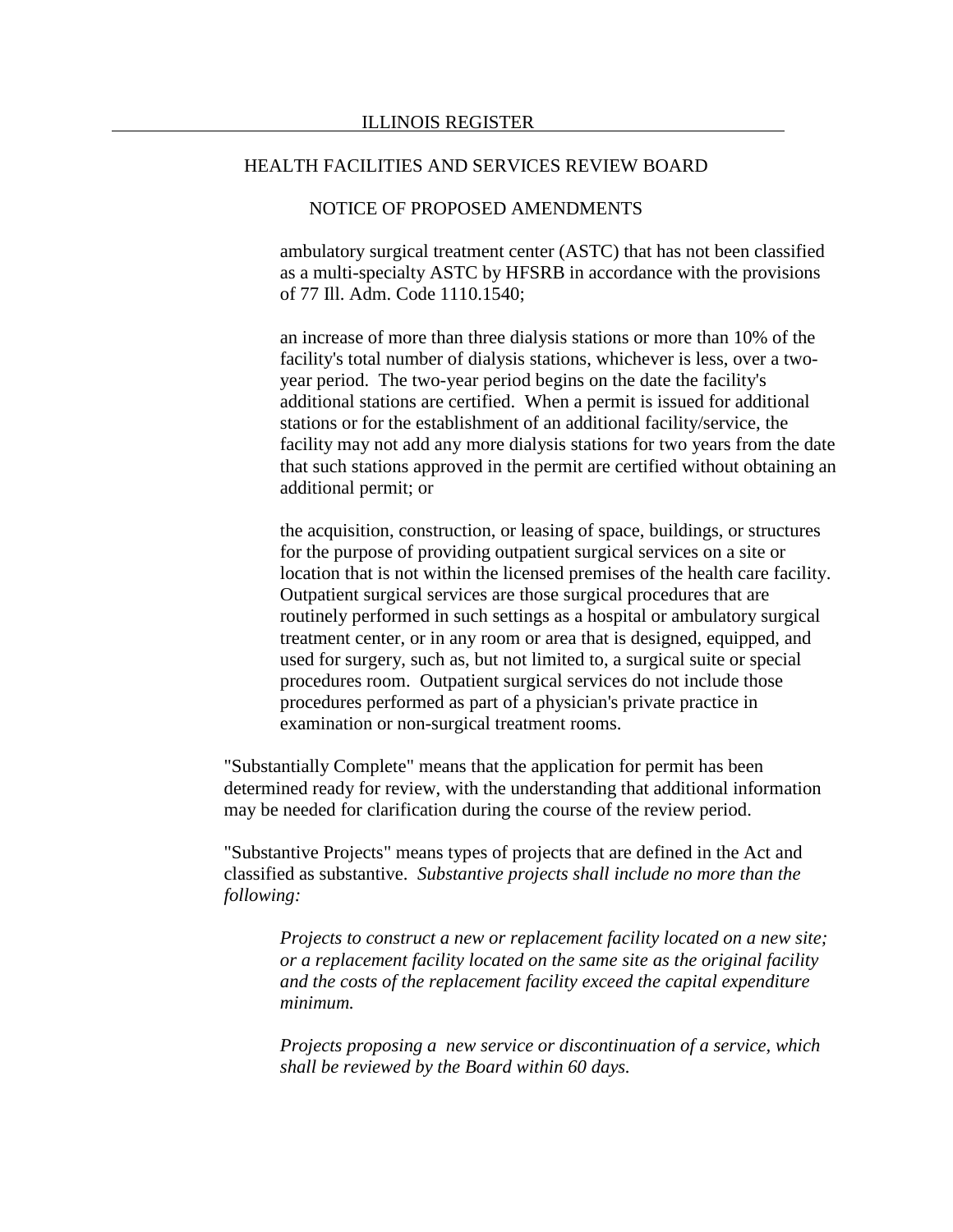ambulatory surgical treatment center (ASTC) that has not been classified as a multi-specialty ASTC by HFSRB in accordance with the provisions of 77 Ill. Adm. Code 1110.1540;

an increase of more than three dialysis stations or more than 10% of the facility's total number of dialysis stations, whichever is less, over a two-year period. The two-year period begins on the date the facility's additional stations are certified. When a permit is issued for additional stations or for the establishment of an additional facility/service, the facility may not add any more dialysis stations for two years from the date that such stations approved in the permit are certified without obtaining an additional permit; or

the acquisition, construction, or leasing of space, buildings, or structures for the purpose of providing outpatient surgical services on a site or location that is not within the licensed premises of the health care facility. Outpatient surgical services are those surgical procedures that are routinely performed in such settings as a hospital or ambulatory surgical treatment center, or in any room or area that is designed, equipped, and used for surgery, such as, but not limited to, a surgical suite or special procedures room. Outpatient surgical services do not include those procedures performed as part of a physician's private practice in examination or non-surgical treatment rooms.

"Substantially Complete" means that the application for permit has been determined ready for review, with the understanding that additional information may be needed for clarification during the course of the review period.

"Substantive Projects" means types of projects that are defined in the Act and classified as substantive. *Substantive projects shall include no more than the following:*

*Projects to construct a new or replacement facility located on a new site; or a replacement facility located on the same site as the original facility and the costs of the replacement facility exceed the capital expenditure minimum.*

*Projects proposing a new service or discontinuation of a service, which shall be reviewed by the Board within 60 days.*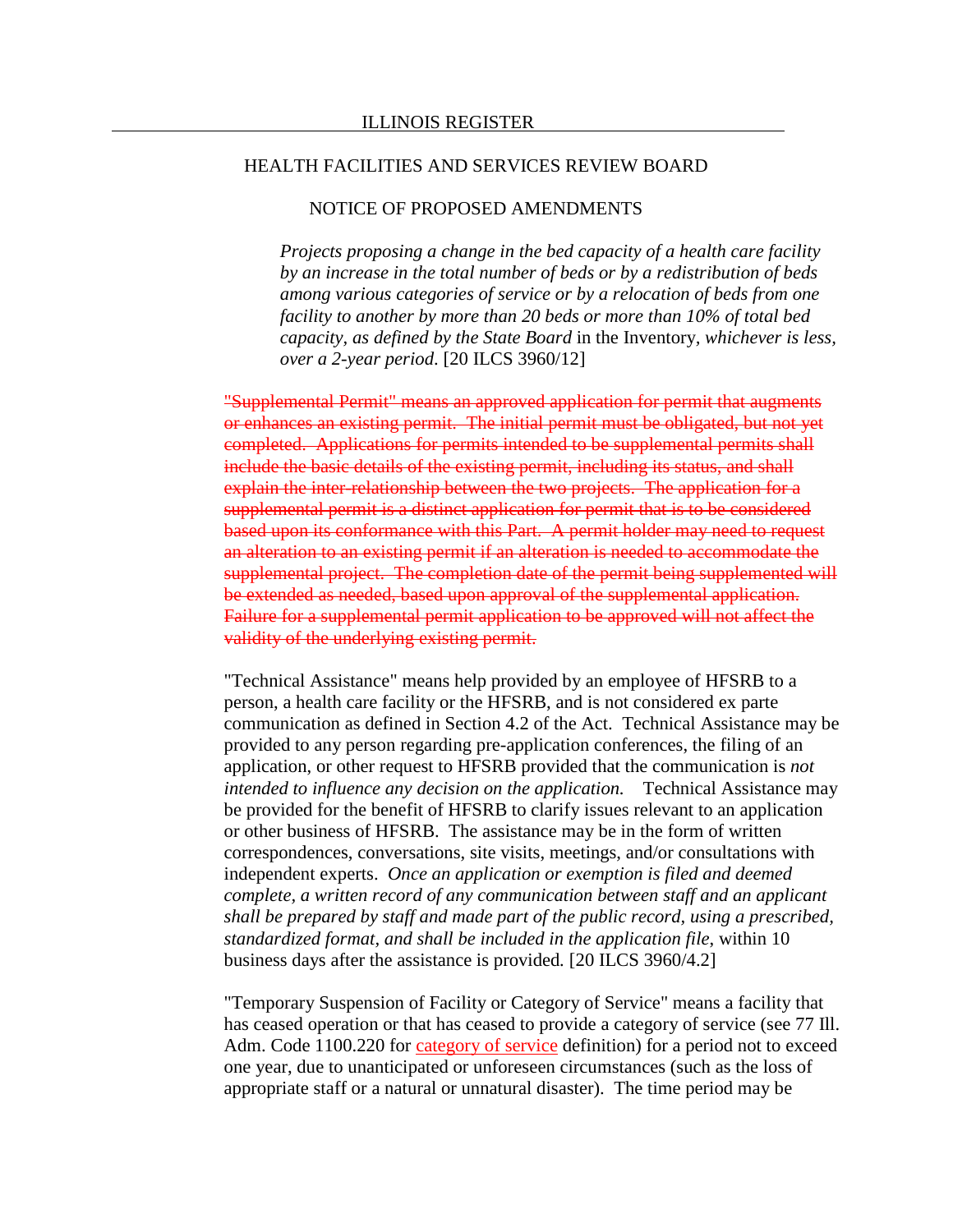*Projects proposing a change in the bed capacity of a health care facility by an increase in the total number of beds or by a redistribution of beds among various categories of service or by a relocation of beds from one facility to another by more than 20 beds or more than 10% of total bed capacity, as defined by the State Board* in the Inventory, *whichever is less, over a 2-year period*. [20 ILCS 3960/12]

~~"Supplemental Permit" means an approved application for permit that augments or enhances an existing permit. The initial permit must be obligated, but not yet completed. Applications for permits intended to be supplemental permits shall include the basic details of the existing permit, including its status, and shall explain the inter-relationship between the two projects. The application for a supplemental permit is a distinct application for permit that is to be considered based upon its conformance with this Part. A permit holder may need to request an alteration to an existing permit if an alteration is needed to accommodate the supplemental project. The completion date of the permit being supplemented will be extended as needed, based upon approval of the supplemental application. Failure for a supplemental permit application to be approved will not affect the validity of the underlying existing permit.~~

"Technical Assistance" means help provided by an employee of HFSRB to a person, a health care facility or the HFSRB, and is not considered ex parte communication as defined in Section 4.2 of the Act. Technical Assistance may be provided to any person regarding pre-application conferences, the filing of an application, or other request to HFSRB provided that the communication is *not intended to influence any decision on the application.* Technical Assistance may be provided for the benefit of HFSRB to clarify issues relevant to an application or other business of HFSRB. The assistance may be in the form of written correspondences, conversations, site visits, meetings, and/or consultations with independent experts. *Once an application or exemption is filed and deemed complete, a written record of any communication between staff and an applicant shall be prepared by staff and made part of the public record, using a prescribed, standardized format, and shall be included in the application file*, within 10 business days after the assistance is provided. [20 ILCS 3960/4.2]

"Temporary Suspension of Facility or Category of Service" means a facility that has ceased operation or that has ceased to provide a category of service (see 77 Ill. Adm. Code 1100.220 for category of service definition) for a period not to exceed one year, due to unanticipated or unforeseen circumstances (such as the loss of appropriate staff or a natural or unnatural disaster). The time period may be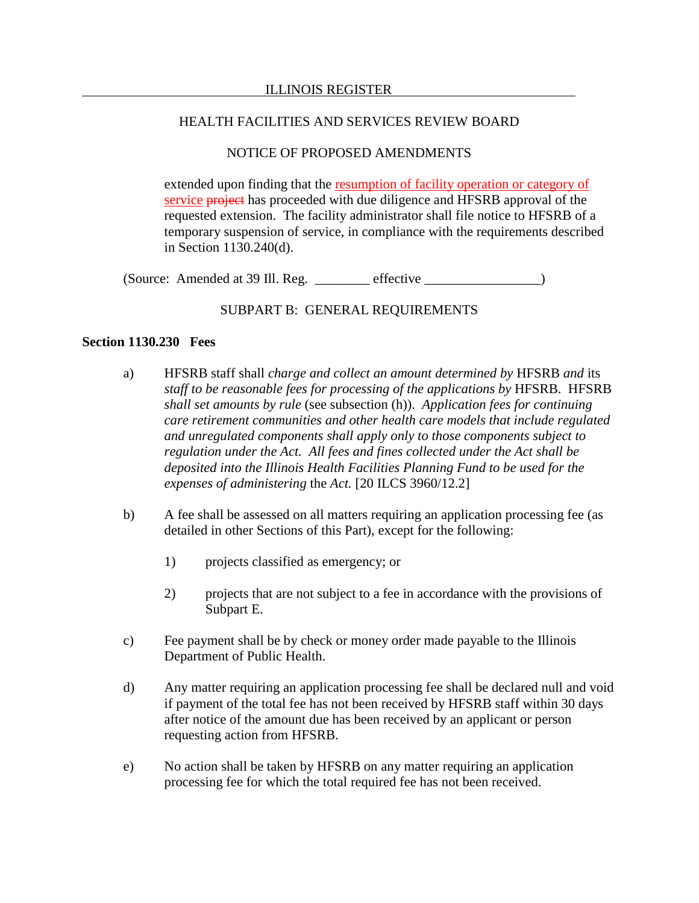extended upon finding that the resumption of facility operation or category of service ~~project~~ has proceeded with due diligence and HFSRB approval of the requested extension. The facility administrator shall file notice to HFSRB of a temporary suspension of service, in compliance with the requirements described in Section 1130.240(d).

(Source: Amended at 39 Ill. Reg. ________ effective _________________)

SUBPART B: GENERAL REQUIREMENTS

**Section 1130.230 Fees**

a) HFSRB staff shall *charge and collect an amount determined by* HFSRB *and* its *staff to be reasonable fees for processing of the applications by* HFSRB. HFSRB *shall set amounts by rule* (see subsection (h)). *Application fees for continuing care retirement communities and other health care models that include regulated and unregulated components shall apply only to those components subject to regulation under the Act. All fees and fines collected under the Act shall be deposited into the Illinois Health Facilities Planning Fund to be used for the expenses of administering* the *Act.* [20 ILCS 3960/12.2]

b) A fee shall be assessed on all matters requiring an application processing fee (as detailed in other Sections of this Part), except for the following:

1) projects classified as emergency; or

2) projects that are not subject to a fee in accordance with the provisions of Subpart E.

c) Fee payment shall be by check or money order made payable to the Illinois Department of Public Health.

d) Any matter requiring an application processing fee shall be declared null and void if payment of the total fee has not been received by HFSRB staff within 30 days after notice of the amount due has been received by an applicant or person requesting action from HFSRB.

e) No action shall be taken by HFSRB on any matter requiring an application processing fee for which the total required fee has not been received.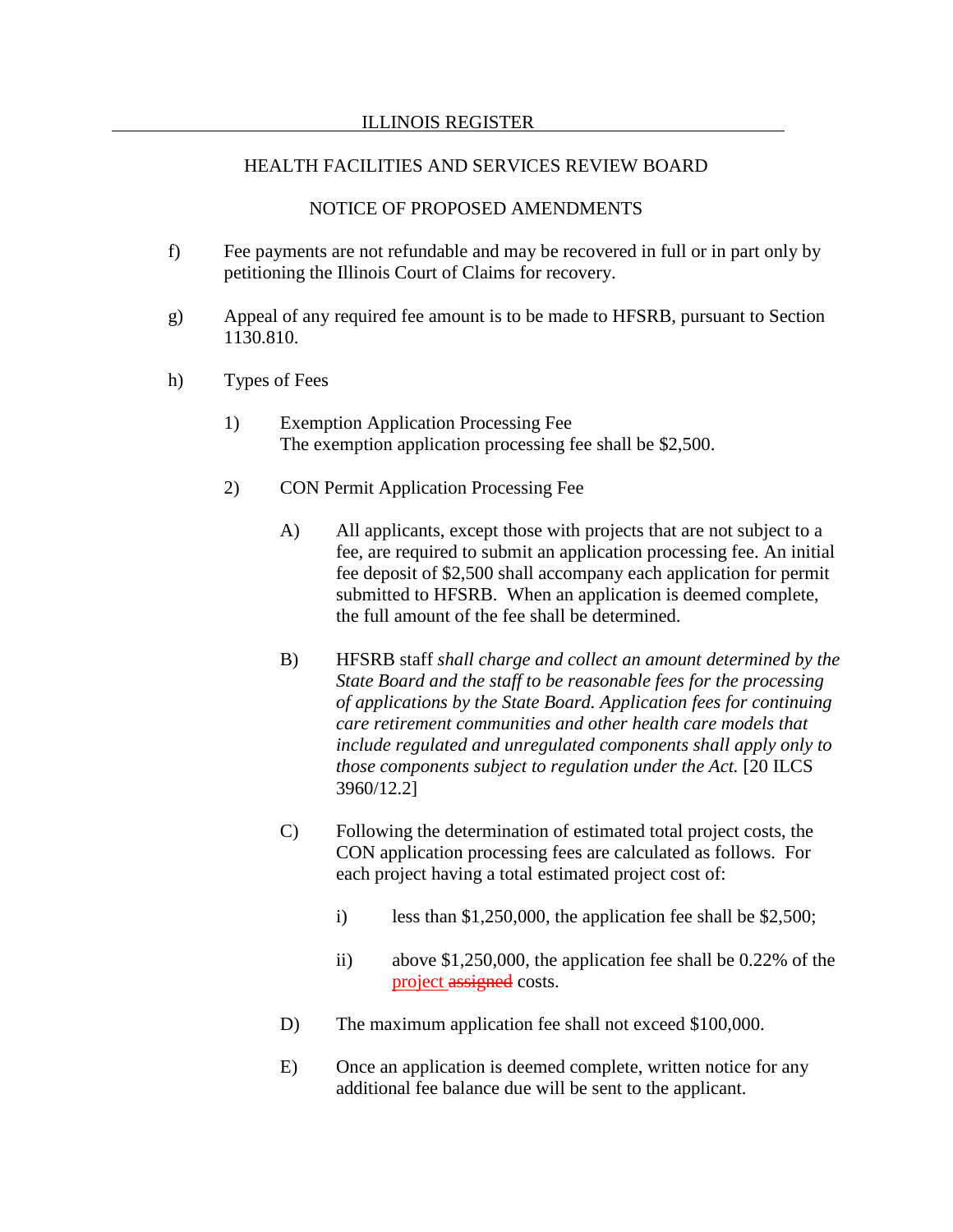ILLINOIS REGISTER

HEALTH FACILITIES AND SERVICES REVIEW BOARD

NOTICE OF PROPOSED AMENDMENTS

f) Fee payments are not refundable and may be recovered in full or in part only by petitioning the Illinois Court of Claims for recovery.

g) Appeal of any required fee amount is to be made to HFSRB, pursuant to Section 1130.810.

h) Types of Fees

1) Exemption Application Processing Fee
The exemption application processing fee shall be $2,500.

2) CON Permit Application Processing Fee

A) All applicants, except those with projects that are not subject to a fee, are required to submit an application processing fee. An initial fee deposit of $2,500 shall accompany each application for permit submitted to HFSRB. When an application is deemed complete, the full amount of the fee shall be determined.

B) HFSRB staff *shall charge and collect an amount determined by the State Board and the staff to be reasonable fees for the processing of applications by the State Board. Application fees for continuing care retirement communities and other health care models that include regulated and unregulated components shall apply only to those components subject to regulation under the Act.* [20 ILCS 3960/12.2]

C) Following the determination of estimated total project costs, the CON application processing fees are calculated as follows. For each project having a total estimated project cost of:

i) less than $1,250,000, the application fee shall be $2,500;

ii) above $1,250,000, the application fee shall be 0.22% of the <u>project</u> ~~assigned~~ costs.

D) The maximum application fee shall not exceed $100,000.

E) Once an application is deemed complete, written notice for any additional fee balance due will be sent to the applicant.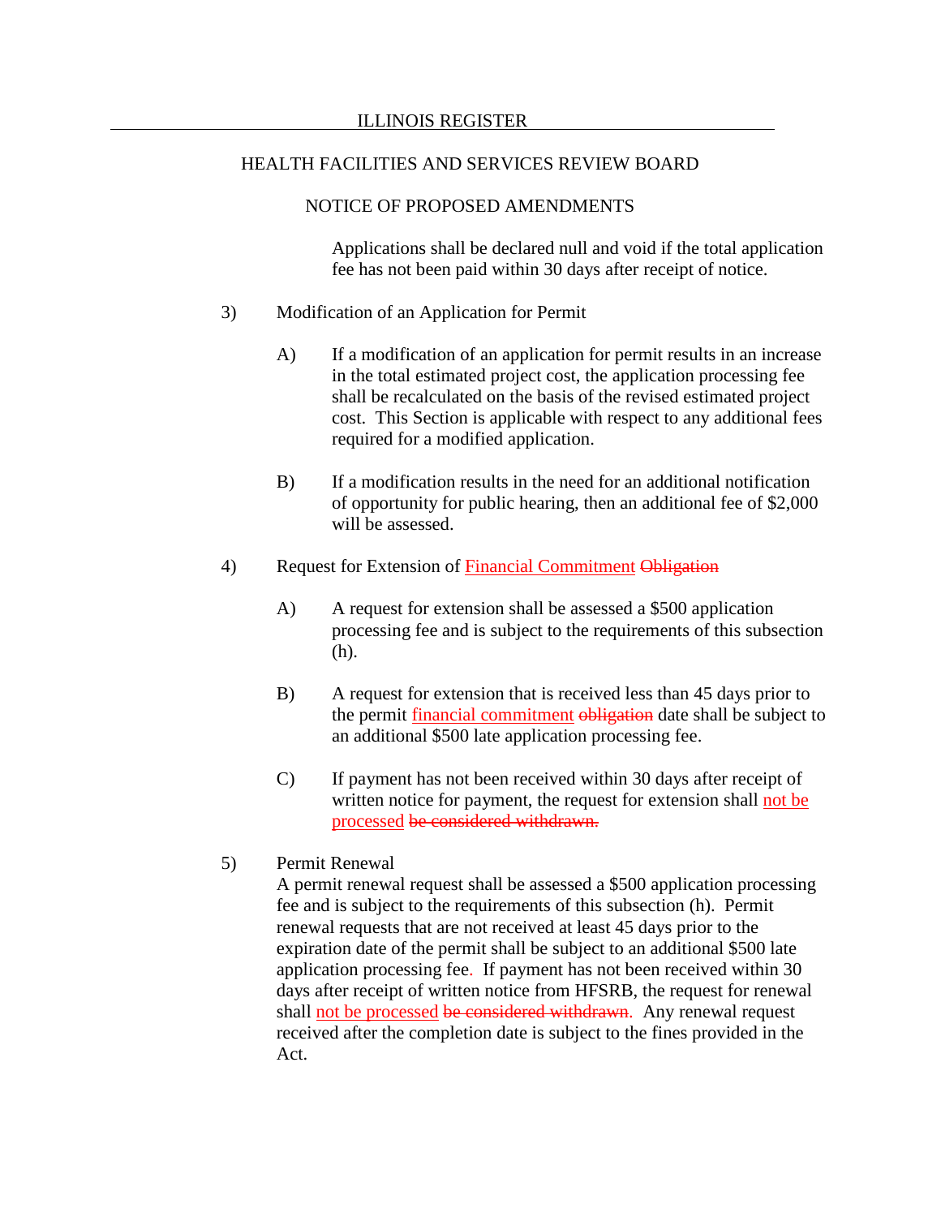Applications shall be declared null and void if the total application fee has not been paid within 30 days after receipt of notice.

3) Modification of an Application for Permit

A) If a modification of an application for permit results in an increase in the total estimated project cost, the application processing fee shall be recalculated on the basis of the revised estimated project cost. This Section is applicable with respect to any additional fees required for a modified application.

B) If a modification results in the need for an additional notification of opportunity for public hearing, then an additional fee of $2,000 will be assessed.

4) Request for Extension of <u>Financial Commitment</u> ~~Obligation~~

A) A request for extension shall be assessed a $500 application processing fee and is subject to the requirements of this subsection (h).

B) A request for extension that is received less than 45 days prior to the permit <u>financial commitment</u> ~~obligation~~ date shall be subject to an additional $500 late application processing fee.

C) If payment has not been received within 30 days after receipt of written notice for payment, the request for extension shall <u>not be processed</u> ~~be considered withdrawn.~~

5) Permit Renewal

A permit renewal request shall be assessed a $500 application processing fee and is subject to the requirements of this subsection (h). Permit renewal requests that are not received at least 45 days prior to the expiration date of the permit shall be subject to an additional $500 late application processing fee. If payment has not been received within 30 days after receipt of written notice from HFSRB, the request for renewal shall <u>not be processed</u> ~~be considered withdrawn~~. Any renewal request received after the completion date is subject to the fines provided in the Act.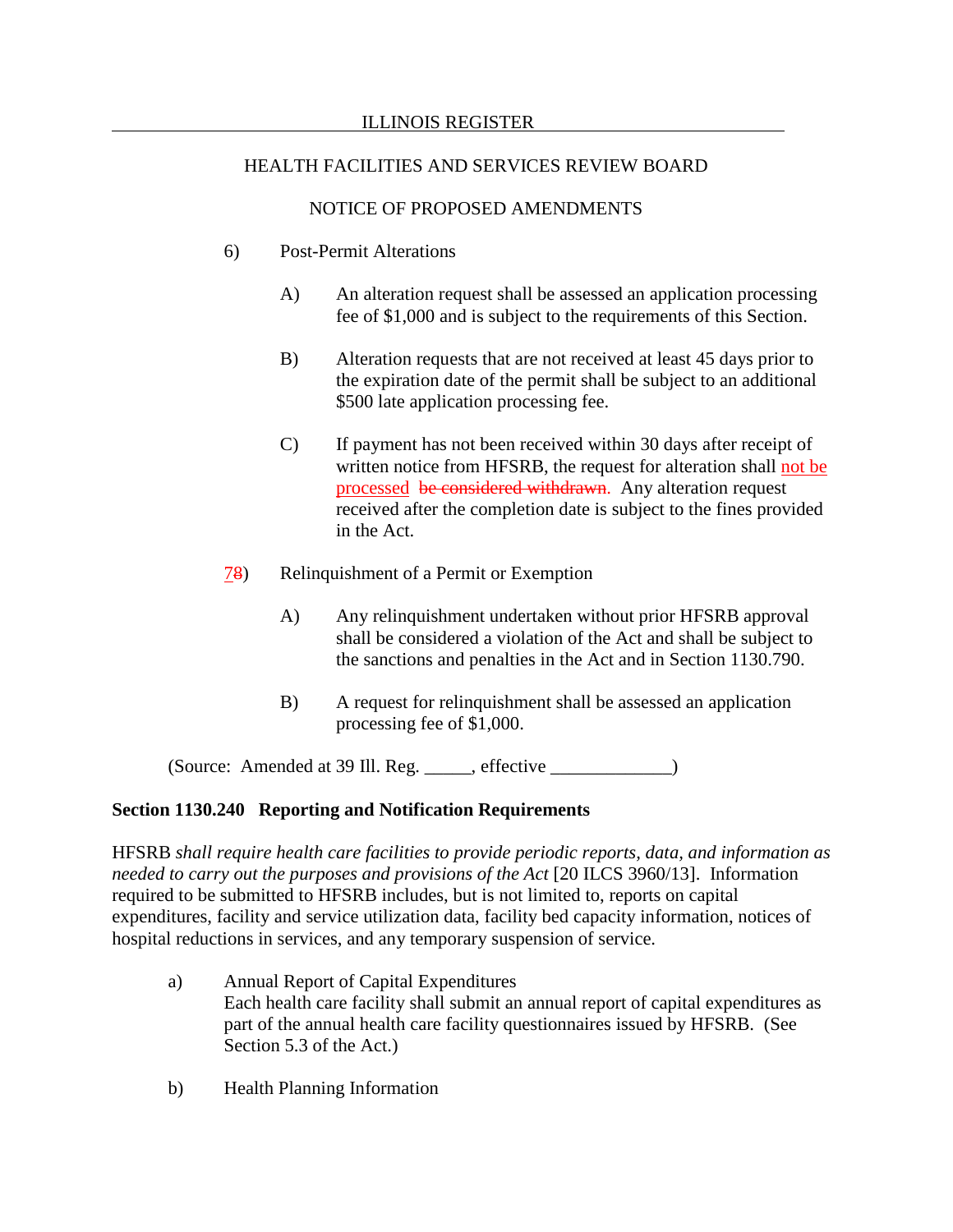6) Post-Permit Alterations

A) An alteration request shall be assessed an application processing fee of $1,000 and is subject to the requirements of this Section.

B) Alteration requests that are not received at least 45 days prior to the expiration date of the permit shall be subject to an additional $500 late application processing fee.

C) If payment has not been received within 30 days after receipt of written notice from HFSRB, the request for alteration shall <u>not be processed</u> ~~be considered withdrawn~~. Any alteration request received after the completion date is subject to the fines provided in the Act.

<u>7</u>~~8~~) Relinquishment of a Permit or Exemption

A) Any relinquishment undertaken without prior HFSRB approval shall be considered a violation of the Act and shall be subject to the sanctions and penalties in the Act and in Section 1130.790.

B) A request for relinquishment shall be assessed an application processing fee of $1,000.

(Source: Amended at 39 Ill. Reg. _____, effective _____________)

**Section 1130.240 Reporting and Notification Requirements**

HFSRB *shall require health care facilities to provide periodic reports, data, and information as needed to carry out the purposes and provisions of the Act* [20 ILCS 3960/13]. Information required to be submitted to HFSRB includes, but is not limited to, reports on capital expenditures, facility and service utilization data, facility bed capacity information, notices of hospital reductions in services, and any temporary suspension of service.

a) Annual Report of Capital Expenditures
Each health care facility shall submit an annual report of capital expenditures as part of the annual health care facility questionnaires issued by HFSRB. (See Section 5.3 of the Act.)

b) Health Planning Information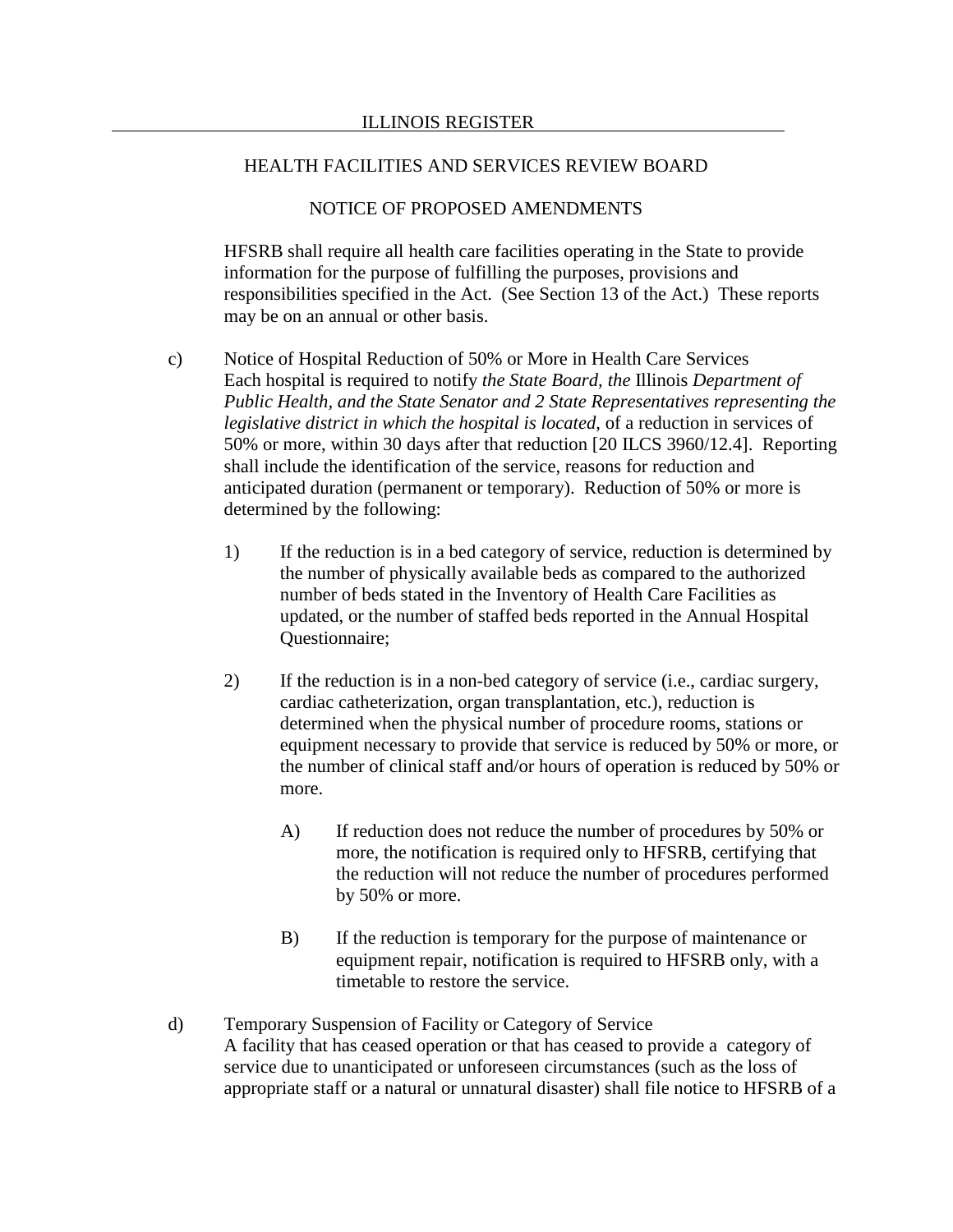HFSRB shall require all health care facilities operating in the State to provide information for the purpose of fulfilling the purposes, provisions and responsibilities specified in the Act. (See Section 13 of the Act.) These reports may be on an annual or other basis.

c) Notice of Hospital Reduction of 50% or More in Health Care Services
Each hospital is required to notify *the State Board, the* Illinois *Department of Public Health, and the State Senator and 2 State Representatives representing the legislative district in which the hospital is located*, of a reduction in services of 50% or more, within 30 days after that reduction [20 ILCS 3960/12.4]. Reporting shall include the identification of the service, reasons for reduction and anticipated duration (permanent or temporary). Reduction of 50% or more is determined by the following:

1) If the reduction is in a bed category of service, reduction is determined by the number of physically available beds as compared to the authorized number of beds stated in the Inventory of Health Care Facilities as updated, or the number of staffed beds reported in the Annual Hospital Questionnaire;

2) If the reduction is in a non-bed category of service (i.e., cardiac surgery, cardiac catheterization, organ transplantation, etc.), reduction is determined when the physical number of procedure rooms, stations or equipment necessary to provide that service is reduced by 50% or more, or the number of clinical staff and/or hours of operation is reduced by 50% or more.

A) If reduction does not reduce the number of procedures by 50% or more, the notification is required only to HFSRB, certifying that the reduction will not reduce the number of procedures performed by 50% or more.

B) If the reduction is temporary for the purpose of maintenance or equipment repair, notification is required to HFSRB only, with a timetable to restore the service.

d) Temporary Suspension of Facility or Category of Service
A facility that has ceased operation or that has ceased to provide a category of service due to unanticipated or unforeseen circumstances (such as the loss of appropriate staff or a natural or unnatural disaster) shall file notice to HFSRB of a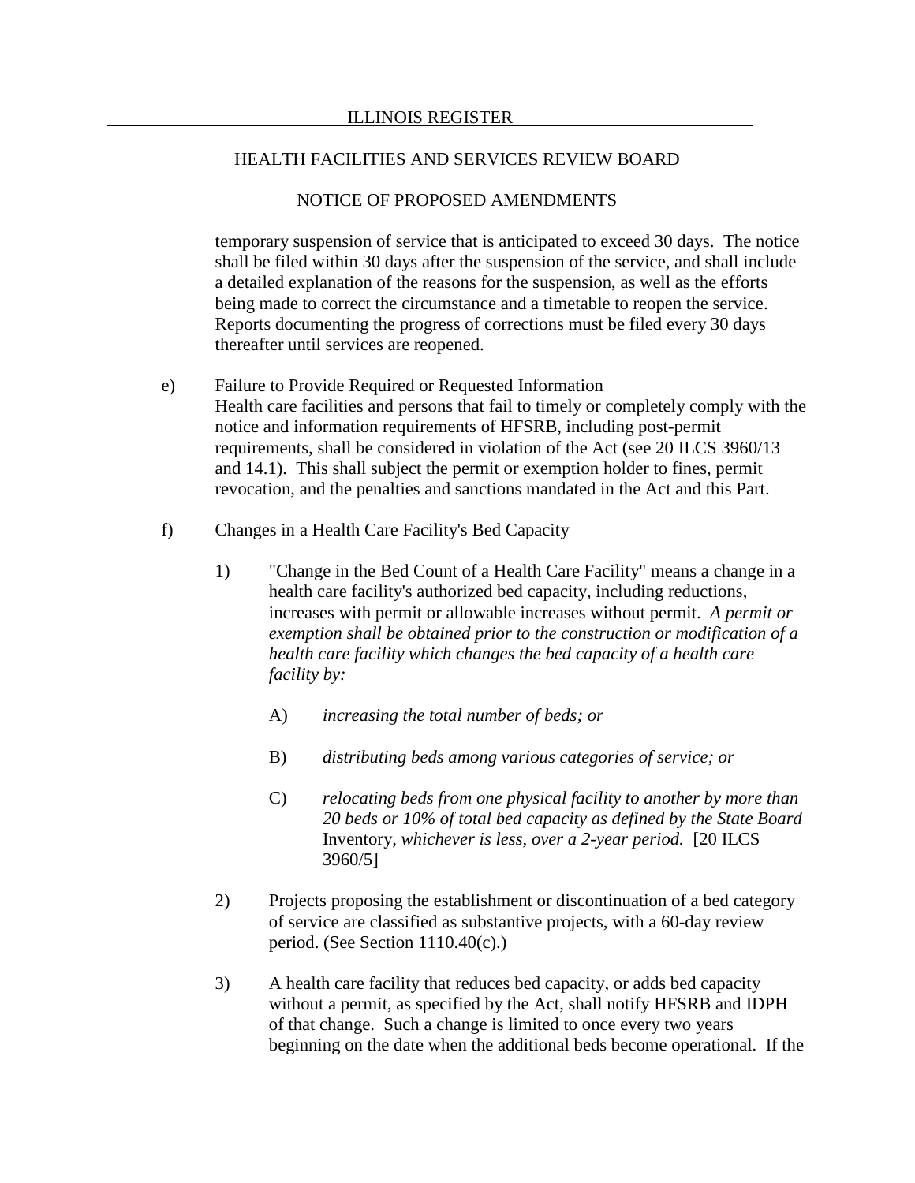temporary suspension of service that is anticipated to exceed 30 days. The notice shall be filed within 30 days after the suspension of the service, and shall include a detailed explanation of the reasons for the suspension, as well as the efforts being made to correct the circumstance and a timetable to reopen the service. Reports documenting the progress of corrections must be filed every 30 days thereafter until services are reopened.

e) Failure to Provide Required or Requested Information
Health care facilities and persons that fail to timely or completely comply with the notice and information requirements of HFSRB, including post-permit requirements, shall be considered in violation of the Act (see 20 ILCS 3960/13 and 14.1). This shall subject the permit or exemption holder to fines, permit revocation, and the penalties and sanctions mandated in the Act and this Part.

f) Changes in a Health Care Facility's Bed Capacity

1) "Change in the Bed Count of a Health Care Facility" means a change in a health care facility's authorized bed capacity, including reductions, increases with permit or allowable increases without permit. *A permit or exemption shall be obtained prior to the construction or modification of a health care facility which changes the bed capacity of a health care facility by:*

A) *increasing the total number of beds; or*

B) *distributing beds among various categories of service; or*

C) *relocating beds from one physical facility to another by more than 20 beds or 10% of total bed capacity as defined by the State Board* Inventory*, whichever is less, over a 2-year period.* [20 ILCS 3960/5]

2) Projects proposing the establishment or discontinuation of a bed category of service are classified as substantive projects, with a 60-day review period. (See Section 1110.40(c).)

3) A health care facility that reduces bed capacity, or adds bed capacity without a permit, as specified by the Act, shall notify HFSRB and IDPH of that change. Such a change is limited to once every two years beginning on the date when the additional beds become operational. If the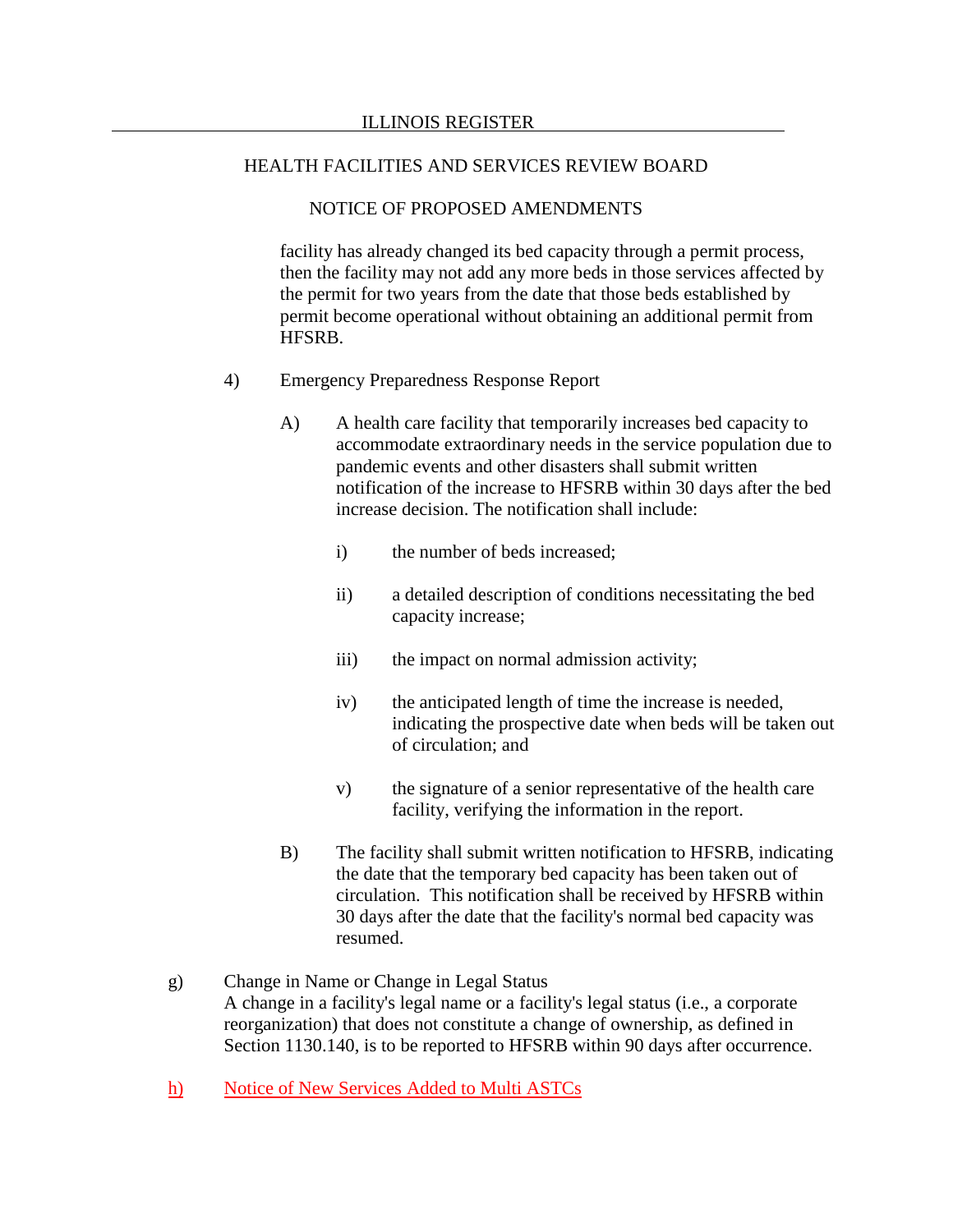facility has already changed its bed capacity through a permit process, then the facility may not add any more beds in those services affected by the permit for two years from the date that those beds established by permit become operational without obtaining an additional permit from HFSRB.

4) Emergency Preparedness Response Report

A) A health care facility that temporarily increases bed capacity to accommodate extraordinary needs in the service population due to pandemic events and other disasters shall submit written notification of the increase to HFSRB within 30 days after the bed increase decision. The notification shall include:

i) the number of beds increased;

ii) a detailed description of conditions necessitating the bed capacity increase;

iii) the impact on normal admission activity;

iv) the anticipated length of time the increase is needed, indicating the prospective date when beds will be taken out of circulation; and

v) the signature of a senior representative of the health care facility, verifying the information in the report.

B) The facility shall submit written notification to HFSRB, indicating the date that the temporary bed capacity has been taken out of circulation. This notification shall be received by HFSRB within 30 days after the date that the facility's normal bed capacity was resumed.

g) Change in Name or Change in Legal Status
A change in a facility's legal name or a facility's legal status (i.e., a corporate reorganization) that does not constitute a change of ownership, as defined in Section 1130.140, is to be reported to HFSRB within 90 days after occurrence.

h) Notice of New Services Added to Multi ASTCs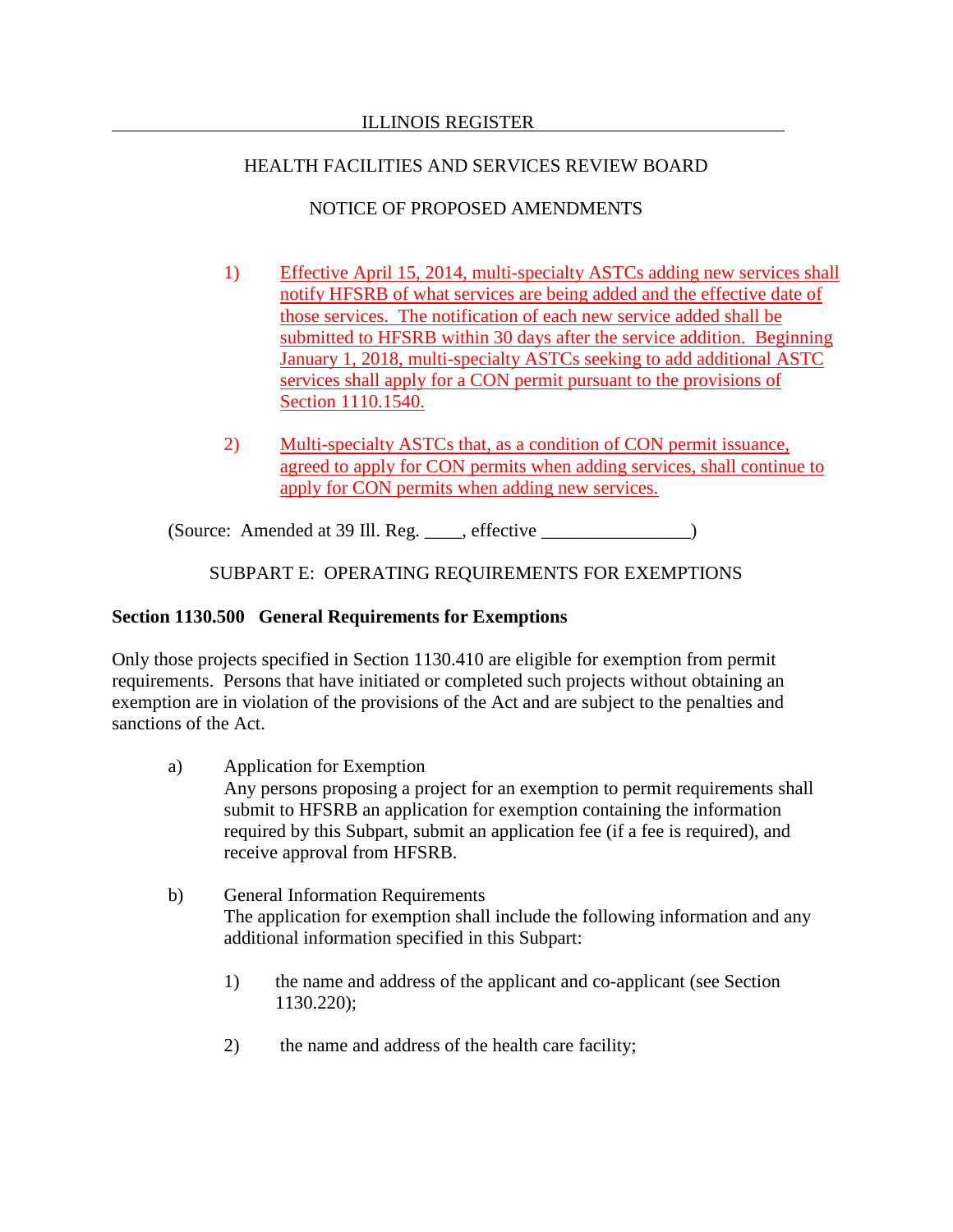ILLINOIS REGISTER

HEALTH FACILITIES AND SERVICES REVIEW BOARD

NOTICE OF PROPOSED AMENDMENTS

1) Effective April 15, 2014, multi-specialty ASTCs adding new services shall notify HFSRB of what services are being added and the effective date of those services. The notification of each new service added shall be submitted to HFSRB within 30 days after the service addition. Beginning January 1, 2018, multi-specialty ASTCs seeking to add additional ASTC services shall apply for a CON permit pursuant to the provisions of Section 1110.1540.

2) Multi-specialty ASTCs that, as a condition of CON permit issuance, agreed to apply for CON permits when adding services, shall continue to apply for CON permits when adding new services.

(Source: Amended at 39 Ill. Reg. ____, effective ________________)

SUBPART E: OPERATING REQUIREMENTS FOR EXEMPTIONS

**Section 1130.500 General Requirements for Exemptions**

Only those projects specified in Section 1130.410 are eligible for exemption from permit requirements. Persons that have initiated or completed such projects without obtaining an exemption are in violation of the provisions of the Act and are subject to the penalties and sanctions of the Act.

a) Application for Exemption
Any persons proposing a project for an exemption to permit requirements shall submit to HFSRB an application for exemption containing the information required by this Subpart, submit an application fee (if a fee is required), and receive approval from HFSRB.

b) General Information Requirements
The application for exemption shall include the following information and any additional information specified in this Subpart:

1) the name and address of the applicant and co-applicant (see Section 1130.220);

2) the name and address of the health care facility;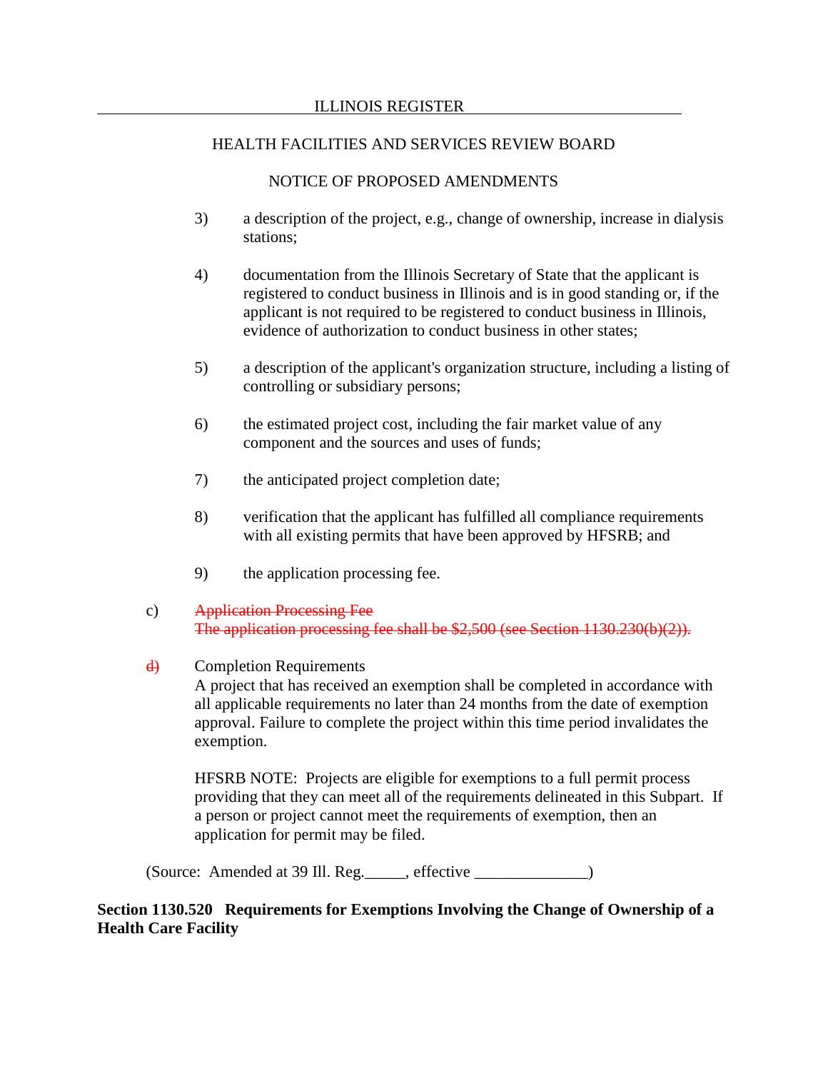3) a description of the project, e.g., change of ownership, increase in dialysis stations;

4) documentation from the Illinois Secretary of State that the applicant is registered to conduct business in Illinois and is in good standing or, if the applicant is not required to be registered to conduct business in Illinois, evidence of authorization to conduct business in other states;

5) a description of the applicant's organization structure, including a listing of controlling or subsidiary persons;

6) the estimated project cost, including the fair market value of any component and the sources and uses of funds;

7) the anticipated project completion date;

8) verification that the applicant has fulfilled all compliance requirements with all existing permits that have been approved by HFSRB; and

9) the application processing fee.

c) ~~Application Processing Fee~~
~~The application processing fee shall be $2,500 (see Section 1130.230(b)(2)).~~

~~d)~~ Completion Requirements
A project that has received an exemption shall be completed in accordance with all applicable requirements no later than 24 months from the date of exemption approval. Failure to complete the project within this time period invalidates the exemption.

HFSRB NOTE: Projects are eligible for exemptions to a full permit process providing that they can meet all of the requirements delineated in this Subpart. If a person or project cannot meet the requirements of exemption, then an application for permit may be filed.

(Source: Amended at 39 Ill. Reg.\_\_\_\_\_, effective \_\_\_\_\_\_\_\_\_\_\_\_\_\_)

**Section 1130.520 Requirements for Exemptions Involving the Change of Ownership of a Health Care Facility**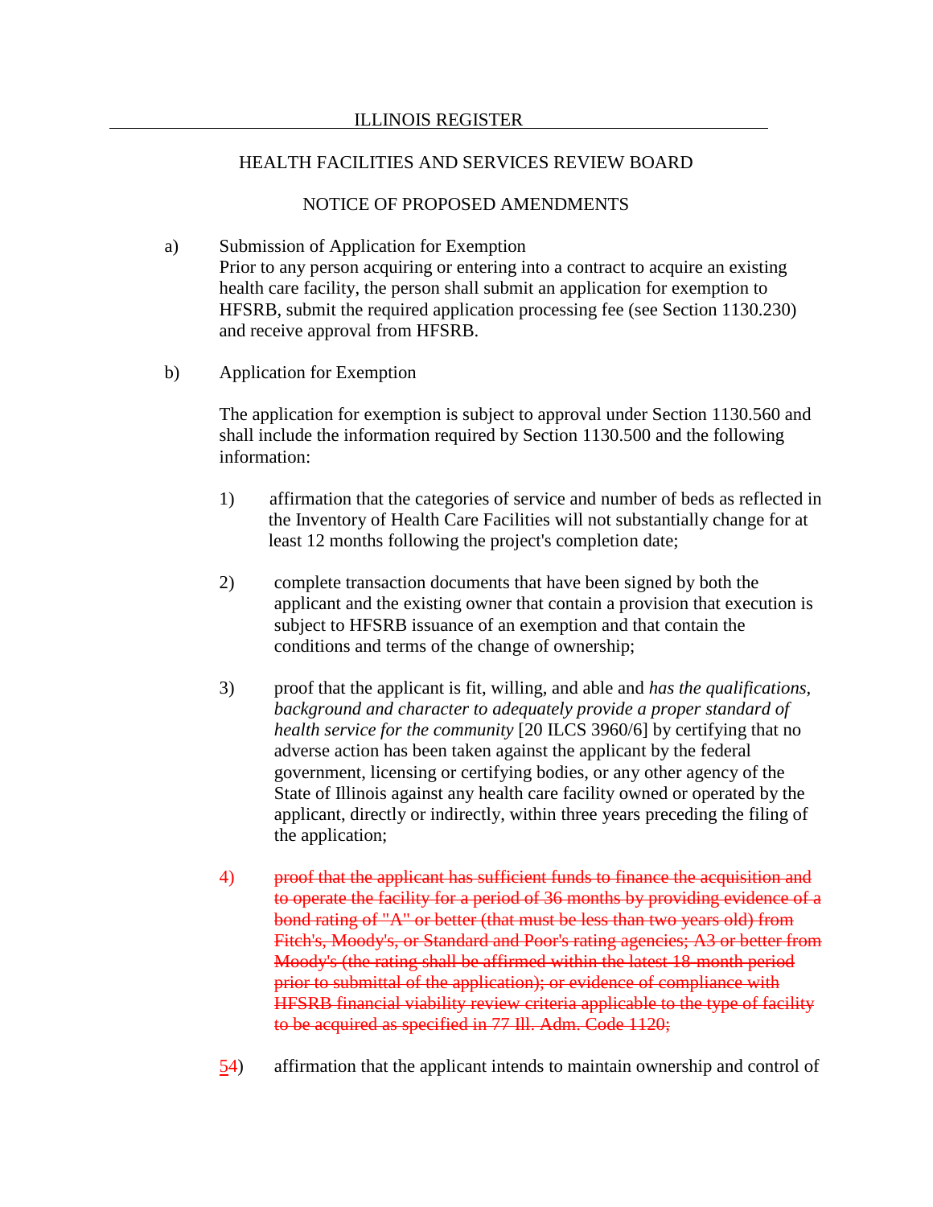HEALTH FACILITIES AND SERVICES REVIEW BOARD

NOTICE OF PROPOSED AMENDMENTS

a) Submission of Application for Exemption
Prior to any person acquiring or entering into a contract to acquire an existing health care facility, the person shall submit an application for exemption to HFSRB, submit the required application processing fee (see Section 1130.230) and receive approval from HFSRB.

b) Application for Exemption

The application for exemption is subject to approval under Section 1130.560 and shall include the information required by Section 1130.500 and the following information:

1) affirmation that the categories of service and number of beds as reflected in the Inventory of Health Care Facilities will not substantially change for at least 12 months following the project's completion date;

2) complete transaction documents that have been signed by both the applicant and the existing owner that contain a provision that execution is subject to HFSRB issuance of an exemption and that contain the conditions and terms of the change of ownership;

3) proof that the applicant is fit, willing, and able and *has the qualifications, background and character to adequately provide a proper standard of health service for the community* [20 ILCS 3960/6] by certifying that no adverse action has been taken against the applicant by the federal government, licensing or certifying bodies, or any other agency of the State of Illinois against any health care facility owned or operated by the applicant, directly or indirectly, within three years preceding the filing of the application;

~~4) proof that the applicant has sufficient funds to finance the acquisition and to operate the facility for a period of 36 months by providing evidence of a bond rating of "A" or better (that must be less than two years old) from Fitch's, Moody's, or Standard and Poor's rating agencies; A3 or better from Moody's (the rating shall be affirmed within the latest 18-month period prior to submittal of the application); or evidence of compliance with HFSRB financial viability review criteria applicable to the type of facility to be acquired as specified in 77 Ill. Adm. Code 1120;~~

<u>5</u>~~4~~) affirmation that the applicant intends to maintain ownership and control of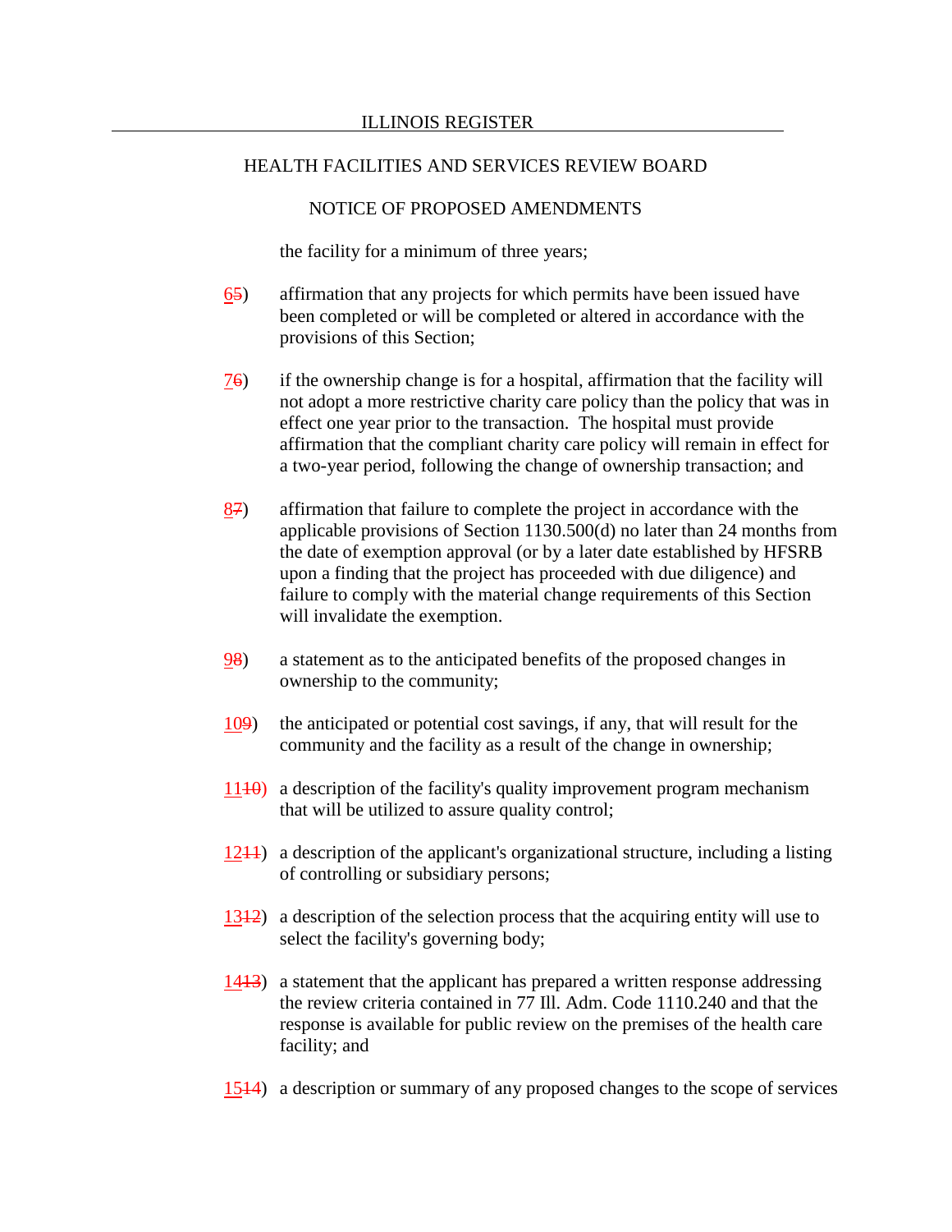the facility for a minimum of three years;

65) affirmation that any projects for which permits have been issued have been completed or will be completed or altered in accordance with the provisions of this Section;

76) if the ownership change is for a hospital, affirmation that the facility will not adopt a more restrictive charity care policy than the policy that was in effect one year prior to the transaction. The hospital must provide affirmation that the compliant charity care policy will remain in effect for a two-year period, following the change of ownership transaction; and

87) affirmation that failure to complete the project in accordance with the applicable provisions of Section 1130.500(d) no later than 24 months from the date of exemption approval (or by a later date established by HFSRB upon a finding that the project has proceeded with due diligence) and failure to comply with the material change requirements of this Section will invalidate the exemption.

98) a statement as to the anticipated benefits of the proposed changes in ownership to the community;

109) the anticipated or potential cost savings, if any, that will result for the community and the facility as a result of the change in ownership;

1110) a description of the facility's quality improvement program mechanism that will be utilized to assure quality control;

1211) a description of the applicant's organizational structure, including a listing of controlling or subsidiary persons;

1312) a description of the selection process that the acquiring entity will use to select the facility's governing body;

1413) a statement that the applicant has prepared a written response addressing the review criteria contained in 77 Ill. Adm. Code 1110.240 and that the response is available for public review on the premises of the health care facility; and

1514) a description or summary of any proposed changes to the scope of services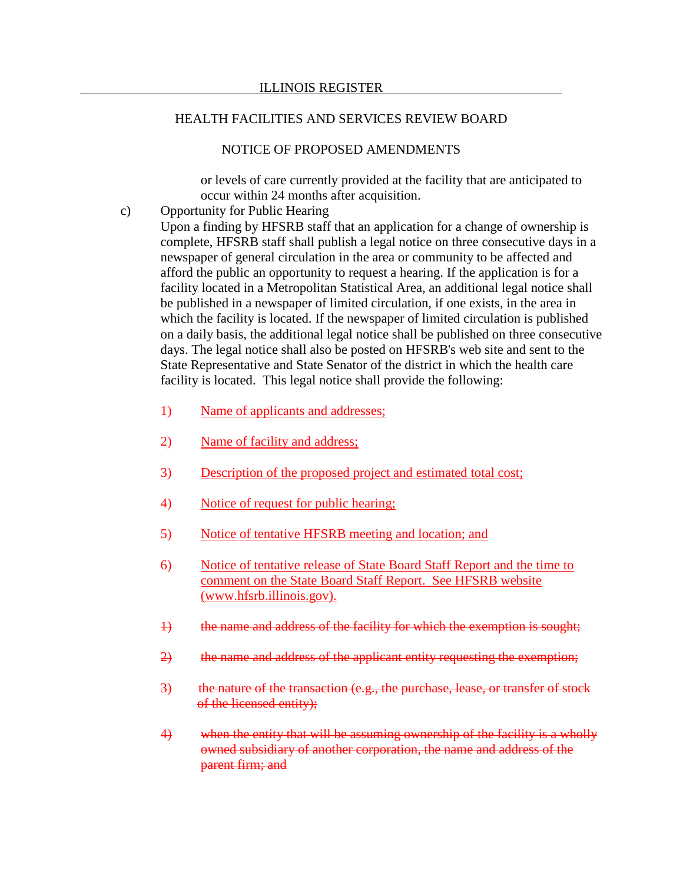or levels of care currently provided at the facility that are anticipated to occur within 24 months after acquisition.

c) Opportunity for Public Hearing

Upon a finding by HFSRB staff that an application for a change of ownership is complete, HFSRB staff shall publish a legal notice on three consecutive days in a newspaper of general circulation in the area or community to be affected and afford the public an opportunity to request a hearing. If the application is for a facility located in a Metropolitan Statistical Area, an additional legal notice shall be published in a newspaper of limited circulation, if one exists, in the area in which the facility is located. If the newspaper of limited circulation is published on a daily basis, the additional legal notice shall be published on three consecutive days. The legal notice shall also be posted on HFSRB's web site and sent to the State Representative and State Senator of the district in which the health care facility is located. This legal notice shall provide the following:

1) <u>Name of applicants and addresses;</u>

2) <u>Name of facility and address;</u>

3) <u>Description of the proposed project and estimated total cost;</u>

4) <u>Notice of request for public hearing;</u>

5) <u>Notice of tentative HFSRB meeting and location; and</u>

6) <u>Notice of tentative release of State Board Staff Report and the time to comment on the State Board Staff Report. See HFSRB website (www.hfsrb.illinois.gov).</u>

~~1) the name and address of the facility for which the exemption is sought;~~

~~2) the name and address of the applicant entity requesting the exemption;~~

~~3) the nature of the transaction (e.g., the purchase, lease, or transfer of stock of the licensed entity);~~

~~4) when the entity that will be assuming ownership of the facility is a wholly owned subsidiary of another corporation, the name and address of the parent firm; and~~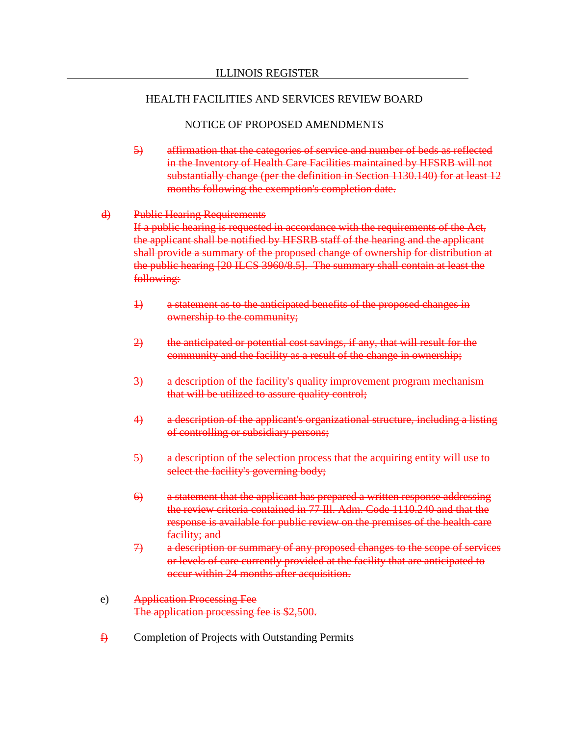ILLINOIS REGISTER

HEALTH FACILITIES AND SERVICES REVIEW BOARD

NOTICE OF PROPOSED AMENDMENTS

~~5) affirmation that the categories of service and number of beds as reflected in the Inventory of Health Care Facilities maintained by HFSRB will not substantially change (per the definition in Section 1130.140) for at least 12 months following the exemption's completion date.~~

~~d) Public Hearing Requirements~~
~~If a public hearing is requested in accordance with the requirements of the Act, the applicant shall be notified by HFSRB staff of the hearing and the applicant shall provide a summary of the proposed change of ownership for distribution at the public hearing [20 ILCS 3960/8.5]. The summary shall contain at least the following:~~

~~1) a statement as to the anticipated benefits of the proposed changes in ownership to the community;~~

~~2) the anticipated or potential cost savings, if any, that will result for the community and the facility as a result of the change in ownership;~~

~~3) a description of the facility's quality improvement program mechanism that will be utilized to assure quality control;~~

~~4) a description of the applicant's organizational structure, including a listing of controlling or subsidiary persons;~~

~~5) a description of the selection process that the acquiring entity will use to select the facility's governing body;~~

~~6) a statement that the applicant has prepared a written response addressing the review criteria contained in 77 Ill. Adm. Code 1110.240 and that the response is available for public review on the premises of the health care facility; and~~

~~7) a description or summary of any proposed changes to the scope of services or levels of care currently provided at the facility that are anticipated to occur within 24 months after acquisition.~~

e) ~~Application Processing Fee~~
~~The application processing fee is $2,500.~~

~~f)~~ Completion of Projects with Outstanding Permits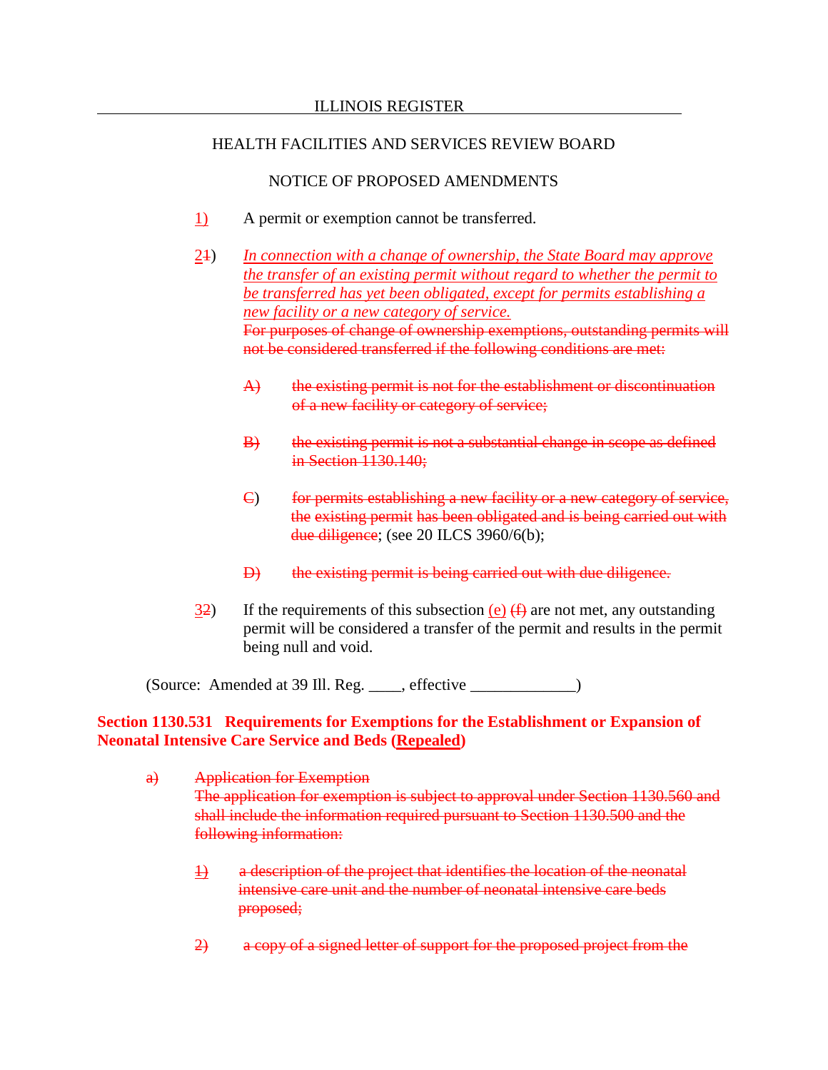1) A permit or exemption cannot be transferred.

21) *In connection with a change of ownership, the State Board may approve the transfer of an existing permit without regard to whether the permit to be transferred has yet been obligated, except for permits establishing a new facility or a new category of service.*
~~For purposes of change of ownership exemptions, outstanding permits will not be considered transferred if the following conditions are met:~~

~~A) the existing permit is not for the establishment or discontinuation of a new facility or category of service;~~

~~B) the existing permit is not a substantial change in scope as defined in Section 1130.140;~~

~~C) for permits establishing a new facility or a new category of service, the existing permit has been obligated and is being carried out with due diligence~~; (see 20 ILCS 3960/6(b);

~~D) the existing permit is being carried out with due diligence.~~

32) If the requirements of this subsection (e) ~~(f)~~ are not met, any outstanding permit will be considered a transfer of the permit and results in the permit being null and void.

(Source: Amended at 39 Ill. Reg. ____, effective ____________)

**Section 1130.531 Requirements for Exemptions for the Establishment or Expansion of Neonatal Intensive Care Service and Beds (Repealed)**

~~a) Application for Exemption~~
~~The application for exemption is subject to approval under Section 1130.560 and shall include the information required pursuant to Section 1130.500 and the following information:~~

~~1) a description of the project that identifies the location of the neonatal intensive care unit and the number of neonatal intensive care beds proposed;~~

~~2) a copy of a signed letter of support for the proposed project from the~~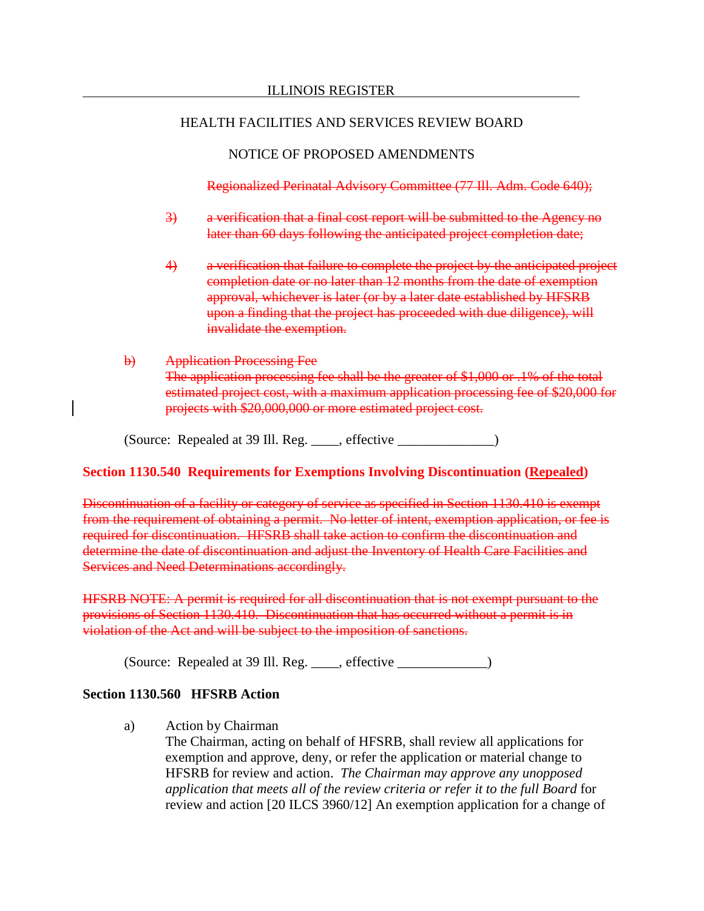Regionalized Perinatal Advisory Committee (77 Ill. Adm. Code 640);

3) a verification that a final cost report will be submitted to the Agency no later than 60 days following the anticipated project completion date;

4) a verification that failure to complete the project by the anticipated project completion date or no later than 12 months from the date of exemption approval, whichever is later (or by a later date established by HFSRB upon a finding that the project has proceeded with due diligence), will invalidate the exemption.

b) Application Processing Fee
The application processing fee shall be the greater of $1,000 or .1% of the total estimated project cost, with a maximum application processing fee of $20,000 for projects with $20,000,000 or more estimated project cost.

(Source: Repealed at 39 Ill. Reg. ____, effective ______________)

**Section 1130.540 Requirements for Exemptions Involving Discontinuation (Repealed)**

Discontinuation of a facility or category of service as specified in Section 1130.410 is exempt from the requirement of obtaining a permit. No letter of intent, exemption application, or fee is required for discontinuation. HFSRB shall take action to confirm the discontinuation and determine the date of discontinuation and adjust the Inventory of Health Care Facilities and Services and Need Determinations accordingly.

HFSRB NOTE: A permit is required for all discontinuation that is not exempt pursuant to the provisions of Section 1130.410. Discontinuation that has occurred without a permit is in violation of the Act and will be subject to the imposition of sanctions.

(Source: Repealed at 39 Ill. Reg. ____, effective _____________)

**Section 1130.560 HFSRB Action**

a) Action by Chairman
The Chairman, acting on behalf of HFSRB, shall review all applications for exemption and approve, deny, or refer the application or material change to HFSRB for review and action. *The Chairman may approve any unopposed application that meets all of the review criteria or refer it to the full Board* for review and action [20 ILCS 3960/12] An exemption application for a change of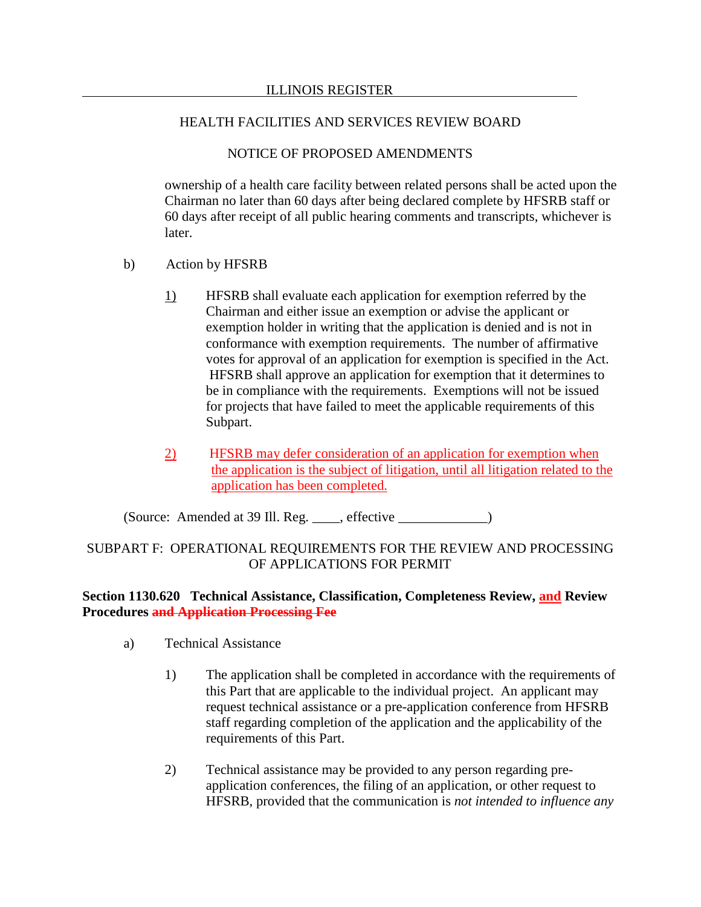ownership of a health care facility between related persons shall be acted upon the Chairman no later than 60 days after being declared complete by HFSRB staff or 60 days after receipt of all public hearing comments and transcripts, whichever is later.

b) Action by HFSRB

1) HFSRB shall evaluate each application for exemption referred by the Chairman and either issue an exemption or advise the applicant or exemption holder in writing that the application is denied and is not in conformance with exemption requirements. The number of affirmative votes for approval of an application for exemption is specified in the Act. HFSRB shall approve an application for exemption that it determines to be in compliance with the requirements. Exemptions will not be issued for projects that have failed to meet the applicable requirements of this Subpart.

2) HFSRB may defer consideration of an application for exemption when the application is the subject of litigation, until all litigation related to the application has been completed.

(Source: Amended at 39 Ill. Reg. ____, effective ____________)

SUBPART F: OPERATIONAL REQUIREMENTS FOR THE REVIEW AND PROCESSING OF APPLICATIONS FOR PERMIT

**Section 1130.620 Technical Assistance, Classification, Completeness Review, and Review Procedures ~~and Application Processing Fee~~**

a) Technical Assistance

1) The application shall be completed in accordance with the requirements of this Part that are applicable to the individual project. An applicant may request technical assistance or a pre-application conference from HFSRB staff regarding completion of the application and the applicability of the requirements of this Part.

2) Technical assistance may be provided to any person regarding pre-application conferences, the filing of an application, or other request to HFSRB, provided that the communication is *not intended to influence any*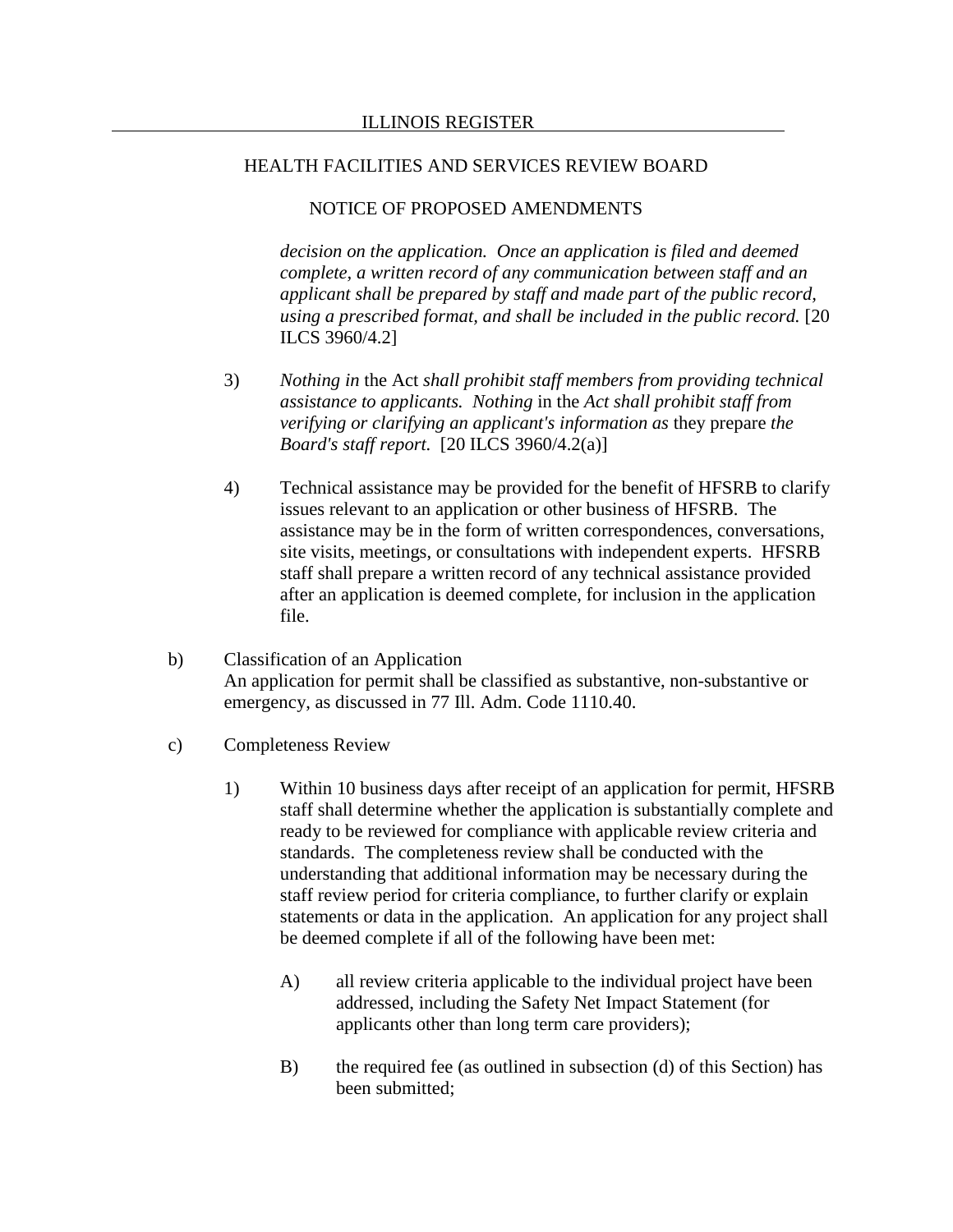*decision on the application. Once an application is filed and deemed complete, a written record of any communication between staff and an applicant shall be prepared by staff and made part of the public record, using a prescribed format, and shall be included in the public record.* [20 ILCS 3960/4.2]

3) *Nothing in* the Act *shall prohibit staff members from providing technical assistance to applicants. Nothing* in the *Act shall prohibit staff from verifying or clarifying an applicant's information as* they prepare *the Board's staff report.* [20 ILCS 3960/4.2(a)]

4) Technical assistance may be provided for the benefit of HFSRB to clarify issues relevant to an application or other business of HFSRB. The assistance may be in the form of written correspondences, conversations, site visits, meetings, or consultations with independent experts. HFSRB staff shall prepare a written record of any technical assistance provided after an application is deemed complete, for inclusion in the application file.

b) Classification of an Application
An application for permit shall be classified as substantive, non-substantive or emergency, as discussed in 77 Ill. Adm. Code 1110.40.

c) Completeness Review

1) Within 10 business days after receipt of an application for permit, HFSRB staff shall determine whether the application is substantially complete and ready to be reviewed for compliance with applicable review criteria and standards. The completeness review shall be conducted with the understanding that additional information may be necessary during the staff review period for criteria compliance, to further clarify or explain statements or data in the application. An application for any project shall be deemed complete if all of the following have been met:

A) all review criteria applicable to the individual project have been addressed, including the Safety Net Impact Statement (for applicants other than long term care providers);

B) the required fee (as outlined in subsection (d) of this Section) has been submitted;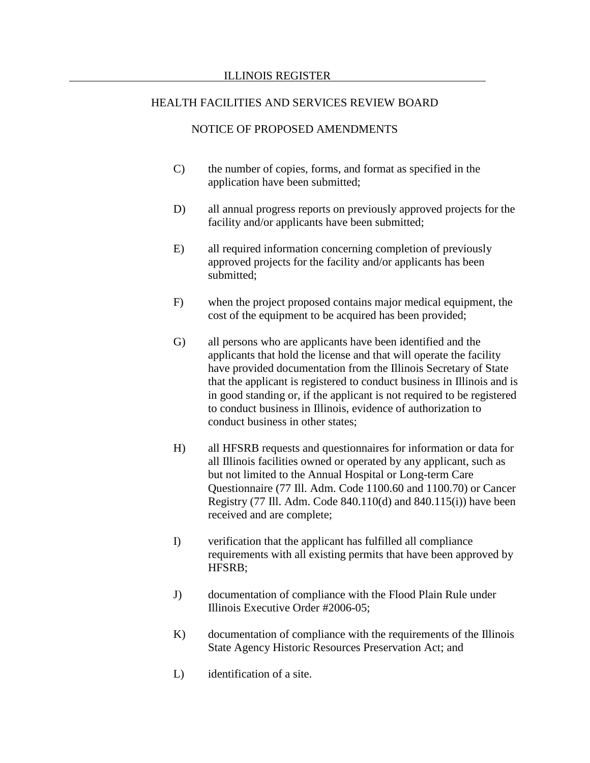C) the number of copies, forms, and format as specified in the application have been submitted;

D) all annual progress reports on previously approved projects for the facility and/or applicants have been submitted;

E) all required information concerning completion of previously approved projects for the facility and/or applicants has been submitted;

F) when the project proposed contains major medical equipment, the cost of the equipment to be acquired has been provided;

G) all persons who are applicants have been identified and the applicants that hold the license and that will operate the facility have provided documentation from the Illinois Secretary of State that the applicant is registered to conduct business in Illinois and is in good standing or, if the applicant is not required to be registered to conduct business in Illinois, evidence of authorization to conduct business in other states;

H) all HFSRB requests and questionnaires for information or data for all Illinois facilities owned or operated by any applicant, such as but not limited to the Annual Hospital or Long-term Care Questionnaire (77 Ill. Adm. Code 1100.60 and 1100.70) or Cancer Registry (77 Ill. Adm. Code 840.110(d) and 840.115(i)) have been received and are complete;

I) verification that the applicant has fulfilled all compliance requirements with all existing permits that have been approved by HFSRB;

J) documentation of compliance with the Flood Plain Rule under Illinois Executive Order #2006-05;

K) documentation of compliance with the requirements of the Illinois State Agency Historic Resources Preservation Act; and

L) identification of a site.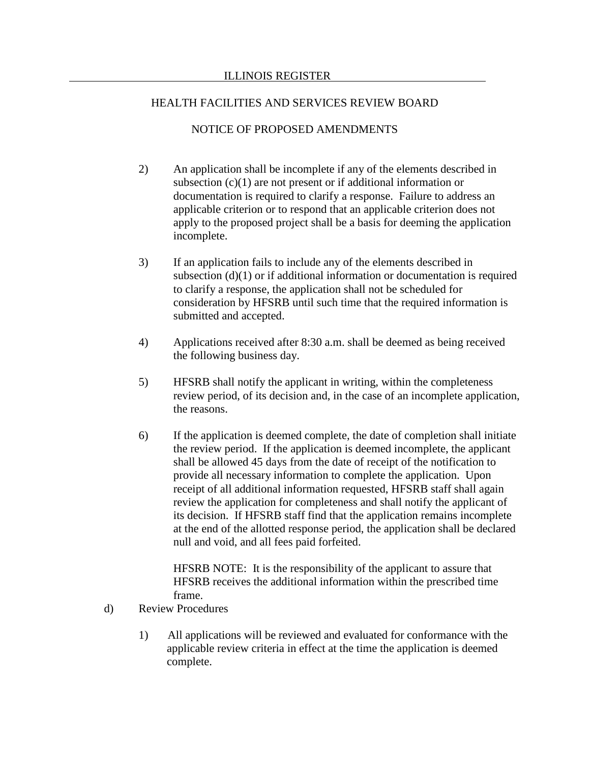2) An application shall be incomplete if any of the elements described in subsection (c)(1) are not present or if additional information or documentation is required to clarify a response. Failure to address an applicable criterion or to respond that an applicable criterion does not apply to the proposed project shall be a basis for deeming the application incomplete.

3) If an application fails to include any of the elements described in subsection (d)(1) or if additional information or documentation is required to clarify a response, the application shall not be scheduled for consideration by HFSRB until such time that the required information is submitted and accepted.

4) Applications received after 8:30 a.m. shall be deemed as being received the following business day.

5) HFSRB shall notify the applicant in writing, within the completeness review period, of its decision and, in the case of an incomplete application, the reasons.

6) If the application is deemed complete, the date of completion shall initiate the review period. If the application is deemed incomplete, the applicant shall be allowed 45 days from the date of receipt of the notification to provide all necessary information to complete the application. Upon receipt of all additional information requested, HFSRB staff shall again review the application for completeness and shall notify the applicant of its decision. If HFSRB staff find that the application remains incomplete at the end of the allotted response period, the application shall be declared null and void, and all fees paid forfeited.

   HFSRB NOTE: It is the responsibility of the applicant to assure that HFSRB receives the additional information within the prescribed time frame.

d) Review Procedures

1) All applications will be reviewed and evaluated for conformance with the applicable review criteria in effect at the time the application is deemed complete.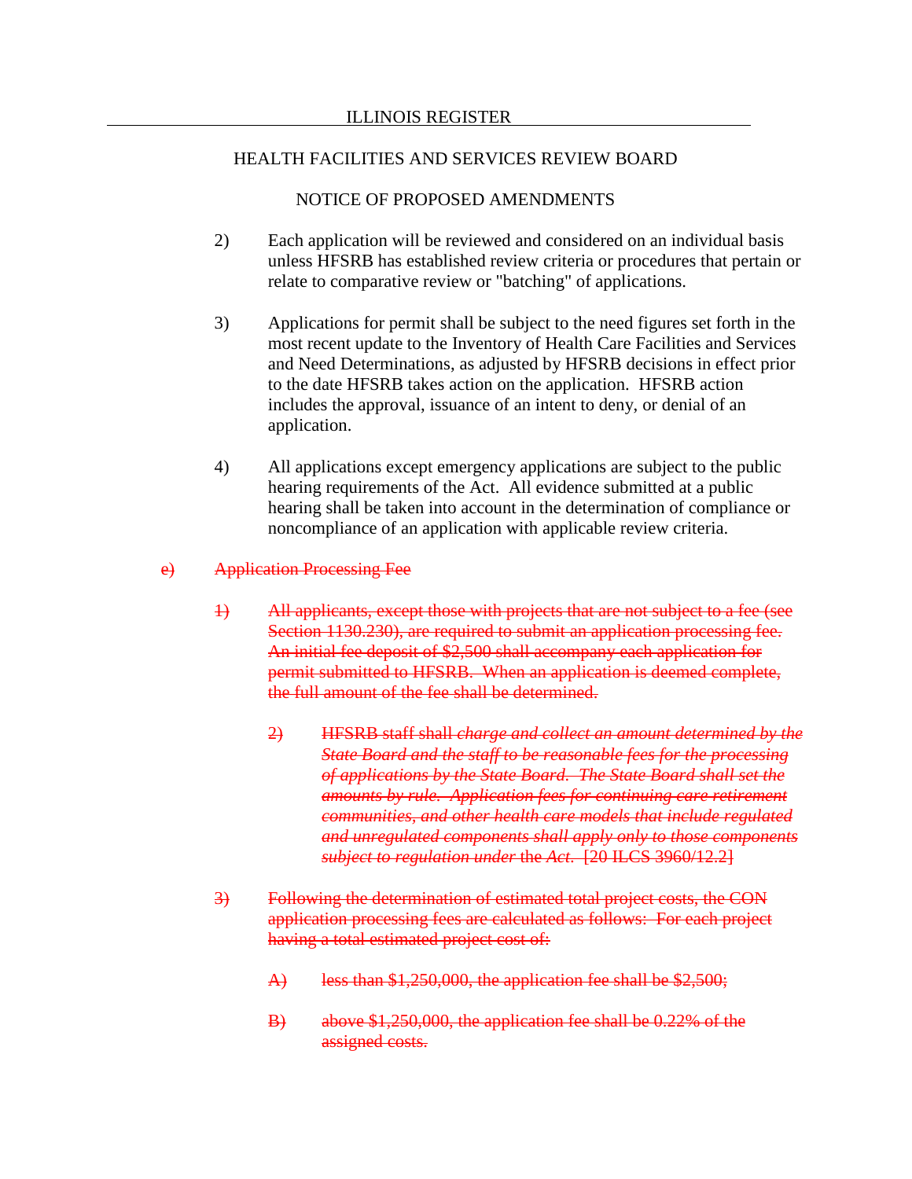ILLINOIS REGISTER

HEALTH FACILITIES AND SERVICES REVIEW BOARD

NOTICE OF PROPOSED AMENDMENTS

2) Each application will be reviewed and considered on an individual basis unless HFSRB has established review criteria or procedures that pertain or relate to comparative review or "batching" of applications.

3) Applications for permit shall be subject to the need figures set forth in the most recent update to the Inventory of Health Care Facilities and Services and Need Determinations, as adjusted by HFSRB decisions in effect prior to the date HFSRB takes action on the application. HFSRB action includes the approval, issuance of an intent to deny, or denial of an application.

4) All applications except emergency applications are subject to the public hearing requirements of the Act. All evidence submitted at a public hearing shall be taken into account in the determination of compliance or noncompliance of an application with applicable review criteria.

~~e) Application Processing Fee~~

~~1) All applicants, except those with projects that are not subject to a fee (see Section 1130.230), are required to submit an application processing fee. An initial fee deposit of $2,500 shall accompany each application for permit submitted to HFSRB. When an application is deemed complete, the full amount of the fee shall be determined.~~

~~2) HFSRB staff shall *charge and collect an amount determined by the State Board and the staff to be reasonable fees for the processing of applications by the State Board. The State Board shall set the amounts by rule. Application fees for continuing care retirement communities, and other health care models that include regulated and unregulated components shall apply only to those components subject to regulation under* the *Act*. [20 ILCS 3960/12.2]~~

~~3) Following the determination of estimated total project costs, the CON application processing fees are calculated as follows: For each project having a total estimated project cost of:~~

~~A) less than $1,250,000, the application fee shall be $2,500;~~

~~B) above $1,250,000, the application fee shall be 0.22% of the assigned costs.~~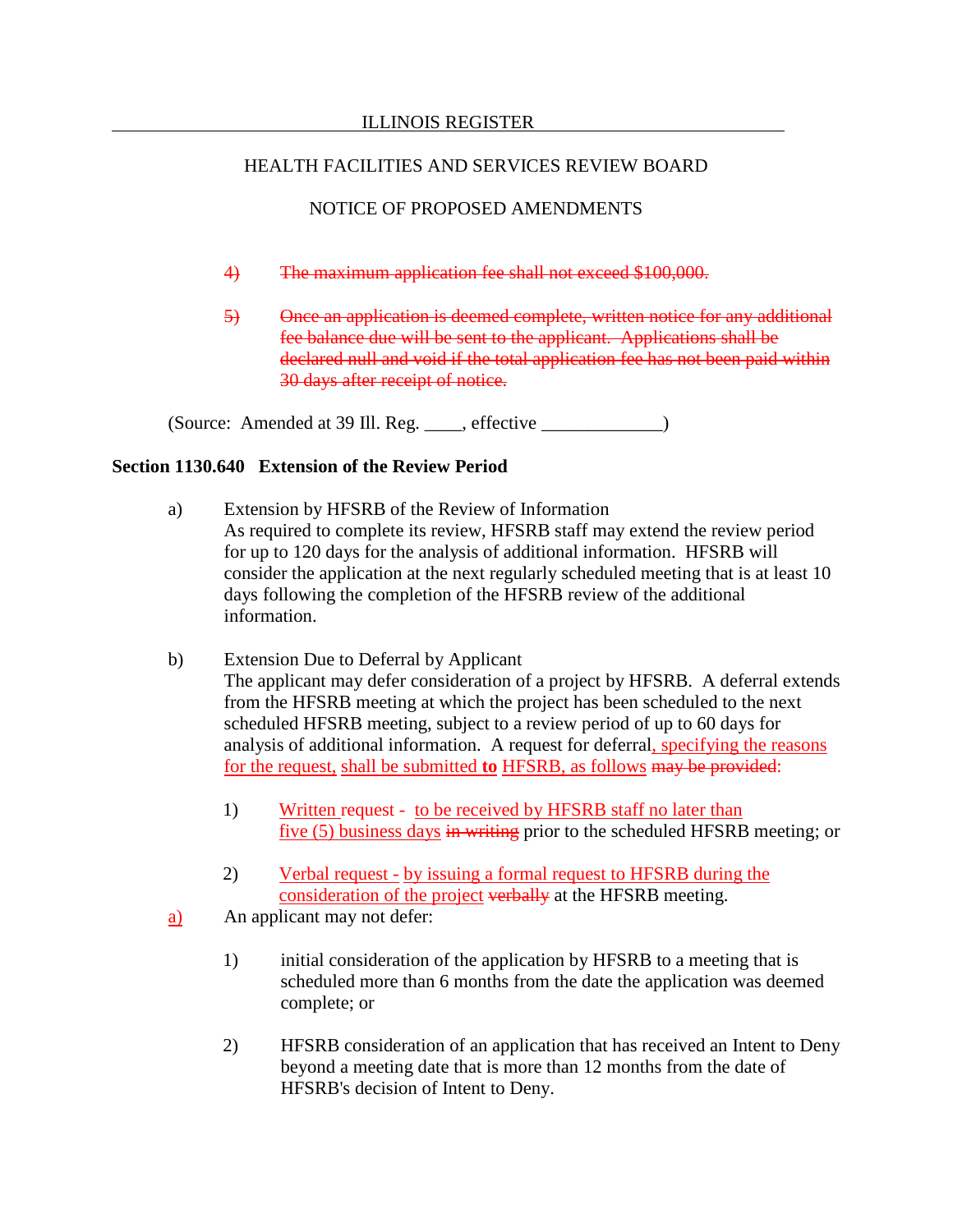4) ~~The maximum application fee shall not exceed $100,000.~~

5) ~~Once an application is deemed complete, written notice for any additional fee balance due will be sent to the applicant. Applications shall be declared null and void if the total application fee has not been paid within 30 days after receipt of notice.~~

(Source: Amended at 39 Ill. Reg. ____, effective ____________)

**Section 1130.640 Extension of the Review Period**

a) Extension by HFSRB of the Review of Information
As required to complete its review, HFSRB staff may extend the review period for up to 120 days for the analysis of additional information. HFSRB will consider the application at the next regularly scheduled meeting that is at least 10 days following the completion of the HFSRB review of the additional information.

b) Extension Due to Deferral by Applicant
The applicant may defer consideration of a project by HFSRB. A deferral extends from the HFSRB meeting at which the project has been scheduled to the next scheduled HFSRB meeting, subject to a review period of up to 60 days for analysis of additional information. A request for deferral<u>, specifying the reasons for the request,</u> <u>shall be submitted</u> **<u>to</u>** <u>HFSRB, as follows</u> ~~may be provided~~:

1) <u>Written</u> request - <u>to be received by HFSRB staff no later than five (5) business days</u> ~~in writing~~ prior to the scheduled HFSRB meeting; or

2) <u>Verbal request - by issuing a formal request to HFSRB during the consideration of the project</u> ~~verbally~~ at the HFSRB meeting.

<u>a)</u> An applicant may not defer:

1) initial consideration of the application by HFSRB to a meeting that is scheduled more than 6 months from the date the application was deemed complete; or

2) HFSRB consideration of an application that has received an Intent to Deny beyond a meeting date that is more than 12 months from the date of HFSRB's decision of Intent to Deny.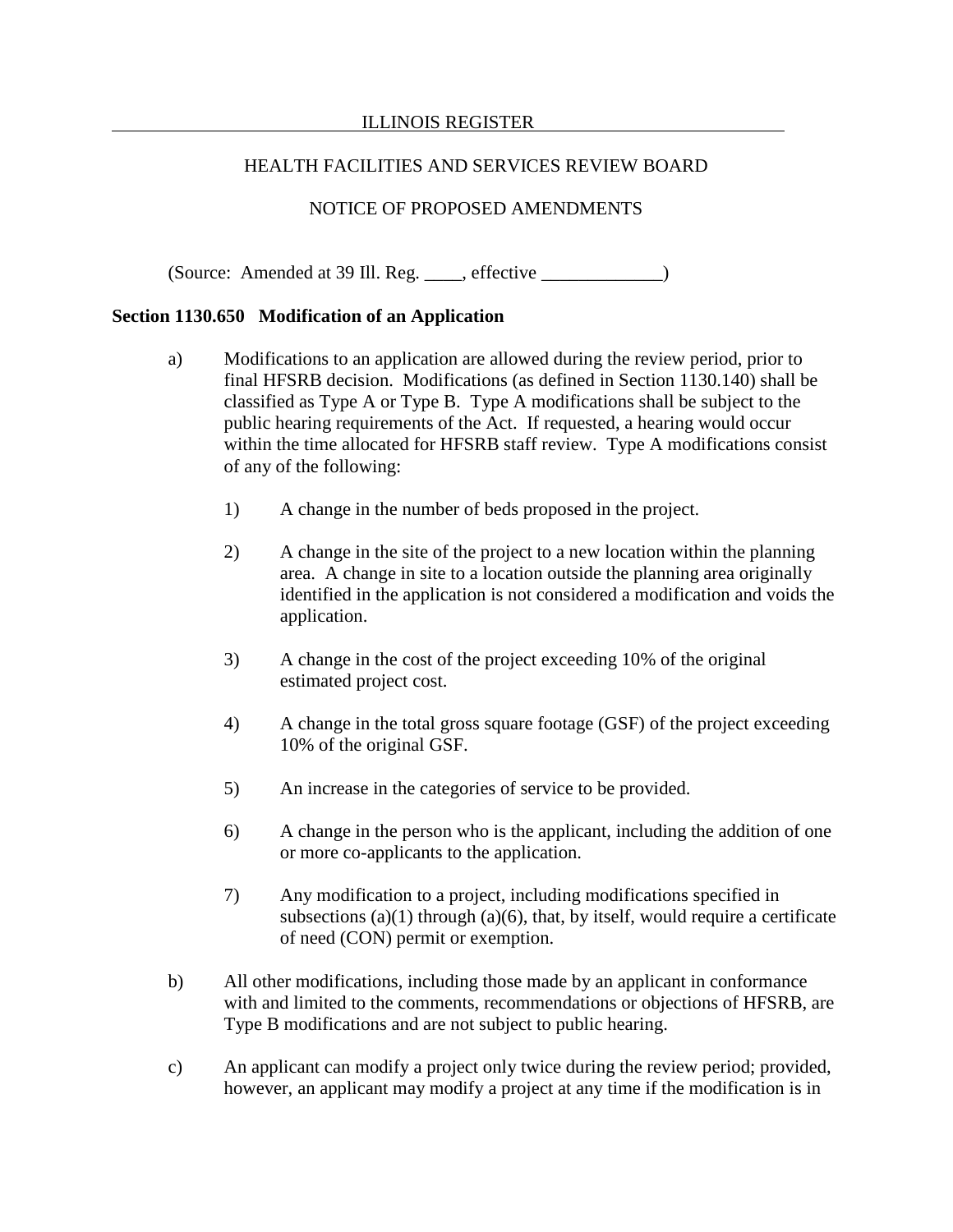(Source: Amended at 39 Ill. Reg. ____, effective _____________)

**Section 1130.650 Modification of an Application**

a) Modifications to an application are allowed during the review period, prior to final HFSRB decision. Modifications (as defined in Section 1130.140) shall be classified as Type A or Type B. Type A modifications shall be subject to the public hearing requirements of the Act. If requested, a hearing would occur within the time allocated for HFSRB staff review. Type A modifications consist of any of the following:

1) A change in the number of beds proposed in the project.

2) A change in the site of the project to a new location within the planning area. A change in site to a location outside the planning area originally identified in the application is not considered a modification and voids the application.

3) A change in the cost of the project exceeding 10% of the original estimated project cost.

4) A change in the total gross square footage (GSF) of the project exceeding 10% of the original GSF.

5) An increase in the categories of service to be provided.

6) A change in the person who is the applicant, including the addition of one or more co-applicants to the application.

7) Any modification to a project, including modifications specified in subsections (a)(1) through (a)(6), that, by itself, would require a certificate of need (CON) permit or exemption.

b) All other modifications, including those made by an applicant in conformance with and limited to the comments, recommendations or objections of HFSRB, are Type B modifications and are not subject to public hearing.

c) An applicant can modify a project only twice during the review period; provided, however, an applicant may modify a project at any time if the modification is in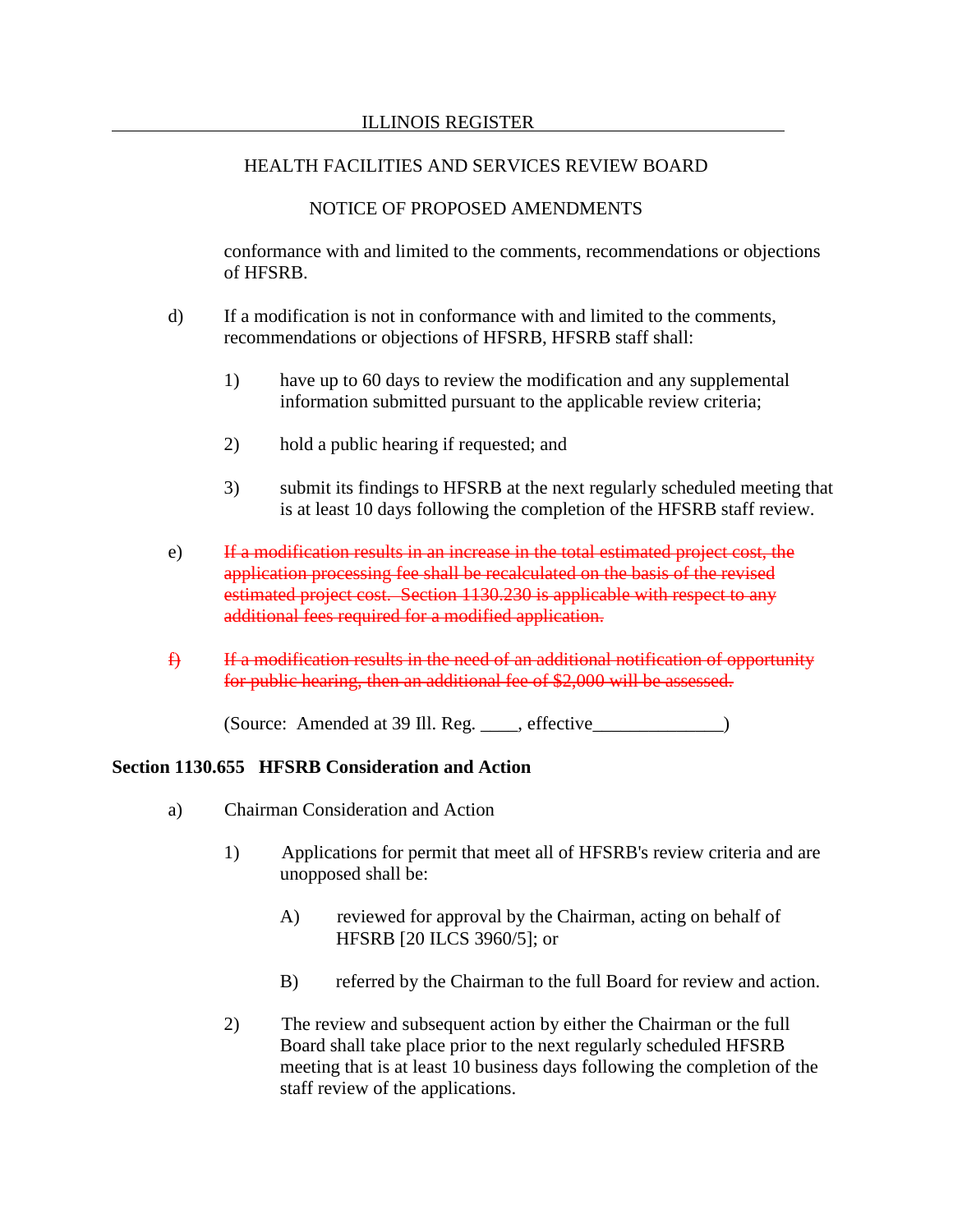conformance with and limited to the comments, recommendations or objections of HFSRB.

d) If a modification is not in conformance with and limited to the comments, recommendations or objections of HFSRB, HFSRB staff shall:

   1) have up to 60 days to review the modification and any supplemental information submitted pursuant to the applicable review criteria;

   2) hold a public hearing if requested; and

   3) submit its findings to HFSRB at the next regularly scheduled meeting that is at least 10 days following the completion of the HFSRB staff review.

~~e) If a modification results in an increase in the total estimated project cost, the application processing fee shall be recalculated on the basis of the revised estimated project cost. Section 1130.230 is applicable with respect to any additional fees required for a modified application.~~

~~f) If a modification results in the need of an additional notification of opportunity for public hearing, then an additional fee of $2,000 will be assessed.~~

(Source: Amended at 39 Ill. Reg. ____, effective______________)

**Section 1130.655 HFSRB Consideration and Action**

a) Chairman Consideration and Action

   1) Applications for permit that meet all of HFSRB's review criteria and are unopposed shall be:

      A) reviewed for approval by the Chairman, acting on behalf of HFSRB [20 ILCS 3960/5]; or

      B) referred by the Chairman to the full Board for review and action.

   2) The review and subsequent action by either the Chairman or the full Board shall take place prior to the next regularly scheduled HFSRB meeting that is at least 10 business days following the completion of the staff review of the applications.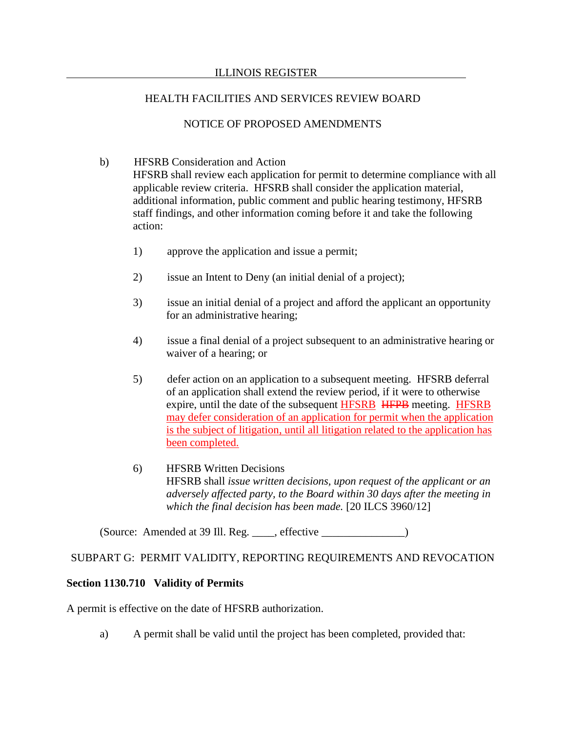b) HFSRB Consideration and Action
HFSRB shall review each application for permit to determine compliance with all applicable review criteria. HFSRB shall consider the application material, additional information, public comment and public hearing testimony, HFSRB staff findings, and other information coming before it and take the following action:

1) approve the application and issue a permit;

2) issue an Intent to Deny (an initial denial of a project);

3) issue an initial denial of a project and afford the applicant an opportunity for an administrative hearing;

4) issue a final denial of a project subsequent to an administrative hearing or waiver of a hearing; or

5) defer action on an application to a subsequent meeting. HFSRB deferral of an application shall extend the review period, if it were to otherwise expire, until the date of the subsequent HFSRB ~~HFPB~~ meeting. HFSRB may defer consideration of an application for permit when the application is the subject of litigation, until all litigation related to the application has been completed.

6) HFSRB Written Decisions
HFSRB shall *issue written decisions, upon request of the applicant or an adversely affected party, to the Board within 30 days after the meeting in which the final decision has been made.* [20 ILCS 3960/12]

(Source: Amended at 39 Ill. Reg. ____, effective _______________)

SUBPART G: PERMIT VALIDITY, REPORTING REQUIREMENTS AND REVOCATION

**Section 1130.710 Validity of Permits**

A permit is effective on the date of HFSRB authorization.

a) A permit shall be valid until the project has been completed, provided that: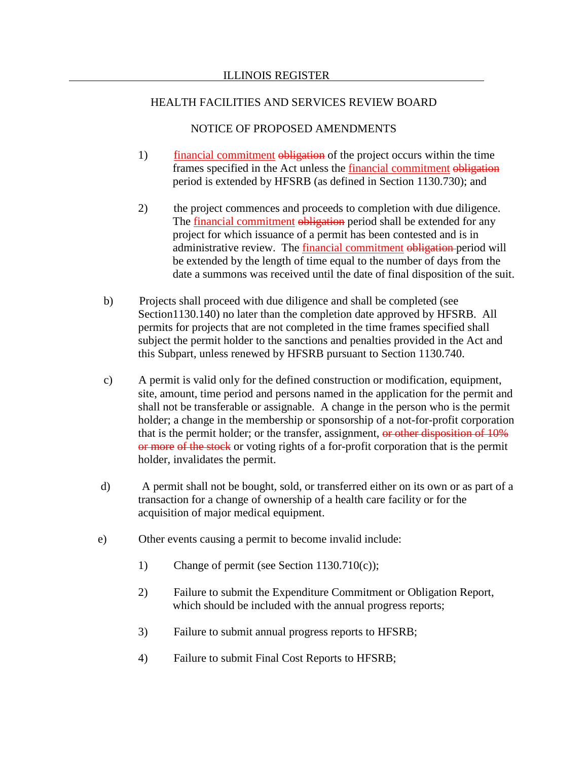ILLINOIS REGISTER

HEALTH FACILITIES AND SERVICES REVIEW BOARD

NOTICE OF PROPOSED AMENDMENTS

1) <u>financial commitment</u> ~~obligation~~ of the project occurs within the time frames specified in the Act unless the <u>financial commitment</u> ~~obligation~~ period is extended by HFSRB (as defined in Section 1130.730); and

2) the project commences and proceeds to completion with due diligence. The <u>financial commitment</u> ~~obligation~~ period shall be extended for any project for which issuance of a permit has been contested and is in administrative review. The <u>financial commitment</u> ~~obligation~~ period will be extended by the length of time equal to the number of days from the date a summons was received until the date of final disposition of the suit.

b) Projects shall proceed with due diligence and shall be completed (see Section1130.140) no later than the completion date approved by HFSRB. All permits for projects that are not completed in the time frames specified shall subject the permit holder to the sanctions and penalties provided in the Act and this Subpart, unless renewed by HFSRB pursuant to Section 1130.740.

c) A permit is valid only for the defined construction or modification, equipment, site, amount, time period and persons named in the application for the permit and shall not be transferable or assignable. A change in the person who is the permit holder; a change in the membership or sponsorship of a not-for-profit corporation that is the permit holder; or the transfer, assignment, ~~or other disposition of 10% or more of the stock~~ or voting rights of a for-profit corporation that is the permit holder, invalidates the permit.

d) A permit shall not be bought, sold, or transferred either on its own or as part of a transaction for a change of ownership of a health care facility or for the acquisition of major medical equipment.

e) Other events causing a permit to become invalid include:

1) Change of permit (see Section 1130.710(c));

2) Failure to submit the Expenditure Commitment or Obligation Report, which should be included with the annual progress reports;

3) Failure to submit annual progress reports to HFSRB;

4) Failure to submit Final Cost Reports to HFSRB;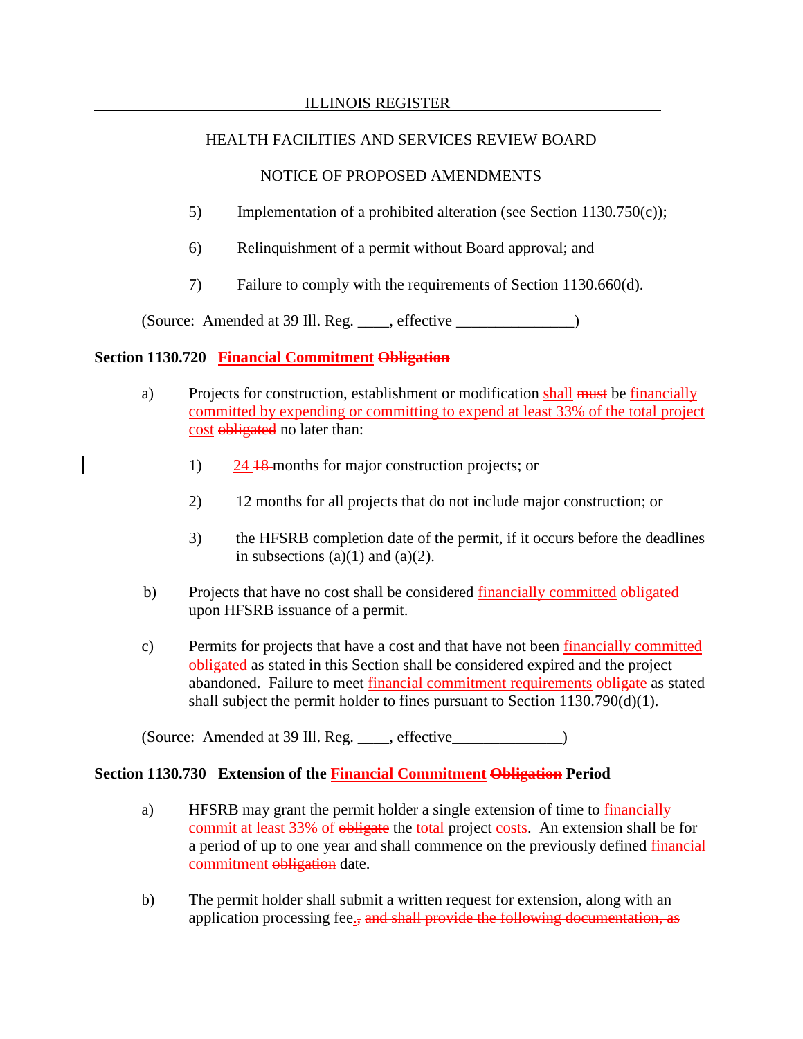5) Implementation of a prohibited alteration (see Section 1130.750(c));

6) Relinquishment of a permit without Board approval; and

7) Failure to comply with the requirements of Section 1130.660(d).

(Source: Amended at 39 Ill. Reg. ____, effective _______________)

**Section 1130.720 Financial Commitment ~~Obligation~~**

a) Projects for construction, establishment or modification shall ~~must~~ be financially committed by expending or committing to expend at least 33% of the total project cost ~~obligated~~ no later than:

1) 24 ~~18~~ months for major construction projects; or

2) 12 months for all projects that do not include major construction; or

3) the HFSRB completion date of the permit, if it occurs before the deadlines in subsections (a)(1) and (a)(2).

b) Projects that have no cost shall be considered financially committed ~~obligated~~ upon HFSRB issuance of a permit.

c) Permits for projects that have a cost and that have not been financially committed ~~obligated~~ as stated in this Section shall be considered expired and the project abandoned. Failure to meet financial commitment requirements ~~obligate~~ as stated shall subject the permit holder to fines pursuant to Section 1130.790(d)(1).

(Source: Amended at 39 Ill. Reg. ____, effective______________)

**Section 1130.730 Extension of the Financial Commitment ~~Obligation~~ Period**

a) HFSRB may grant the permit holder a single extension of time to financially commit at least 33% of ~~obligate~~ the total project costs. An extension shall be for a period of up to one year and shall commence on the previously defined financial commitment ~~obligation~~ date.

b) The permit holder shall submit a written request for extension, along with an application processing fee. ~~, and shall provide the following documentation, as~~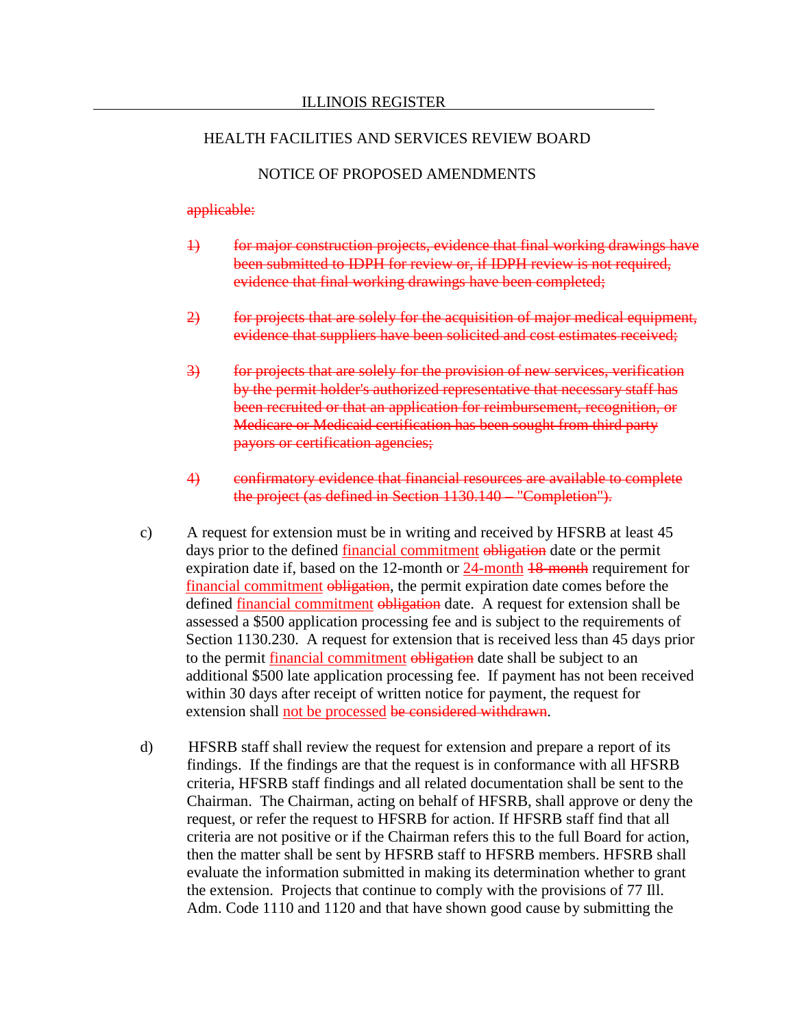ILLINOIS REGISTER

HEALTH FACILITIES AND SERVICES REVIEW BOARD

NOTICE OF PROPOSED AMENDMENTS

~~applicable:~~

~~1) for major construction projects, evidence that final working drawings have been submitted to IDPH for review or, if IDPH review is not required, evidence that final working drawings have been completed;~~

~~2) for projects that are solely for the acquisition of major medical equipment, evidence that suppliers have been solicited and cost estimates received;~~

~~3) for projects that are solely for the provision of new services, verification by the permit holder's authorized representative that necessary staff has been recruited or that an application for reimbursement, recognition, or Medicare or Medicaid certification has been sought from third party payors or certification agencies;~~

~~4) confirmatory evidence that financial resources are available to complete the project (as defined in Section 1130.140 – "Completion").~~

c) A request for extension must be in writing and received by HFSRB at least 45 days prior to the defined financial commitment ~~obligation~~ date or the permit expiration date if, based on the 12-month or 24-month ~~18-month~~ requirement for financial commitment ~~obligation~~, the permit expiration date comes before the defined financial commitment ~~obligation~~ date. A request for extension shall be assessed a $500 application processing fee and is subject to the requirements of Section 1130.230. A request for extension that is received less than 45 days prior to the permit financial commitment ~~obligation~~ date shall be subject to an additional $500 late application processing fee. If payment has not been received within 30 days after receipt of written notice for payment, the request for extension shall not be processed ~~be considered withdrawn~~.

d) HFSRB staff shall review the request for extension and prepare a report of its findings. If the findings are that the request is in conformance with all HFSRB criteria, HFSRB staff findings and all related documentation shall be sent to the Chairman. The Chairman, acting on behalf of HFSRB, shall approve or deny the request, or refer the request to HFSRB for action. If HFSRB staff find that all criteria are not positive or if the Chairman refers this to the full Board for action, then the matter shall be sent by HFSRB staff to HFSRB members. HFSRB shall evaluate the information submitted in making its determination whether to grant the extension. Projects that continue to comply with the provisions of 77 Ill. Adm. Code 1110 and 1120 and that have shown good cause by submitting the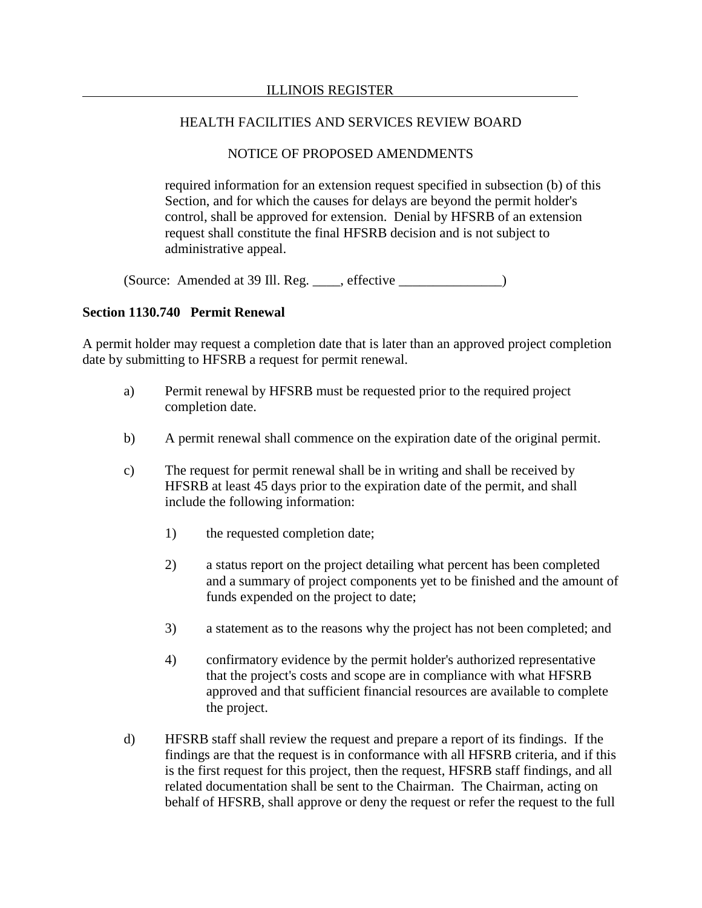required information for an extension request specified in subsection (b) of this Section, and for which the causes for delays are beyond the permit holder's control, shall be approved for extension. Denial by HFSRB of an extension request shall constitute the final HFSRB decision and is not subject to administrative appeal.

(Source: Amended at 39 Ill. Reg. ____, effective _______________)

**Section 1130.740 Permit Renewal**

A permit holder may request a completion date that is later than an approved project completion date by submitting to HFSRB a request for permit renewal.

a) Permit renewal by HFSRB must be requested prior to the required project completion date.

b) A permit renewal shall commence on the expiration date of the original permit.

c) The request for permit renewal shall be in writing and shall be received by HFSRB at least 45 days prior to the expiration date of the permit, and shall include the following information:

  1) the requested completion date;

  2) a status report on the project detailing what percent has been completed and a summary of project components yet to be finished and the amount of funds expended on the project to date;

  3) a statement as to the reasons why the project has not been completed; and

  4) confirmatory evidence by the permit holder's authorized representative that the project's costs and scope are in compliance with what HFSRB approved and that sufficient financial resources are available to complete the project.

d) HFSRB staff shall review the request and prepare a report of its findings. If the findings are that the request is in conformance with all HFSRB criteria, and if this is the first request for this project, then the request, HFSRB staff findings, and all related documentation shall be sent to the Chairman. The Chairman, acting on behalf of HFSRB, shall approve or deny the request or refer the request to the full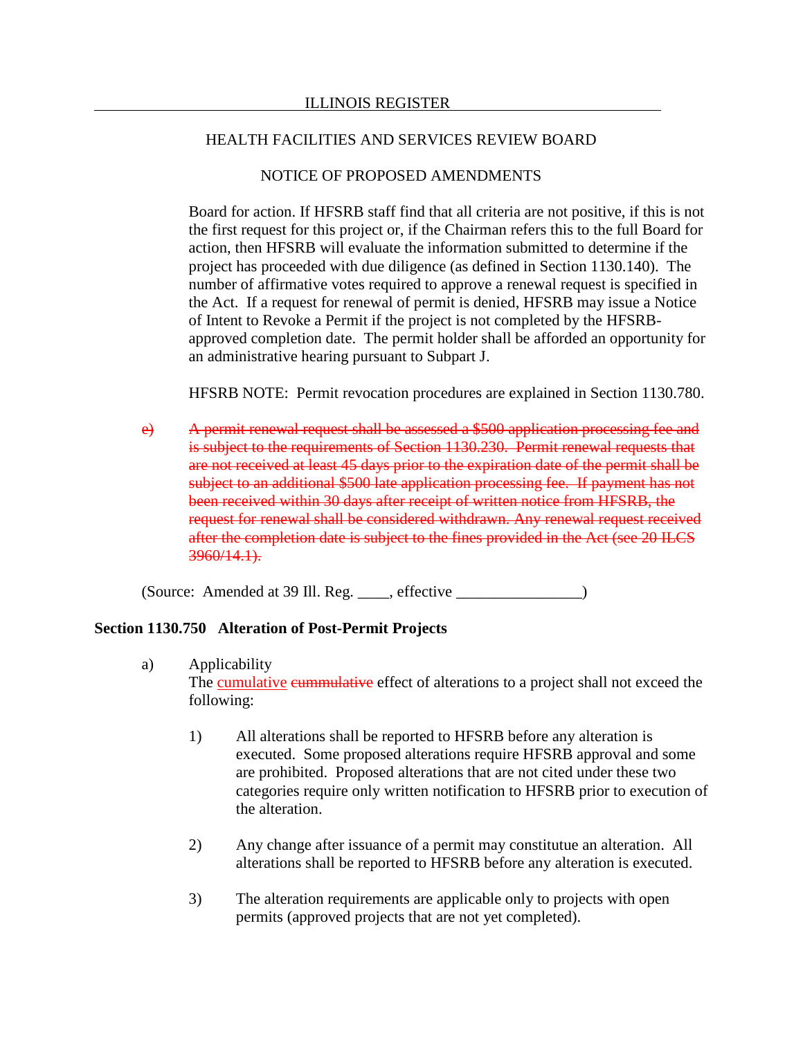Board for action. If HFSRB staff find that all criteria are not positive, if this is not the first request for this project or, if the Chairman refers this to the full Board for action, then HFSRB will evaluate the information submitted to determine if the project has proceeded with due diligence (as defined in Section 1130.140). The number of affirmative votes required to approve a renewal request is specified in the Act. If a request for renewal of permit is denied, HFSRB may issue a Notice of Intent to Revoke a Permit if the project is not completed by the HFSRB-approved completion date. The permit holder shall be afforded an opportunity for an administrative hearing pursuant to Subpart J.

HFSRB NOTE: Permit revocation procedures are explained in Section 1130.780.

~~e) A permit renewal request shall be assessed a $500 application processing fee and is subject to the requirements of Section 1130.230. Permit renewal requests that are not received at least 45 days prior to the expiration date of the permit shall be subject to an additional $500 late application processing fee. If payment has not been received within 30 days after receipt of written notice from HFSRB, the request for renewal shall be considered withdrawn. Any renewal request received after the completion date is subject to the fines provided in the Act (see 20 ILCS 3960/14.1).~~

(Source: Amended at 39 Ill. Reg. ____, effective ________________)

**Section 1130.750 Alteration of Post-Permit Projects**

a) Applicability
The cumulative ~~cummulative~~ effect of alterations to a project shall not exceed the following:

1) All alterations shall be reported to HFSRB before any alteration is executed. Some proposed alterations require HFSRB approval and some are prohibited. Proposed alterations that are not cited under these two categories require only written notification to HFSRB prior to execution of the alteration.

2) Any change after issuance of a permit may constitutue an alteration. All alterations shall be reported to HFSRB before any alteration is executed.

3) The alteration requirements are applicable only to projects with open permits (approved projects that are not yet completed).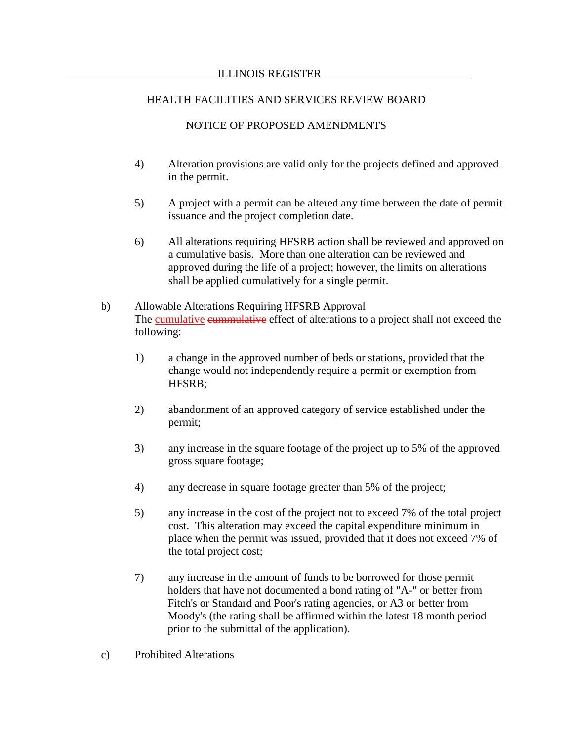4) Alteration provisions are valid only for the projects defined and approved in the permit.

5) A project with a permit can be altered any time between the date of permit issuance and the project completion date.

6) All alterations requiring HFSRB action shall be reviewed and approved on a cumulative basis. More than one alteration can be reviewed and approved during the life of a project; however, the limits on alterations shall be applied cumulatively for a single permit.

b) Allowable Alterations Requiring HFSRB Approval
The <u>cumulative</u> ~~cummulative~~ effect of alterations to a project shall not exceed the following:

1) a change in the approved number of beds or stations, provided that the change would not independently require a permit or exemption from HFSRB;

2) abandonment of an approved category of service established under the permit;

3) any increase in the square footage of the project up to 5% of the approved gross square footage;

4) any decrease in square footage greater than 5% of the project;

5) any increase in the cost of the project not to exceed 7% of the total project cost. This alteration may exceed the capital expenditure minimum in place when the permit was issued, provided that it does not exceed 7% of the total project cost;

7) any increase in the amount of funds to be borrowed for those permit holders that have not documented a bond rating of "A-" or better from Fitch's or Standard and Poor's rating agencies, or A3 or better from Moody's (the rating shall be affirmed within the latest 18 month period prior to the submittal of the application).

c) Prohibited Alterations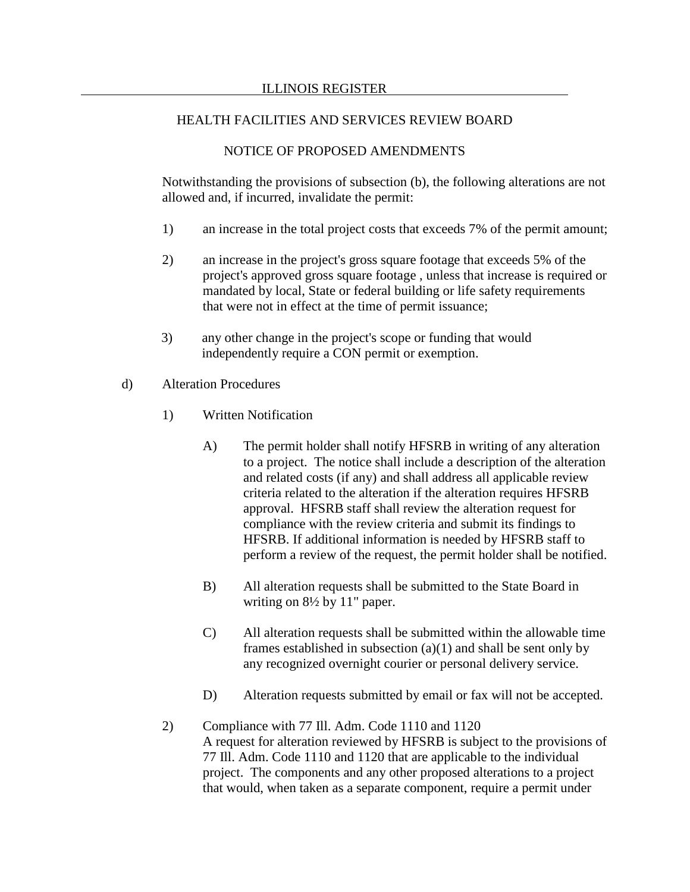Notwithstanding the provisions of subsection (b), the following alterations are not allowed and, if incurred, invalidate the permit:

1) an increase in the total project costs that exceeds 7% of the permit amount;

2) an increase in the project's gross square footage that exceeds 5% of the project's approved gross square footage , unless that increase is required or mandated by local, State or federal building or life safety requirements that were not in effect at the time of permit issuance;

3) any other change in the project's scope or funding that would independently require a CON permit or exemption.

d) Alteration Procedures

1) Written Notification

A) The permit holder shall notify HFSRB in writing of any alteration to a project. The notice shall include a description of the alteration and related costs (if any) and shall address all applicable review criteria related to the alteration if the alteration requires HFSRB approval. HFSRB staff shall review the alteration request for compliance with the review criteria and submit its findings to HFSRB. If additional information is needed by HFSRB staff to perform a review of the request, the permit holder shall be notified.

B) All alteration requests shall be submitted to the State Board in writing on 8½ by 11" paper.

C) All alteration requests shall be submitted within the allowable time frames established in subsection (a)(1) and shall be sent only by any recognized overnight courier or personal delivery service.

D) Alteration requests submitted by email or fax will not be accepted.

2) Compliance with 77 Ill. Adm. Code 1110 and 1120
A request for alteration reviewed by HFSRB is subject to the provisions of 77 Ill. Adm. Code 1110 and 1120 that are applicable to the individual project. The components and any other proposed alterations to a project that would, when taken as a separate component, require a permit under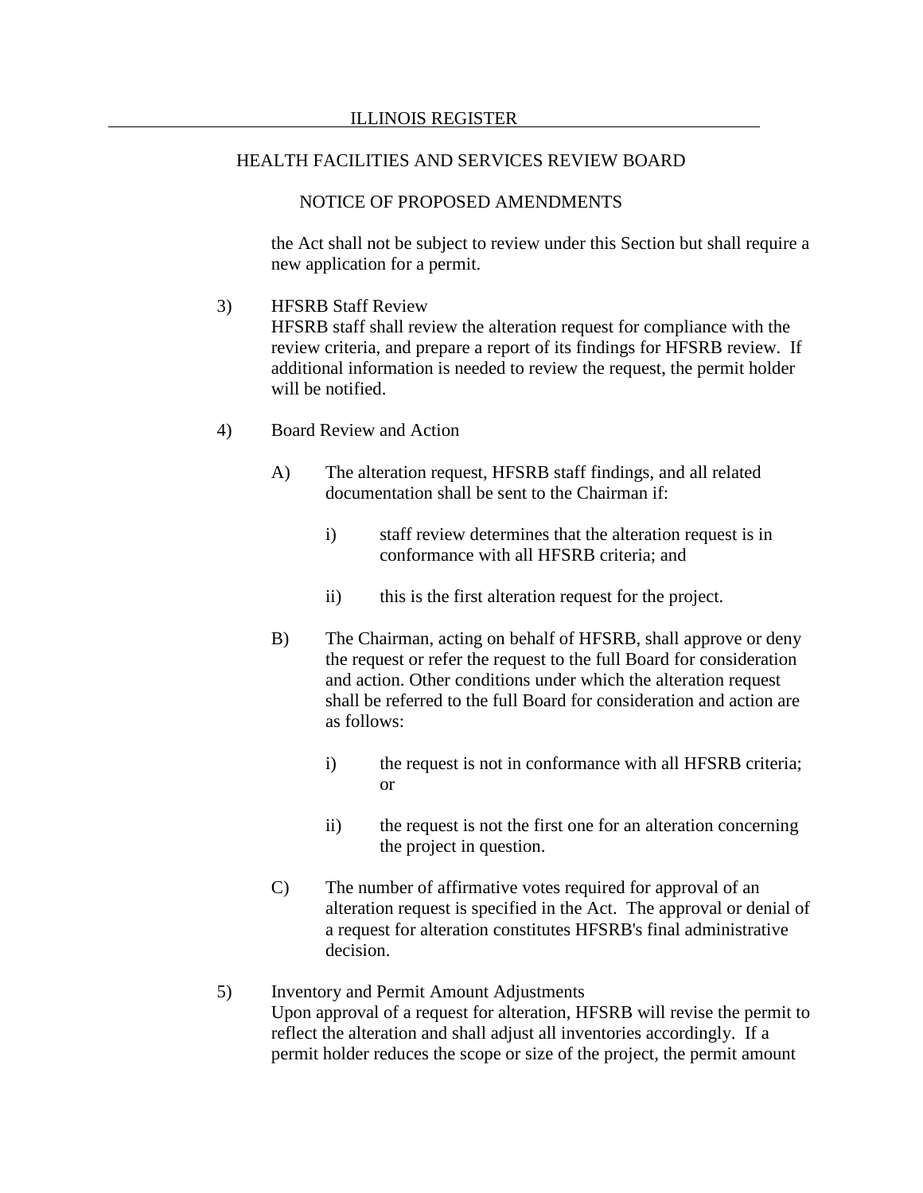the Act shall not be subject to review under this Section but shall require a new application for a permit.

3) HFSRB Staff Review
HFSRB staff shall review the alteration request for compliance with the review criteria, and prepare a report of its findings for HFSRB review. If additional information is needed to review the request, the permit holder will be notified.

4) Board Review and Action

A) The alteration request, HFSRB staff findings, and all related documentation shall be sent to the Chairman if:

i) staff review determines that the alteration request is in conformance with all HFSRB criteria; and

ii) this is the first alteration request for the project.

B) The Chairman, acting on behalf of HFSRB, shall approve or deny the request or refer the request to the full Board for consideration and action. Other conditions under which the alteration request shall be referred to the full Board for consideration and action are as follows:

i) the request is not in conformance with all HFSRB criteria; or

ii) the request is not the first one for an alteration concerning the project in question.

C) The number of affirmative votes required for approval of an alteration request is specified in the Act. The approval or denial of a request for alteration constitutes HFSRB's final administrative decision.

5) Inventory and Permit Amount Adjustments
Upon approval of a request for alteration, HFSRB will revise the permit to reflect the alteration and shall adjust all inventories accordingly. If a permit holder reduces the scope or size of the project, the permit amount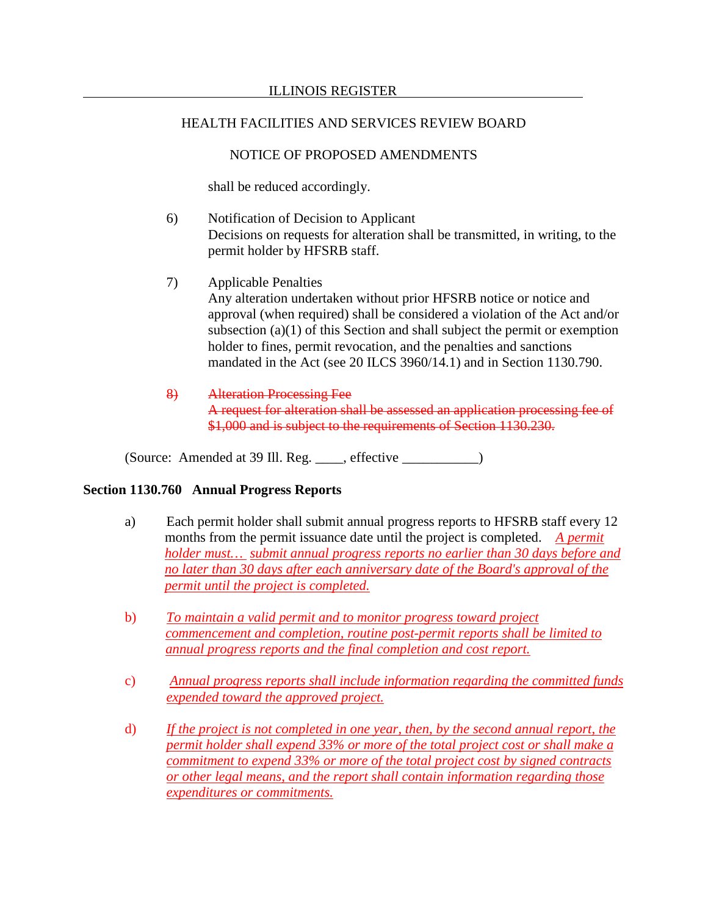shall be reduced accordingly.

6) Notification of Decision to Applicant
Decisions on requests for alteration shall be transmitted, in writing, to the permit holder by HFSRB staff.

7) Applicable Penalties
Any alteration undertaken without prior HFSRB notice or notice and approval (when required) shall be considered a violation of the Act and/or subsection (a)(1) of this Section and shall subject the permit or exemption holder to fines, permit revocation, and the penalties and sanctions mandated in the Act (see 20 ILCS 3960/14.1) and in Section 1130.790.

~~8) Alteration Processing Fee~~
~~A request for alteration shall be assessed an application processing fee of $1,000 and is subject to the requirements of Section 1130.230.~~

(Source: Amended at 39 Ill. Reg. \_\_\_\_, effective \_\_\_\_\_\_\_\_\_\_\_)

**Section 1130.760 Annual Progress Reports**

a) Each permit holder shall submit annual progress reports to HFSRB staff every 12 months from the permit issuance date until the project is completed. *A permit holder must… submit annual progress reports no earlier than 30 days before and no later than 30 days after each anniversary date of the Board's approval of the permit until the project is completed.*

b) *To maintain a valid permit and to monitor progress toward project commencement and completion, routine post-permit reports shall be limited to annual progress reports and the final completion and cost report.*

c) *Annual progress reports shall include information regarding the committed funds expended toward the approved project.*

d) *If the project is not completed in one year, then, by the second annual report, the permit holder shall expend 33% or more of the total project cost or shall make a commitment to expend 33% or more of the total project cost by signed contracts or other legal means, and the report shall contain information regarding those expenditures or commitments.*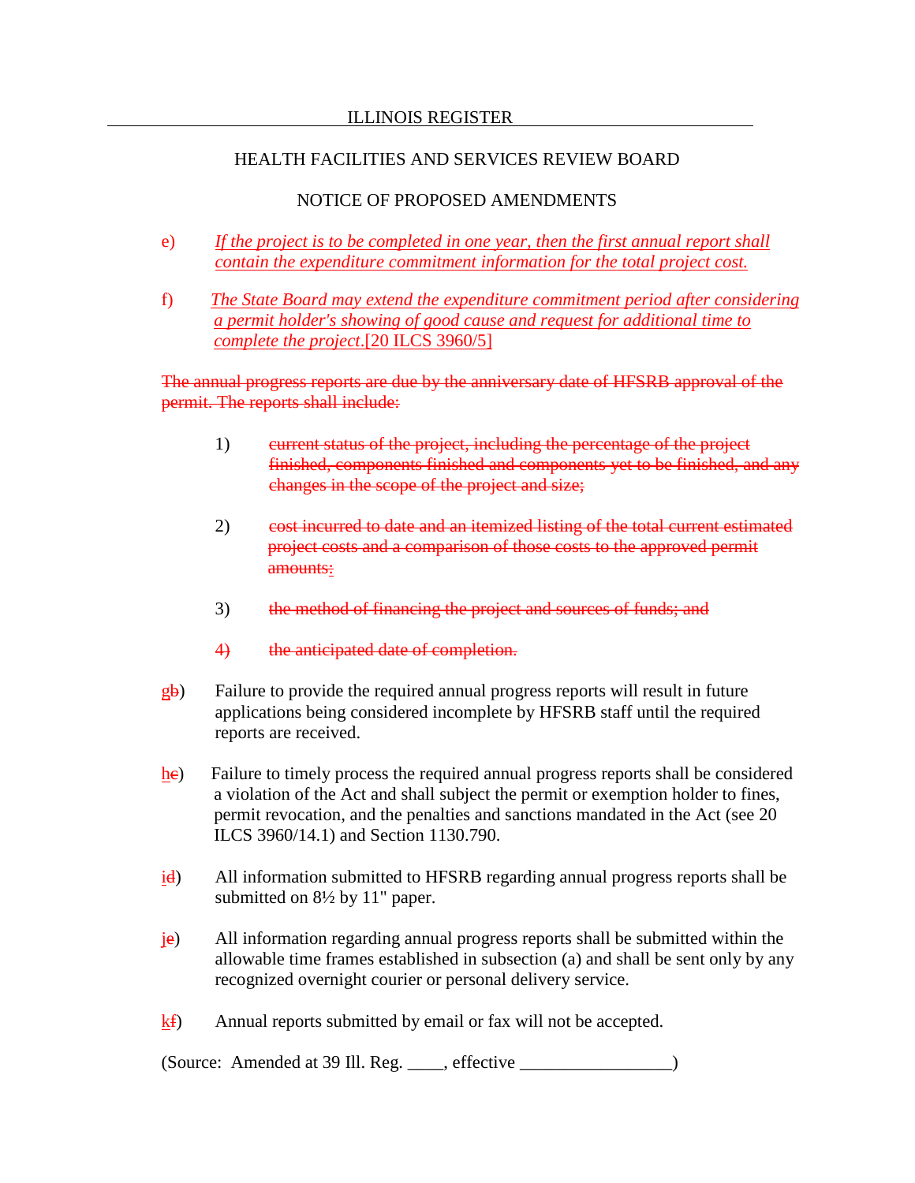e) *If the project is to be completed in one year, then the first annual report shall contain the expenditure commitment information for the total project cost.*

f) *The State Board may extend the expenditure commitment period after considering a permit holder's showing of good cause and request for additional time to complete the project.*[20 ILCS 3960/5]

~~The annual progress reports are due by the anniversary date of HFSRB approval of the permit. The reports shall include:~~

~~1) current status of the project, including the percentage of the project finished, components finished and components yet to be finished, and any changes in the scope of the project and size;~~

~~2) cost incurred to date and an itemized listing of the total current estimated project costs and a comparison of those costs to the approved permit amounts;~~

~~3) the method of financing the project and sources of funds; and~~

~~4) the anticipated date of completion.~~

g~~b~~) Failure to provide the required annual progress reports will result in future applications being considered incomplete by HFSRB staff until the required reports are received.

h~~c~~) Failure to timely process the required annual progress reports shall be considered a violation of the Act and shall subject the permit or exemption holder to fines, permit revocation, and the penalties and sanctions mandated in the Act (see 20 ILCS 3960/14.1) and Section 1130.790.

i~~d~~) All information submitted to HFSRB regarding annual progress reports shall be submitted on 8½ by 11" paper.

j~~e~~) All information regarding annual progress reports shall be submitted within the allowable time frames established in subsection (a) and shall be sent only by any recognized overnight courier or personal delivery service.

k~~f~~) Annual reports submitted by email or fax will not be accepted.

(Source: Amended at 39 Ill. Reg. ____, effective ________________)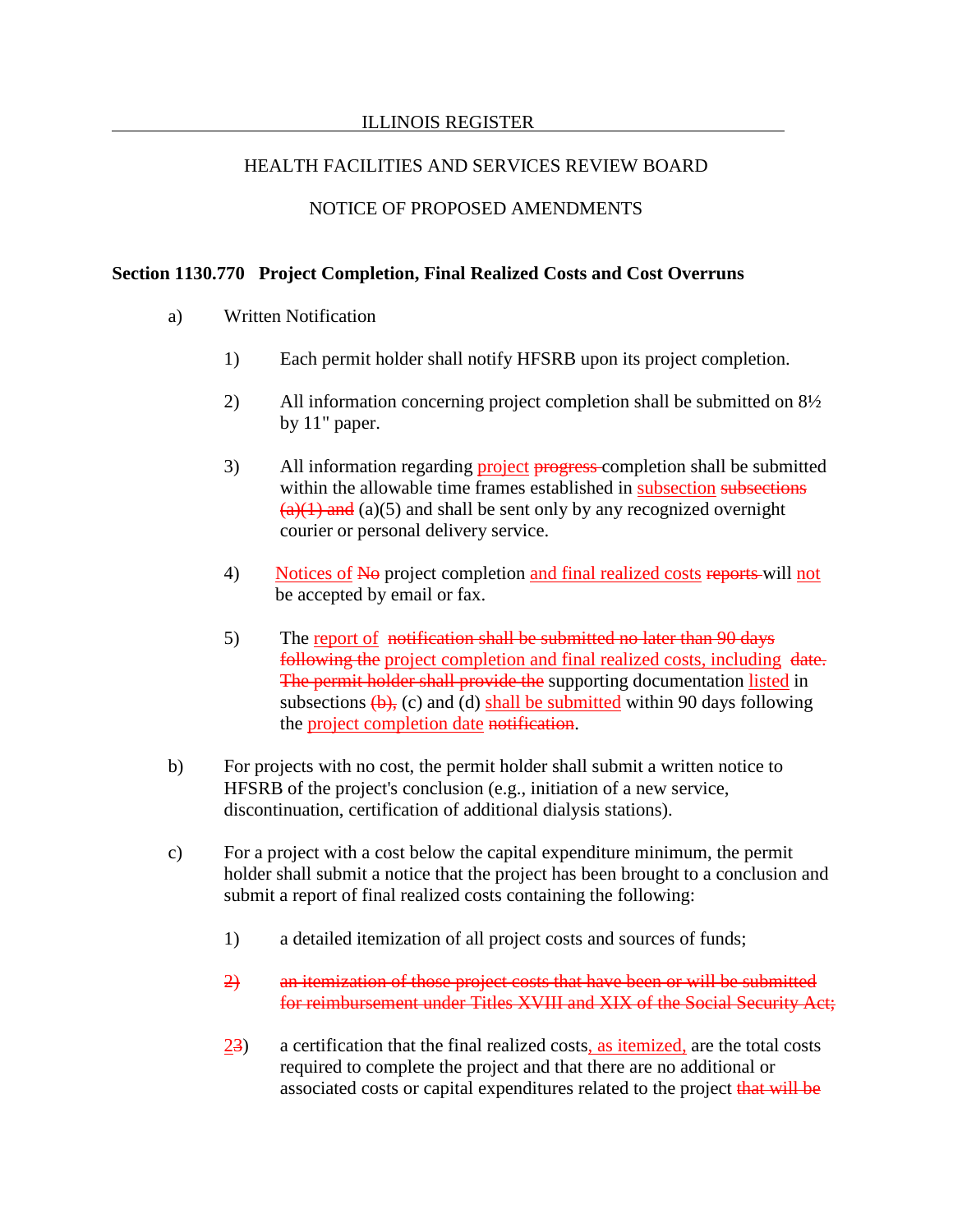HEALTH FACILITIES AND SERVICES REVIEW BOARD

NOTICE OF PROPOSED AMENDMENTS

**Section 1130.770 Project Completion, Final Realized Costs and Cost Overruns**

a) Written Notification

1) Each permit holder shall notify HFSRB upon its project completion.

2) All information concerning project completion shall be submitted on 8½ by 11" paper.

3) All information regarding <u>project</u> ~~progress~~ completion shall be submitted within the allowable time frames established in <u>subsection</u> ~~subsections (a)(1) and~~ (a)(5) and shall be sent only by any recognized overnight courier or personal delivery service.

4) <u>Notices of</u> ~~No~~ project completion <u>and final realized costs</u> ~~reports~~ will <u>not</u> be accepted by email or fax.

5) The <u>report of</u> ~~notification shall be submitted no later than 90 days following the~~ <u>project completion and final realized costs, including</u> ~~date. The permit holder shall provide the~~ supporting documentation <u>listed</u> in subsections ~~(b),~~ (c) and (d) <u>shall be submitted</u> within 90 days following the <u>project completion date</u> ~~notification~~.

b) For projects with no cost, the permit holder shall submit a written notice to HFSRB of the project's conclusion (e.g., initiation of a new service, discontinuation, certification of additional dialysis stations).

c) For a project with a cost below the capital expenditure minimum, the permit holder shall submit a notice that the project has been brought to a conclusion and submit a report of final realized costs containing the following:

1) a detailed itemization of all project costs and sources of funds;

~~2) an itemization of those project costs that have been or will be submitted for reimbursement under Titles XVIII and XIX of the Social Security Act;~~

<u>2</u>~~3~~) a certification that the final realized costs<u>, as itemized,</u> are the total costs required to complete the project and that there are no additional or associated costs or capital expenditures related to the project ~~that will be~~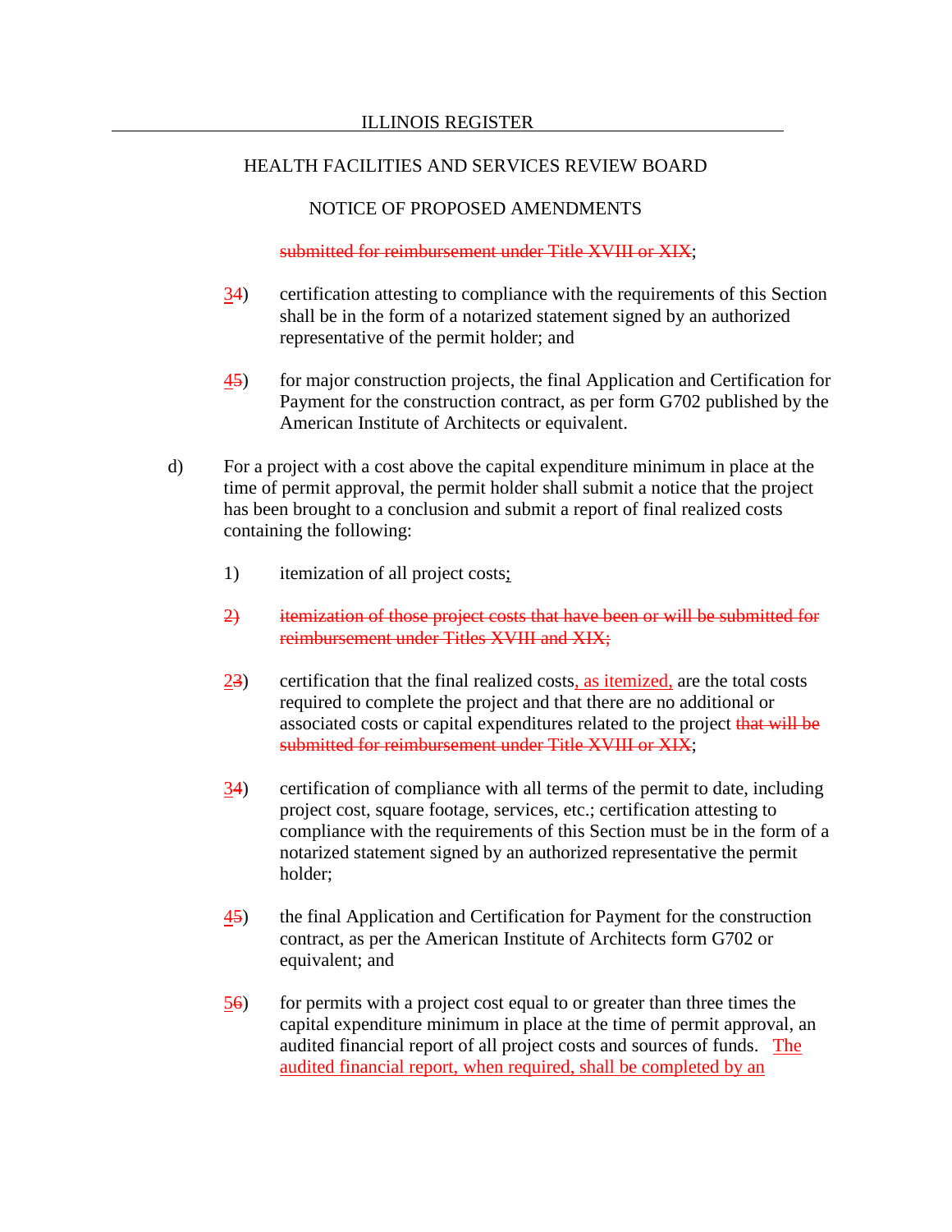submitted for reimbursement under Title XVIII or XIX;

34) certification attesting to compliance with the requirements of this Section shall be in the form of a notarized statement signed by an authorized representative of the permit holder; and

45) for major construction projects, the final Application and Certification for Payment for the construction contract, as per form G702 published by the American Institute of Architects or equivalent.

d) For a project with a cost above the capital expenditure minimum in place at the time of permit approval, the permit holder shall submit a notice that the project has been brought to a conclusion and submit a report of final realized costs containing the following:

1) itemization of all project costs;

2) itemization of those project costs that have been or will be submitted for reimbursement under Titles XVIII and XIX;

23) certification that the final realized costs, as itemized, are the total costs required to complete the project and that there are no additional or associated costs or capital expenditures related to the project that will be submitted for reimbursement under Title XVIII or XIX;

34) certification of compliance with all terms of the permit to date, including project cost, square footage, services, etc.; certification attesting to compliance with the requirements of this Section must be in the form of a notarized statement signed by an authorized representative the permit holder;

45) the final Application and Certification for Payment for the construction contract, as per the American Institute of Architects form G702 or equivalent; and

56) for permits with a project cost equal to or greater than three times the capital expenditure minimum in place at the time of permit approval, an audited financial report of all project costs and sources of funds. The audited financial report, when required, shall be completed by an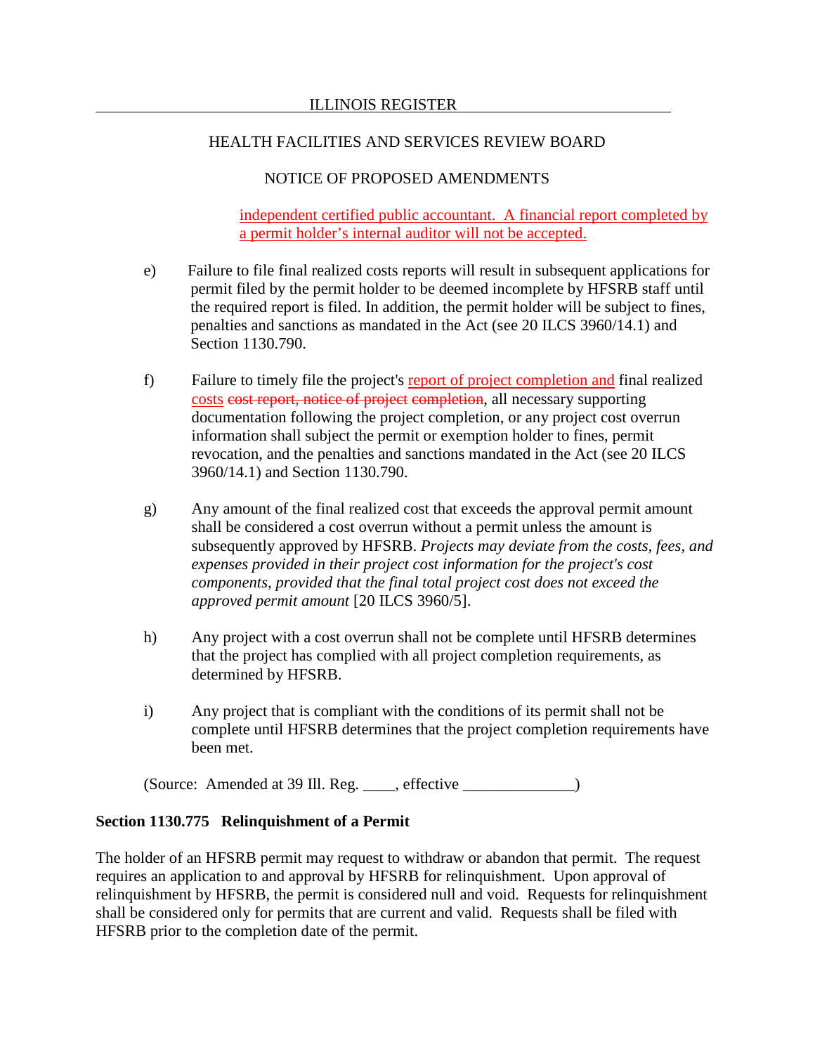independent certified public accountant. A financial report completed by a permit holder's internal auditor will not be accepted.

e) Failure to file final realized costs reports will result in subsequent applications for permit filed by the permit holder to be deemed incomplete by HFSRB staff until the required report is filed. In addition, the permit holder will be subject to fines, penalties and sanctions as mandated in the Act (see 20 ILCS 3960/14.1) and Section 1130.790.

f) Failure to timely file the project's report of project completion and final realized costs ~~cost report, notice of project completion~~, all necessary supporting documentation following the project completion, or any project cost overrun information shall subject the permit or exemption holder to fines, permit revocation, and the penalties and sanctions mandated in the Act (see 20 ILCS 3960/14.1) and Section 1130.790.

g) Any amount of the final realized cost that exceeds the approval permit amount shall be considered a cost overrun without a permit unless the amount is subsequently approved by HFSRB. *Projects may deviate from the costs, fees, and expenses provided in their project cost information for the project's cost components, provided that the final total project cost does not exceed the approved permit amount* [20 ILCS 3960/5].

h) Any project with a cost overrun shall not be complete until HFSRB determines that the project has complied with all project completion requirements, as determined by HFSRB.

i) Any project that is compliant with the conditions of its permit shall not be complete until HFSRB determines that the project completion requirements have been met.

(Source: Amended at 39 Ill. Reg. ____, effective ______________)

**Section 1130.775 Relinquishment of a Permit**

The holder of an HFSRB permit may request to withdraw or abandon that permit. The request requires an application to and approval by HFSRB for relinquishment. Upon approval of relinquishment by HFSRB, the permit is considered null and void. Requests for relinquishment shall be considered only for permits that are current and valid. Requests shall be filed with HFSRB prior to the completion date of the permit.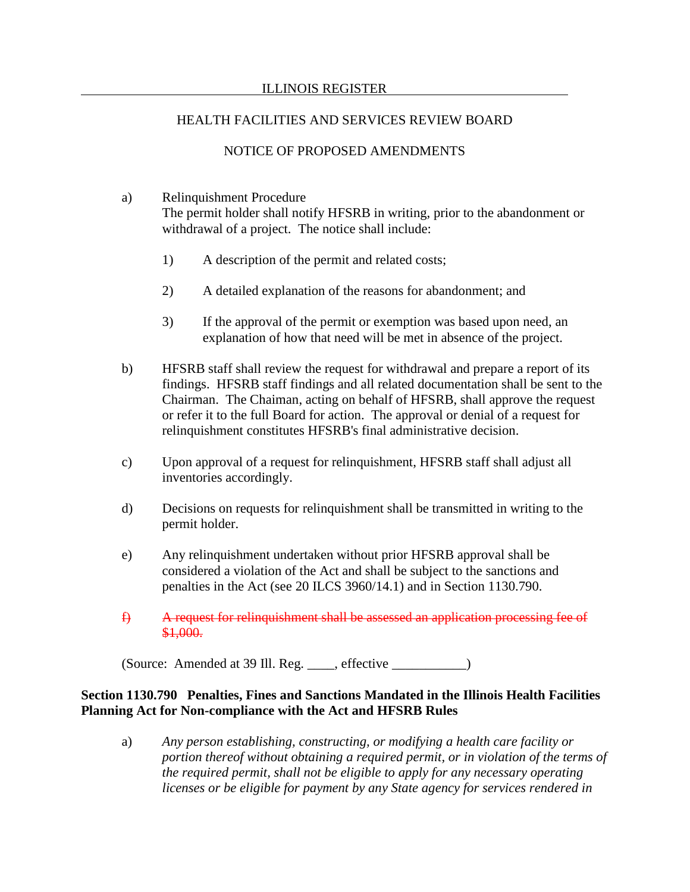a) Relinquishment Procedure
The permit holder shall notify HFSRB in writing, prior to the abandonment or withdrawal of a project. The notice shall include:

1) A description of the permit and related costs;

2) A detailed explanation of the reasons for abandonment; and

3) If the approval of the permit or exemption was based upon need, an explanation of how that need will be met in absence of the project.

b) HFSRB staff shall review the request for withdrawal and prepare a report of its findings. HFSRB staff findings and all related documentation shall be sent to the Chairman. The Chaiman, acting on behalf of HFSRB, shall approve the request or refer it to the full Board for action. The approval or denial of a request for relinquishment constitutes HFSRB's final administrative decision.

c) Upon approval of a request for relinquishment, HFSRB staff shall adjust all inventories accordingly.

d) Decisions on requests for relinquishment shall be transmitted in writing to the permit holder.

e) Any relinquishment undertaken without prior HFSRB approval shall be considered a violation of the Act and shall be subject to the sanctions and penalties in the Act (see 20 ILCS 3960/14.1) and in Section 1130.790.

~~f) A request for relinquishment shall be assessed an application processing fee of $1,000.~~

(Source: Amended at 39 Ill. Reg. ____, effective ___________)

**Section 1130.790 Penalties, Fines and Sanctions Mandated in the Illinois Health Facilities Planning Act for Non-compliance with the Act and HFSRB Rules**

a) *Any person establishing, constructing, or modifying a health care facility or portion thereof without obtaining a required permit, or in violation of the terms of the required permit, shall not be eligible to apply for any necessary operating licenses or be eligible for payment by any State agency for services rendered in*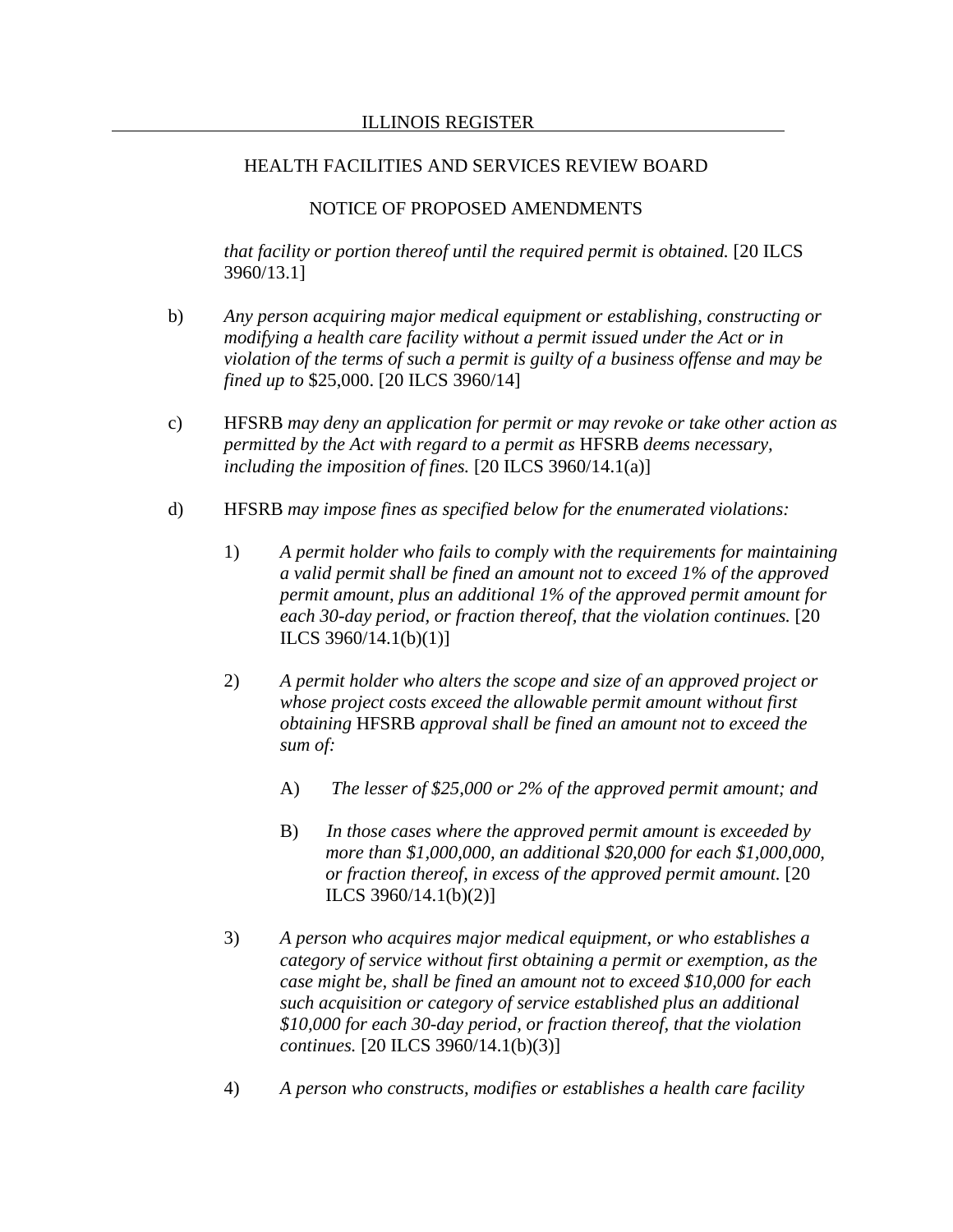*that facility or portion thereof until the required permit is obtained.* [20 ILCS 3960/13.1]

b) *Any person acquiring major medical equipment or establishing, constructing or modifying a health care facility without a permit issued under the Act or in violation of the terms of such a permit is guilty of a business offense and may be fined up to* $25,000. [20 ILCS 3960/14]

c) HFSRB *may deny an application for permit or may revoke or take other action as permitted by the Act with regard to a permit as* HFSRB *deems necessary, including the imposition of fines.* [20 ILCS 3960/14.1(a)]

d) HFSRB *may impose fines as specified below for the enumerated violations:*

1) *A permit holder who fails to comply with the requirements for maintaining a valid permit shall be fined an amount not to exceed 1% of the approved permit amount, plus an additional 1% of the approved permit amount for each 30-day period, or fraction thereof, that the violation continues.* [20 ILCS 3960/14.1(b)(1)]

2) *A permit holder who alters the scope and size of an approved project or whose project costs exceed the allowable permit amount without first obtaining* HFSRB *approval shall be fined an amount not to exceed the sum of:*

A) *The lesser of $25,000 or 2% of the approved permit amount; and*

B) *In those cases where the approved permit amount is exceeded by more than $1,000,000, an additional $20,000 for each $1,000,000, or fraction thereof, in excess of the approved permit amount.* [20 ILCS 3960/14.1(b)(2)]

3) *A person who acquires major medical equipment, or who establishes a category of service without first obtaining a permit or exemption, as the case might be, shall be fined an amount not to exceed $10,000 for each such acquisition or category of service established plus an additional $10,000 for each 30-day period, or fraction thereof, that the violation continues.* [20 ILCS 3960/14.1(b)(3)]

4) *A person who constructs, modifies or establishes a health care facility*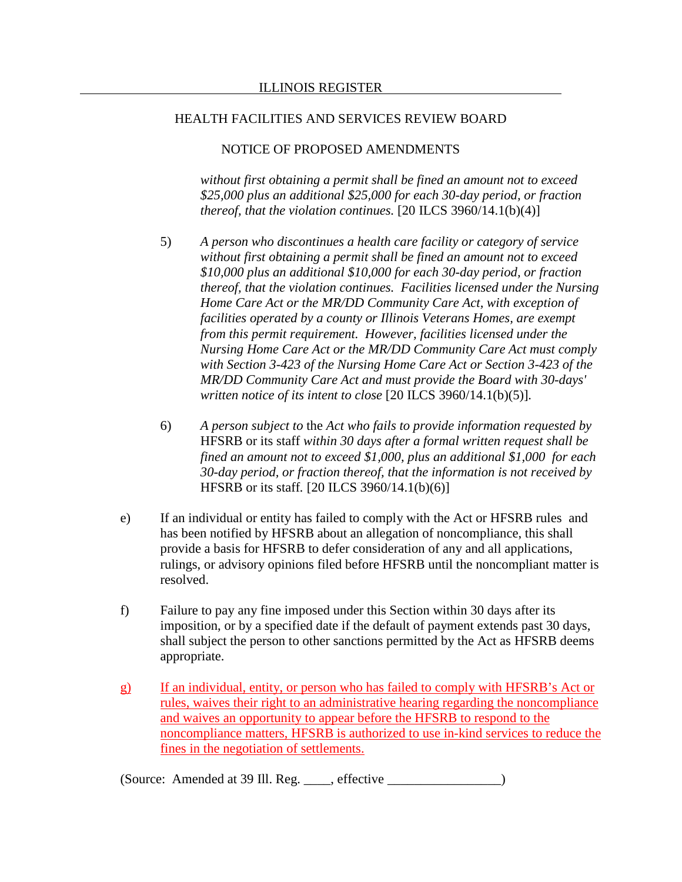*without first obtaining a permit shall be fined an amount not to exceed $25,000 plus an additional $25,000 for each 30-day period, or fraction thereof, that the violation continues.* [20 ILCS 3960/14.1(b)(4)]

5) *A person who discontinues a health care facility or category of service without first obtaining a permit shall be fined an amount not to exceed $10,000 plus an additional $10,000 for each 30-day period, or fraction thereof, that the violation continues. Facilities licensed under the Nursing Home Care Act or the MR/DD Community Care Act, with exception of facilities operated by a county or Illinois Veterans Homes, are exempt from this permit requirement. However, facilities licensed under the Nursing Home Care Act or the MR/DD Community Care Act must comply with Section 3-423 of the Nursing Home Care Act or Section 3-423 of the MR/DD Community Care Act and must provide the Board with 30-days' written notice of its intent to close* [20 ILCS 3960/14.1(b)(5)].

6) *A person subject to* the *Act who fails to provide information requested by* HFSRB or its staff *within 30 days after a formal written request shall be fined an amount not to exceed $1,000, plus an additional $1,000 for each 30-day period, or fraction thereof, that the information is not received by* HFSRB or its staff. [20 ILCS 3960/14.1(b)(6)]

e) If an individual or entity has failed to comply with the Act or HFSRB rules and has been notified by HFSRB about an allegation of noncompliance, this shall provide a basis for HFSRB to defer consideration of any and all applications, rulings, or advisory opinions filed before HFSRB until the noncompliant matter is resolved.

f) Failure to pay any fine imposed under this Section within 30 days after its imposition, or by a specified date if the default of payment extends past 30 days, shall subject the person to other sanctions permitted by the Act as HFSRB deems appropriate.

g) If an individual, entity, or person who has failed to comply with HFSRB's Act or rules, waives their right to an administrative hearing regarding the noncompliance and waives an opportunity to appear before the HFSRB to respond to the noncompliance matters, HFSRB is authorized to use in-kind services to reduce the fines in the negotiation of settlements.

(Source: Amended at 39 Ill. Reg. ____, effective ________________)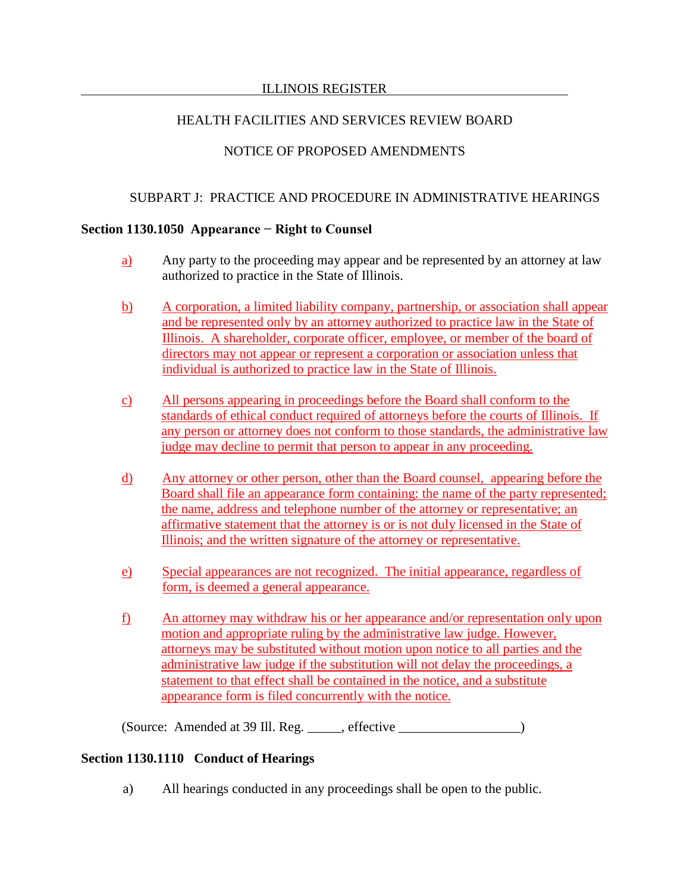ILLINOIS REGISTER

HEALTH FACILITIES AND SERVICES REVIEW BOARD

NOTICE OF PROPOSED AMENDMENTS

SUBPART J: PRACTICE AND PROCEDURE IN ADMINISTRATIVE HEARINGS

**Section 1130.1050 Appearance − Right to Counsel**

a) Any party to the proceeding may appear and be represented by an attorney at law authorized to practice in the State of Illinois.

b) A corporation, a limited liability company, partnership, or association shall appear and be represented only by an attorney authorized to practice law in the State of Illinois. A shareholder, corporate officer, employee, or member of the board of directors may not appear or represent a corporation or association unless that individual is authorized to practice law in the State of Illinois.

c) All persons appearing in proceedings before the Board shall conform to the standards of ethical conduct required of attorneys before the courts of Illinois. If any person or attorney does not conform to those standards, the administrative law judge may decline to permit that person to appear in any proceeding.

d) Any attorney or other person, other than the Board counsel, appearing before the Board shall file an appearance form containing: the name of the party represented; the name, address and telephone number of the attorney or representative; an affirmative statement that the attorney is or is not duly licensed in the State of Illinois; and the written signature of the attorney or representative.

e) Special appearances are not recognized. The initial appearance, regardless of form, is deemed a general appearance.

f) An attorney may withdraw his or her appearance and/or representation only upon motion and appropriate ruling by the administrative law judge. However, attorneys may be substituted without motion upon notice to all parties and the administrative law judge if the substitution will not delay the proceedings, a statement to that effect shall be contained in the notice, and a substitute appearance form is filed concurrently with the notice.

(Source: Amended at 39 Ill. Reg. _____, effective __________________)

**Section 1130.1110 Conduct of Hearings**

a) All hearings conducted in any proceedings shall be open to the public.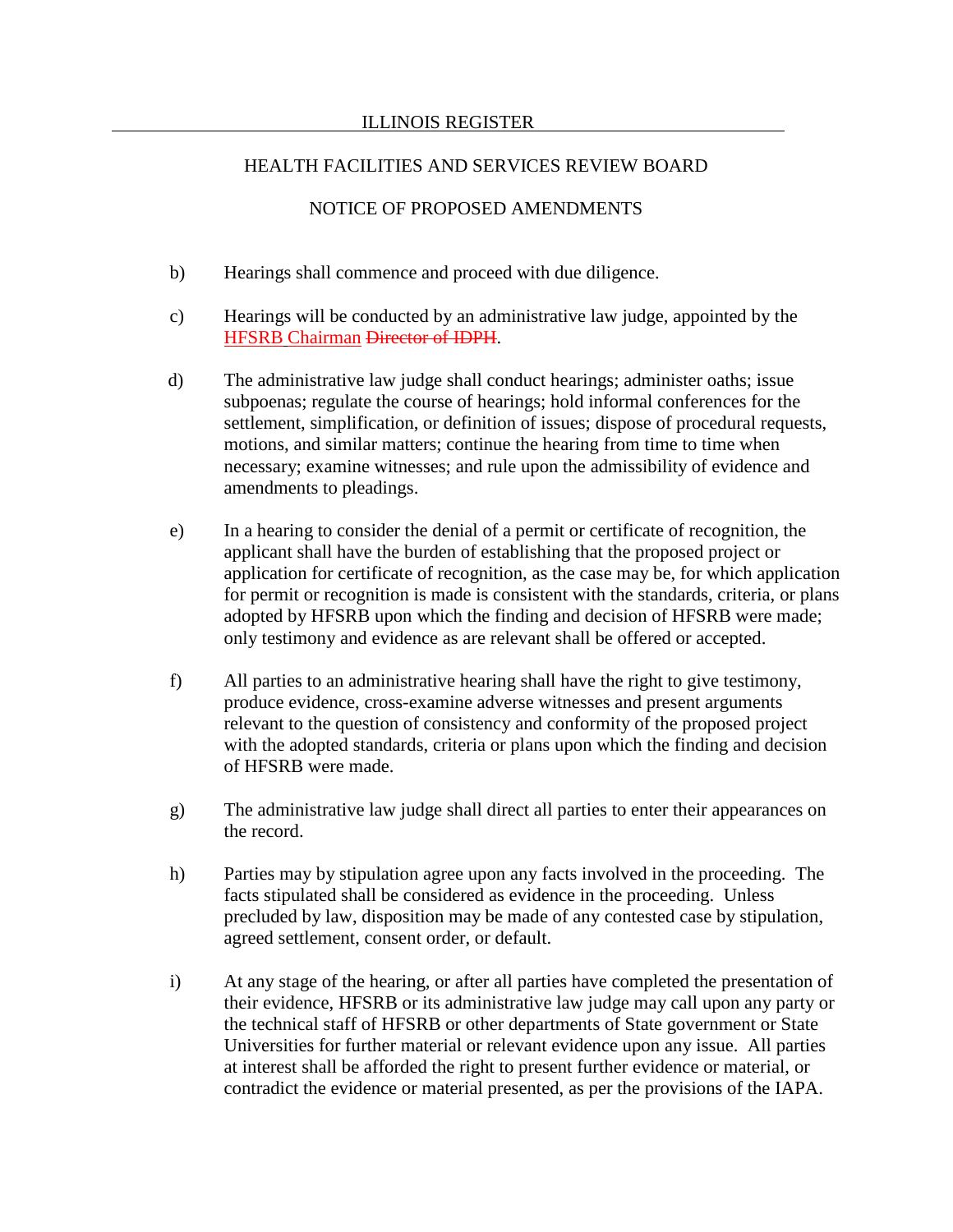b) Hearings shall commence and proceed with due diligence.

c) Hearings will be conducted by an administrative law judge, appointed by the <u>HFSRB Chairman</u> ~~Director of IDPH~~.

d) The administrative law judge shall conduct hearings; administer oaths; issue subpoenas; regulate the course of hearings; hold informal conferences for the settlement, simplification, or definition of issues; dispose of procedural requests, motions, and similar matters; continue the hearing from time to time when necessary; examine witnesses; and rule upon the admissibility of evidence and amendments to pleadings.

e) In a hearing to consider the denial of a permit or certificate of recognition, the applicant shall have the burden of establishing that the proposed project or application for certificate of recognition, as the case may be, for which application for permit or recognition is made is consistent with the standards, criteria, or plans adopted by HFSRB upon which the finding and decision of HFSRB were made; only testimony and evidence as are relevant shall be offered or accepted.

f) All parties to an administrative hearing shall have the right to give testimony, produce evidence, cross-examine adverse witnesses and present arguments relevant to the question of consistency and conformity of the proposed project with the adopted standards, criteria or plans upon which the finding and decision of HFSRB were made.

g) The administrative law judge shall direct all parties to enter their appearances on the record.

h) Parties may by stipulation agree upon any facts involved in the proceeding. The facts stipulated shall be considered as evidence in the proceeding. Unless precluded by law, disposition may be made of any contested case by stipulation, agreed settlement, consent order, or default.

i) At any stage of the hearing, or after all parties have completed the presentation of their evidence, HFSRB or its administrative law judge may call upon any party or the technical staff of HFSRB or other departments of State government or State Universities for further material or relevant evidence upon any issue. All parties at interest shall be afforded the right to present further evidence or material, or contradict the evidence or material presented, as per the provisions of the IAPA.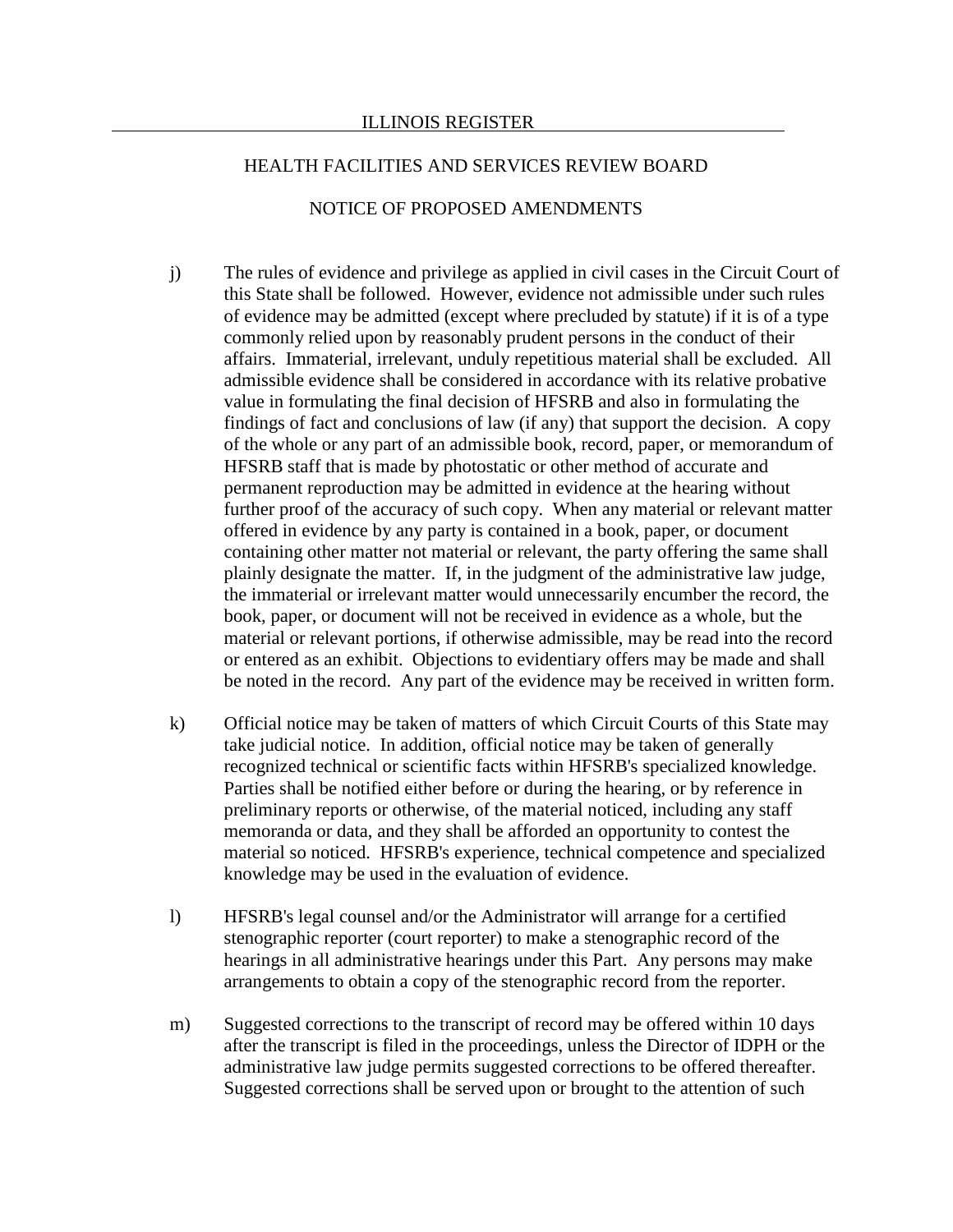j) The rules of evidence and privilege as applied in civil cases in the Circuit Court of this State shall be followed. However, evidence not admissible under such rules of evidence may be admitted (except where precluded by statute) if it is of a type commonly relied upon by reasonably prudent persons in the conduct of their affairs. Immaterial, irrelevant, unduly repetitious material shall be excluded. All admissible evidence shall be considered in accordance with its relative probative value in formulating the final decision of HFSRB and also in formulating the findings of fact and conclusions of law (if any) that support the decision. A copy of the whole or any part of an admissible book, record, paper, or memorandum of HFSRB staff that is made by photostatic or other method of accurate and permanent reproduction may be admitted in evidence at the hearing without further proof of the accuracy of such copy. When any material or relevant matter offered in evidence by any party is contained in a book, paper, or document containing other matter not material or relevant, the party offering the same shall plainly designate the matter. If, in the judgment of the administrative law judge, the immaterial or irrelevant matter would unnecessarily encumber the record, the book, paper, or document will not be received in evidence as a whole, but the material or relevant portions, if otherwise admissible, may be read into the record or entered as an exhibit. Objections to evidentiary offers may be made and shall be noted in the record. Any part of the evidence may be received in written form.

k) Official notice may be taken of matters of which Circuit Courts of this State may take judicial notice. In addition, official notice may be taken of generally recognized technical or scientific facts within HFSRB's specialized knowledge. Parties shall be notified either before or during the hearing, or by reference in preliminary reports or otherwise, of the material noticed, including any staff memoranda or data, and they shall be afforded an opportunity to contest the material so noticed. HFSRB's experience, technical competence and specialized knowledge may be used in the evaluation of evidence.

l) HFSRB's legal counsel and/or the Administrator will arrange for a certified stenographic reporter (court reporter) to make a stenographic record of the hearings in all administrative hearings under this Part. Any persons may make arrangements to obtain a copy of the stenographic record from the reporter.

m) Suggested corrections to the transcript of record may be offered within 10 days after the transcript is filed in the proceedings, unless the Director of IDPH or the administrative law judge permits suggested corrections to be offered thereafter. Suggested corrections shall be served upon or brought to the attention of such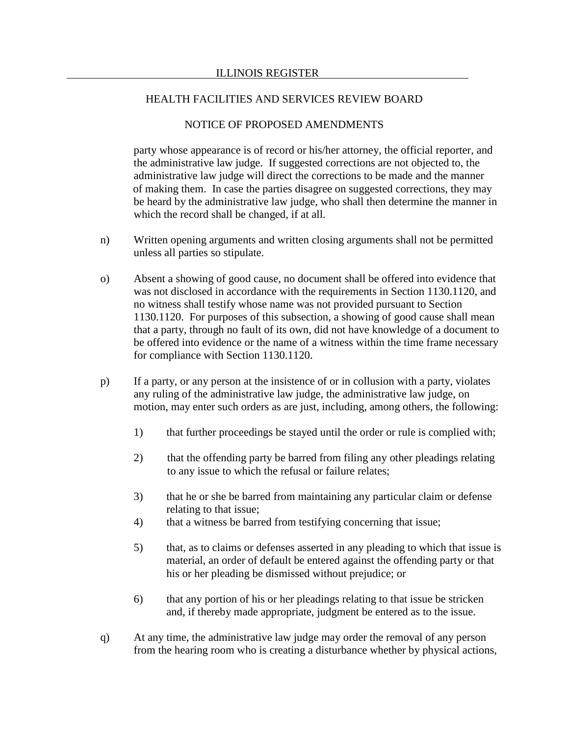party whose appearance is of record or his/her attorney, the official reporter, and the administrative law judge. If suggested corrections are not objected to, the administrative law judge will direct the corrections to be made and the manner of making them. In case the parties disagree on suggested corrections, they may be heard by the administrative law judge, who shall then determine the manner in which the record shall be changed, if at all.

n) Written opening arguments and written closing arguments shall not be permitted unless all parties so stipulate.

o) Absent a showing of good cause, no document shall be offered into evidence that was not disclosed in accordance with the requirements in Section 1130.1120, and no witness shall testify whose name was not provided pursuant to Section 1130.1120. For purposes of this subsection, a showing of good cause shall mean that a party, through no fault of its own, did not have knowledge of a document to be offered into evidence or the name of a witness within the time frame necessary for compliance with Section 1130.1120.

p) If a party, or any person at the insistence of or in collusion with a party, violates any ruling of the administrative law judge, the administrative law judge, on motion, may enter such orders as are just, including, among others, the following:

1) that further proceedings be stayed until the order or rule is complied with;

2) that the offending party be barred from filing any other pleadings relating to any issue to which the refusal or failure relates;

3) that he or she be barred from maintaining any particular claim or defense relating to that issue;

4) that a witness be barred from testifying concerning that issue;

5) that, as to claims or defenses asserted in any pleading to which that issue is material, an order of default be entered against the offending party or that his or her pleading be dismissed without prejudice; or

6) that any portion of his or her pleadings relating to that issue be stricken and, if thereby made appropriate, judgment be entered as to the issue.

q) At any time, the administrative law judge may order the removal of any person from the hearing room who is creating a disturbance whether by physical actions,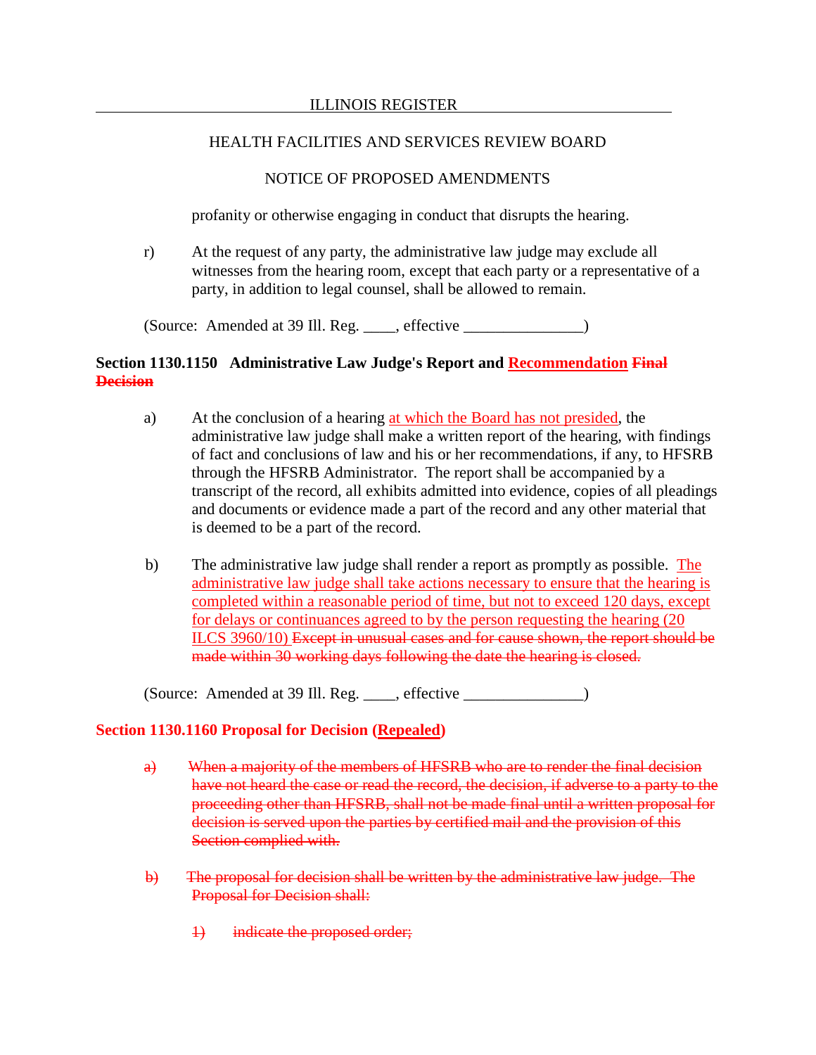profanity or otherwise engaging in conduct that disrupts the hearing.

r) At the request of any party, the administrative law judge may exclude all witnesses from the hearing room, except that each party or a representative of a party, in addition to legal counsel, shall be allowed to remain.

(Source: Amended at 39 Ill. Reg. ____, effective _______________)

**Section 1130.1150 Administrative Law Judge's Report and <u>Recommendation</u> ~~Final Decision~~**

a) At the conclusion of a hearing <u>at which the Board has not presided</u>, the administrative law judge shall make a written report of the hearing, with findings of fact and conclusions of law and his or her recommendations, if any, to HFSRB through the HFSRB Administrator. The report shall be accompanied by a transcript of the record, all exhibits admitted into evidence, copies of all pleadings and documents or evidence made a part of the record and any other material that is deemed to be a part of the record.

b) The administrative law judge shall render a report as promptly as possible. <u>The administrative law judge shall take actions necessary to ensure that the hearing is completed within a reasonable period of time, but not to exceed 120 days, except for delays or continuances agreed to by the person requesting the hearing (20 ILCS 3960/10)</u> ~~Except in unusual cases and for cause shown, the report should be made within 30 working days following the date the hearing is closed.~~

(Source: Amended at 39 Ill. Reg. ____, effective _______________)

**Section 1130.1160 Proposal for Decision (<u>Repealed</u>)**

~~a) When a majority of the members of HFSRB who are to render the final decision have not heard the case or read the record, the decision, if adverse to a party to the proceeding other than HFSRB, shall not be made final until a written proposal for decision is served upon the parties by certified mail and the provision of this Section complied with.~~

~~b) The proposal for decision shall be written by the administrative law judge. The Proposal for Decision shall:~~

~~1) indicate the proposed order;~~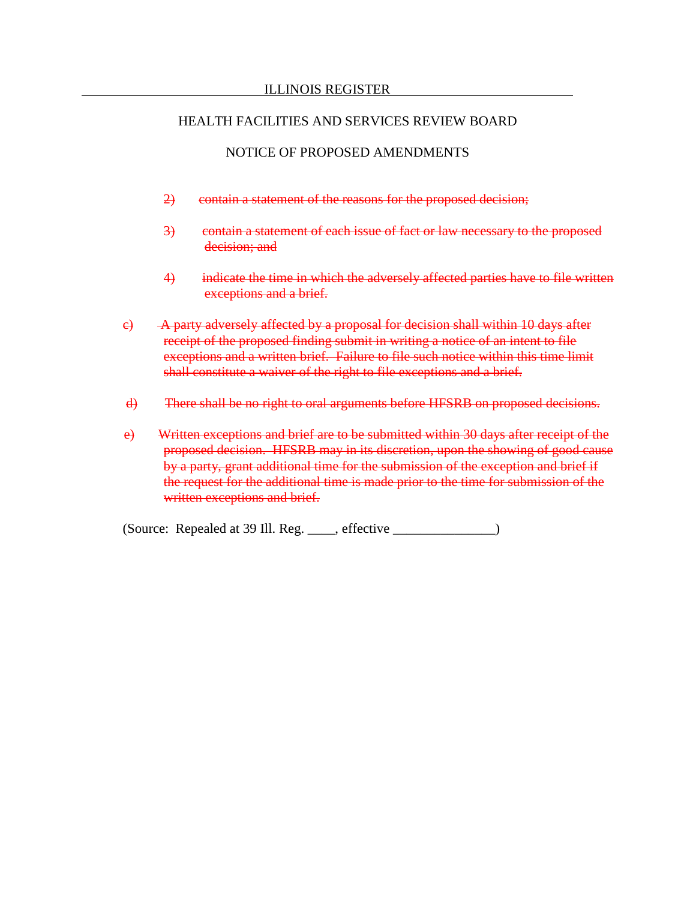HEALTH FACILITIES AND SERVICES REVIEW BOARD

NOTICE OF PROPOSED AMENDMENTS

~~2) contain a statement of the reasons for the proposed decision;~~

~~3) contain a statement of each issue of fact or law necessary to the proposed decision; and~~

~~4) indicate the time in which the adversely affected parties have to file written exceptions and a brief.~~

~~c) A party adversely affected by a proposal for decision shall within 10 days after receipt of the proposed finding submit in writing a notice of an intent to file exceptions and a written brief. Failure to file such notice within this time limit shall constitute a waiver of the right to file exceptions and a brief.~~

~~d) There shall be no right to oral arguments before HFSRB on proposed decisions.~~

~~e) Written exceptions and brief are to be submitted within 30 days after receipt of the proposed decision. HFSRB may in its discretion, upon the showing of good cause by a party, grant additional time for the submission of the exception and brief if the request for the additional time is made prior to the time for submission of the written exceptions and brief.~~

(Source: Repealed at 39 Ill. Reg. ____, effective _______________)